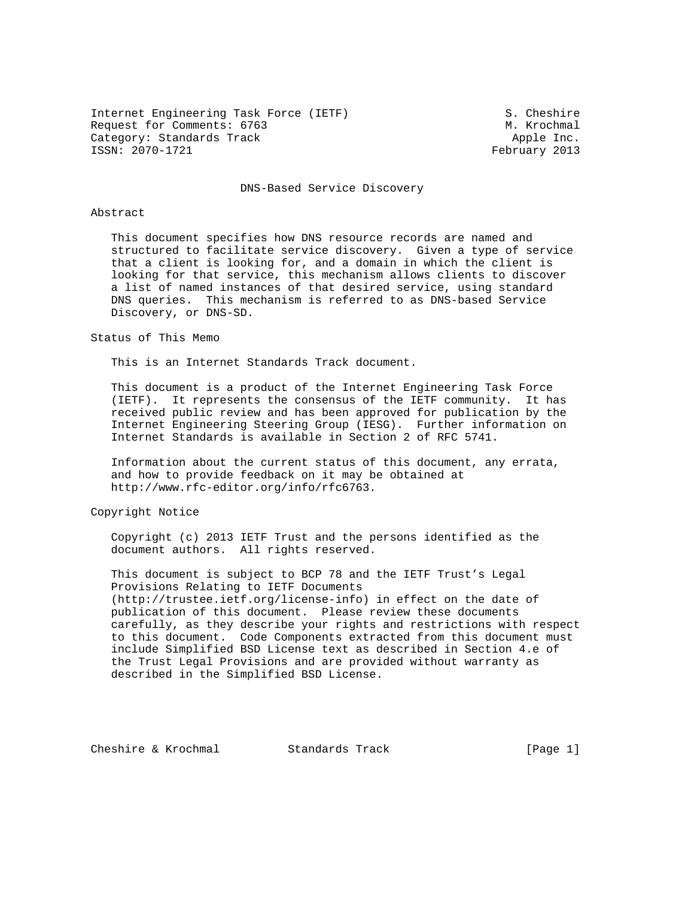Internet Engineering Task Force (IETF) S. Cheshire
Request for Comments: 6763 M. Krochmal
Category: Standards Track Apple Inc.
ISSN: 2070-1721 February 2013

# DNS-Based Service Discovery

## Abstract

This document specifies how DNS resource records are named and structured to facilitate service discovery. Given a type of service that a client is looking for, and a domain in which the client is looking for that service, this mechanism allows clients to discover a list of named instances of that desired service, using standard DNS queries. This mechanism is referred to as DNS-based Service Discovery, or DNS-SD.

## Status of This Memo

This is an Internet Standards Track document.

This document is a product of the Internet Engineering Task Force (IETF). It represents the consensus of the IETF community. It has received public review and has been approved for publication by the Internet Engineering Steering Group (IESG). Further information on Internet Standards is available in Section 2 of RFC 5741.

Information about the current status of this document, any errata, and how to provide feedback on it may be obtained at http://www.rfc-editor.org/info/rfc6763.

## Copyright Notice

Copyright (c) 2013 IETF Trust and the persons identified as the document authors. All rights reserved.

This document is subject to BCP 78 and the IETF Trust's Legal Provisions Relating to IETF Documents (http://trustee.ietf.org/license-info) in effect on the date of publication of this document. Please review these documents carefully, as they describe your rights and restrictions with respect to this document. Code Components extracted from this document must include Simplified BSD License text as described in Section 4.e of the Trust Legal Provisions and are provided without warranty as described in the Simplified BSD License.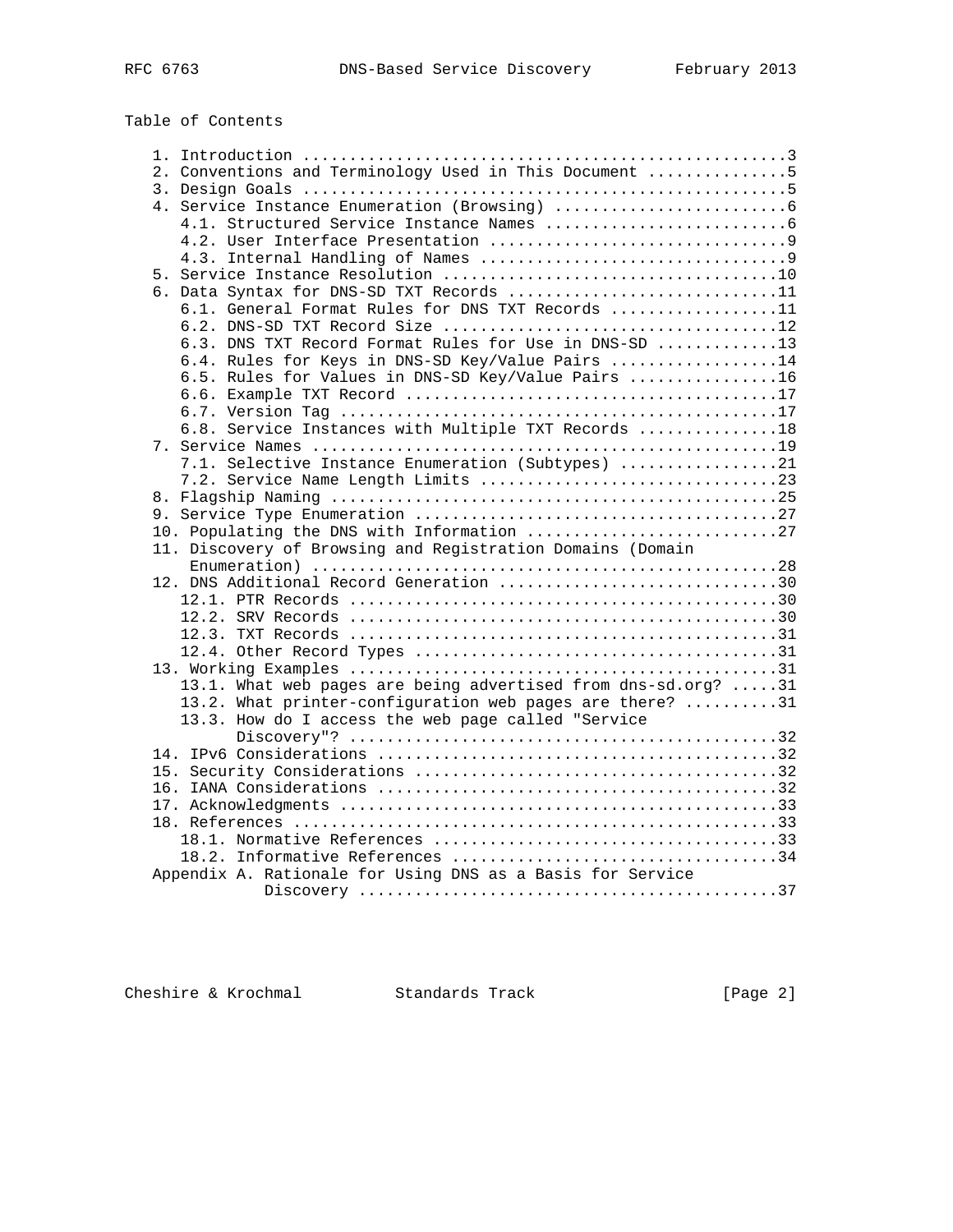## Table of Contents

```
   1. Introduction ....................................................3
   2. Conventions and Terminology Used in This Document ...............5
   3. Design Goals ....................................................5
   4. Service Instance Enumeration (Browsing) .........................6
      4.1. Structured Service Instance Names ..........................6
      4.2. User Interface Presentation ................................9
      4.3. Internal Handling of Names .................................9
   5. Service Instance Resolution ....................................10
   6. Data Syntax for DNS-SD TXT Records .............................11
      6.1. General Format Rules for DNS TXT Records ..................11
      6.2. DNS-SD TXT Record Size ....................................12
      6.3. DNS TXT Record Format Rules for Use in DNS-SD .............13
      6.4. Rules for Keys in DNS-SD Key/Value Pairs ..................14
      6.5. Rules for Values in DNS-SD Key/Value Pairs ................16
      6.6. Example TXT Record ........................................17
      6.7. Version Tag ...............................................17
      6.8. Service Instances with Multiple TXT Records ...............18
   7. Service Names ..................................................19
      7.1. Selective Instance Enumeration (Subtypes) .................21
      7.2. Service Name Length Limits ................................23
   8. Flagship Naming ................................................25
   9. Service Type Enumeration .......................................27
   10. Populating the DNS with Information ...........................27
   11. Discovery of Browsing and Registration Domains (Domain
       Enumeration) ..................................................28
   12. DNS Additional Record Generation ..............................30
      12.1. PTR Records ..............................................30
      12.2. SRV Records ..............................................30
      12.3. TXT Records ..............................................31
      12.4. Other Record Types .......................................31
   13. Working Examples ..............................................31
      13.1. What web pages are being advertised from dns-sd.org? .....31
      13.2. What printer-configuration web pages are there? ..........31
      13.3. How do I access the web page called "Service
            Discovery"? ..............................................32
   14. IPv6 Considerations ...........................................32
   15. Security Considerations .......................................32
   16. IANA Considerations ...........................................32
   17. Acknowledgments ...............................................33
   18. References ....................................................33
      18.1. Normative References .....................................33
      18.2. Informative References ...................................34
   Appendix A. Rationale for Using DNS as a Basis for Service
               Discovery .............................................37
```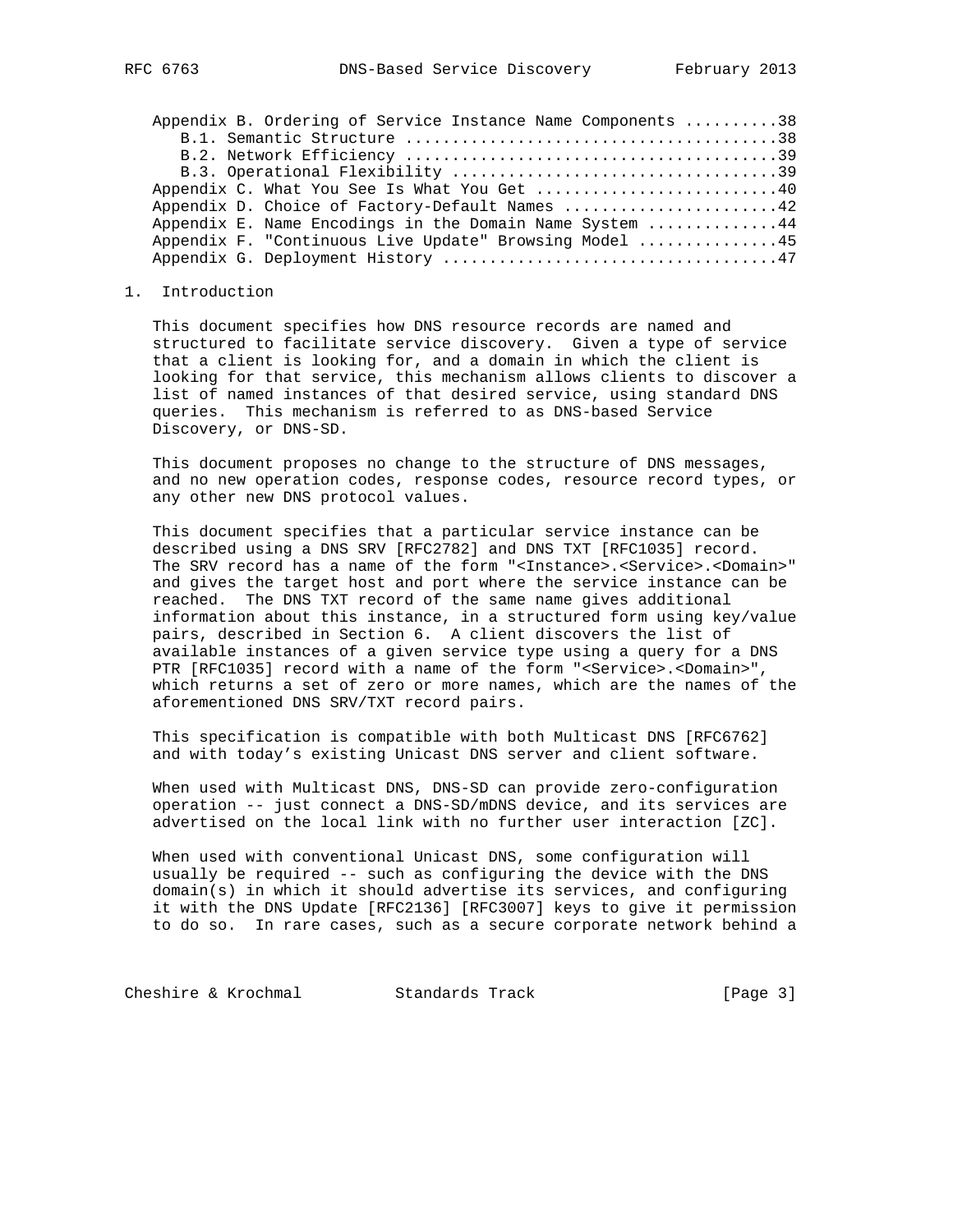Appendix B. Ordering of Service Instance Name Components ..........38
   B.1. Semantic Structure ........................................38
   B.2. Network Efficiency ........................................39
   B.3. Operational Flexibility ...................................39
Appendix C. What You See Is What You Get ..........................40
Appendix D. Choice of Factory-Default Names .......................42
Appendix E. Name Encodings in the Domain Name System ..............44
Appendix F. "Continuous Live Update" Browsing Model ...............45
Appendix G. Deployment History ....................................47

## 1. Introduction

This document specifies how DNS resource records are named and structured to facilitate service discovery. Given a type of service that a client is looking for, and a domain in which the client is looking for that service, this mechanism allows clients to discover a list of named instances of that desired service, using standard DNS queries. This mechanism is referred to as DNS-based Service Discovery, or DNS-SD.

This document proposes no change to the structure of DNS messages, and no new operation codes, response codes, resource record types, or any other new DNS protocol values.

This document specifies that a particular service instance can be described using a DNS SRV [RFC2782] and DNS TXT [RFC1035] record. The SRV record has a name of the form "<Instance>.<Service>.<Domain>" and gives the target host and port where the service instance can be reached. The DNS TXT record of the same name gives additional information about this instance, in a structured form using key/value pairs, described in Section 6. A client discovers the list of available instances of a given service type using a query for a DNS PTR [RFC1035] record with a name of the form "<Service>.<Domain>", which returns a set of zero or more names, which are the names of the aforementioned DNS SRV/TXT record pairs.

This specification is compatible with both Multicast DNS [RFC6762] and with today's existing Unicast DNS server and client software.

When used with Multicast DNS, DNS-SD can provide zero-configuration operation -- just connect a DNS-SD/mDNS device, and its services are advertised on the local link with no further user interaction [ZC].

When used with conventional Unicast DNS, some configuration will usually be required -- such as configuring the device with the DNS domain(s) in which it should advertise its services, and configuring it with the DNS Update [RFC2136] [RFC3007] keys to give it permission to do so. In rare cases, such as a secure corporate network behind a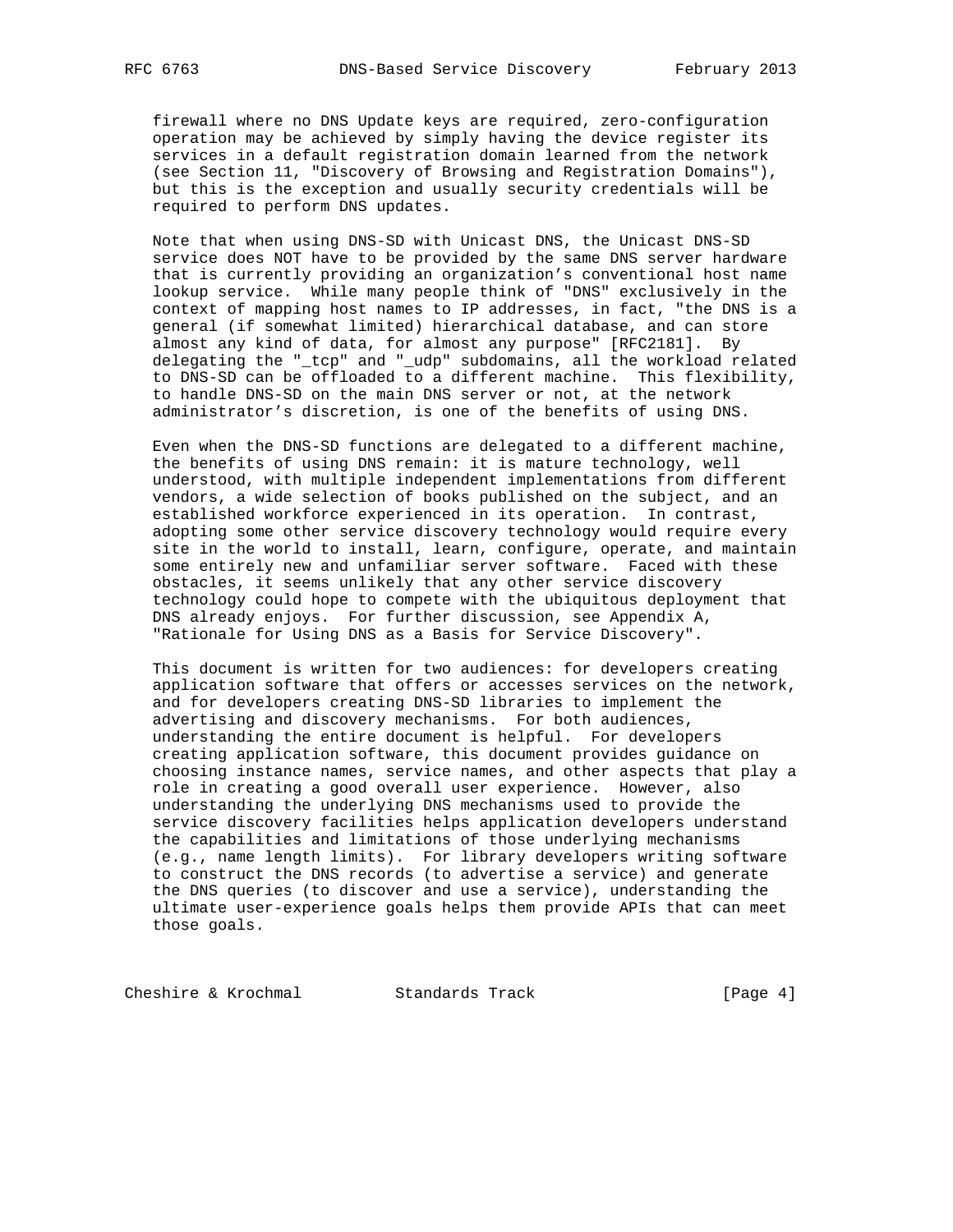firewall where no DNS Update keys are required, zero-configuration operation may be achieved by simply having the device register its services in a default registration domain learned from the network (see Section 11, "Discovery of Browsing and Registration Domains"), but this is the exception and usually security credentials will be required to perform DNS updates.

Note that when using DNS-SD with Unicast DNS, the Unicast DNS-SD service does NOT have to be provided by the same DNS server hardware that is currently providing an organization's conventional host name lookup service. While many people think of "DNS" exclusively in the context of mapping host names to IP addresses, in fact, "the DNS is a general (if somewhat limited) hierarchical database, and can store almost any kind of data, for almost any purpose" [RFC2181]. By delegating the "_tcp" and "_udp" subdomains, all the workload related to DNS-SD can be offloaded to a different machine. This flexibility, to handle DNS-SD on the main DNS server or not, at the network administrator's discretion, is one of the benefits of using DNS.

Even when the DNS-SD functions are delegated to a different machine, the benefits of using DNS remain: it is mature technology, well understood, with multiple independent implementations from different vendors, a wide selection of books published on the subject, and an established workforce experienced in its operation. In contrast, adopting some other service discovery technology would require every site in the world to install, learn, configure, operate, and maintain some entirely new and unfamiliar server software. Faced with these obstacles, it seems unlikely that any other service discovery technology could hope to compete with the ubiquitous deployment that DNS already enjoys. For further discussion, see Appendix A, "Rationale for Using DNS as a Basis for Service Discovery".

This document is written for two audiences: for developers creating application software that offers or accesses services on the network, and for developers creating DNS-SD libraries to implement the advertising and discovery mechanisms. For both audiences, understanding the entire document is helpful. For developers creating application software, this document provides guidance on choosing instance names, service names, and other aspects that play a role in creating a good overall user experience. However, also understanding the underlying DNS mechanisms used to provide the service discovery facilities helps application developers understand the capabilities and limitations of those underlying mechanisms (e.g., name length limits). For library developers writing software to construct the DNS records (to advertise a service) and generate the DNS queries (to discover and use a service), understanding the ultimate user-experience goals helps them provide APIs that can meet those goals.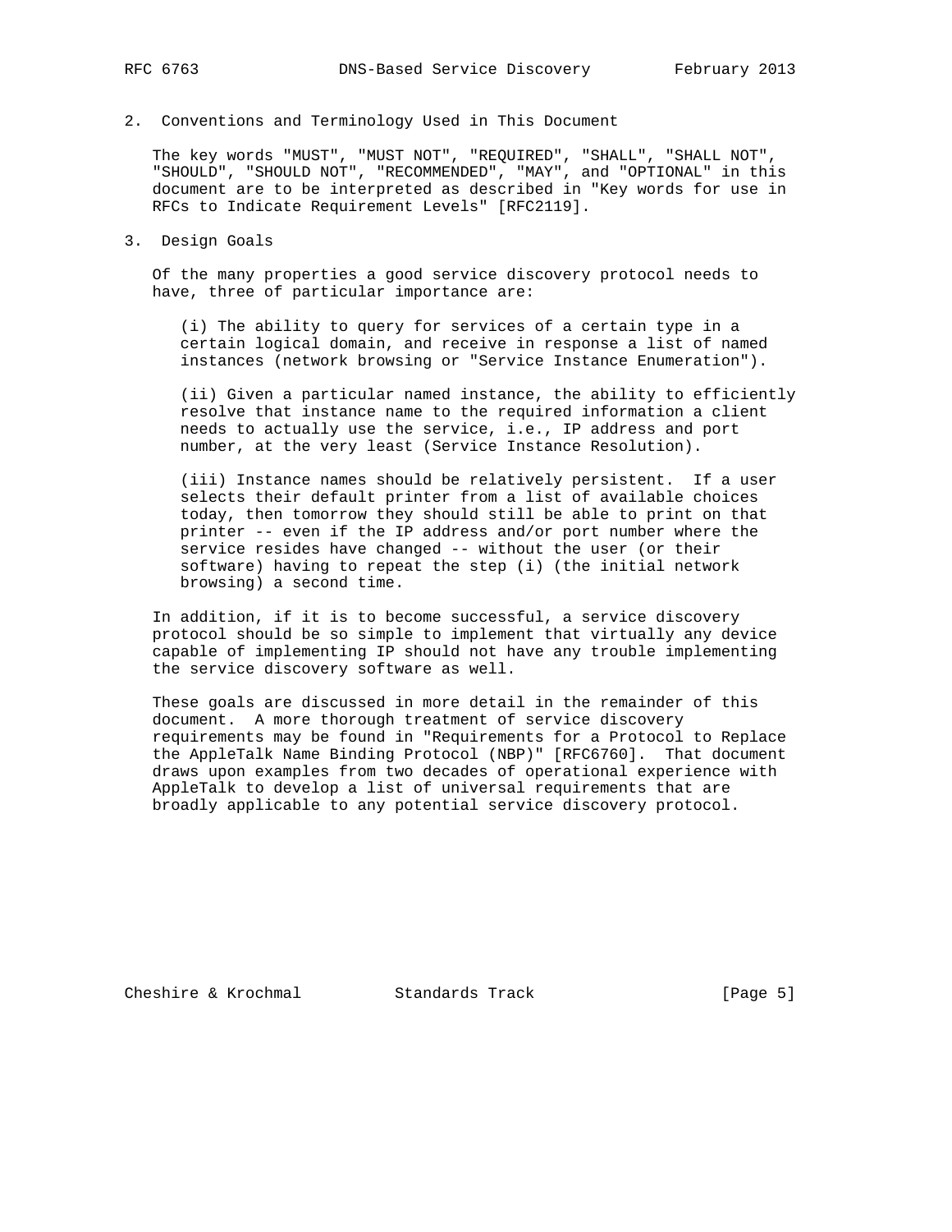## 2. Conventions and Terminology Used in This Document

The key words "MUST", "MUST NOT", "REQUIRED", "SHALL", "SHALL NOT", "SHOULD", "SHOULD NOT", "RECOMMENDED", "MAY", and "OPTIONAL" in this document are to be interpreted as described in "Key words for use in RFCs to Indicate Requirement Levels" [RFC2119].

## 3. Design Goals

Of the many properties a good service discovery protocol needs to have, three of particular importance are:

(i) The ability to query for services of a certain type in a certain logical domain, and receive in response a list of named instances (network browsing or "Service Instance Enumeration").

(ii) Given a particular named instance, the ability to efficiently resolve that instance name to the required information a client needs to actually use the service, i.e., IP address and port number, at the very least (Service Instance Resolution).

(iii) Instance names should be relatively persistent. If a user selects their default printer from a list of available choices today, then tomorrow they should still be able to print on that printer -- even if the IP address and/or port number where the service resides have changed -- without the user (or their software) having to repeat the step (i) (the initial network browsing) a second time.

In addition, if it is to become successful, a service discovery protocol should be so simple to implement that virtually any device capable of implementing IP should not have any trouble implementing the service discovery software as well.

These goals are discussed in more detail in the remainder of this document. A more thorough treatment of service discovery requirements may be found in "Requirements for a Protocol to Replace the AppleTalk Name Binding Protocol (NBP)" [RFC6760]. That document draws upon examples from two decades of operational experience with AppleTalk to develop a list of universal requirements that are broadly applicable to any potential service discovery protocol.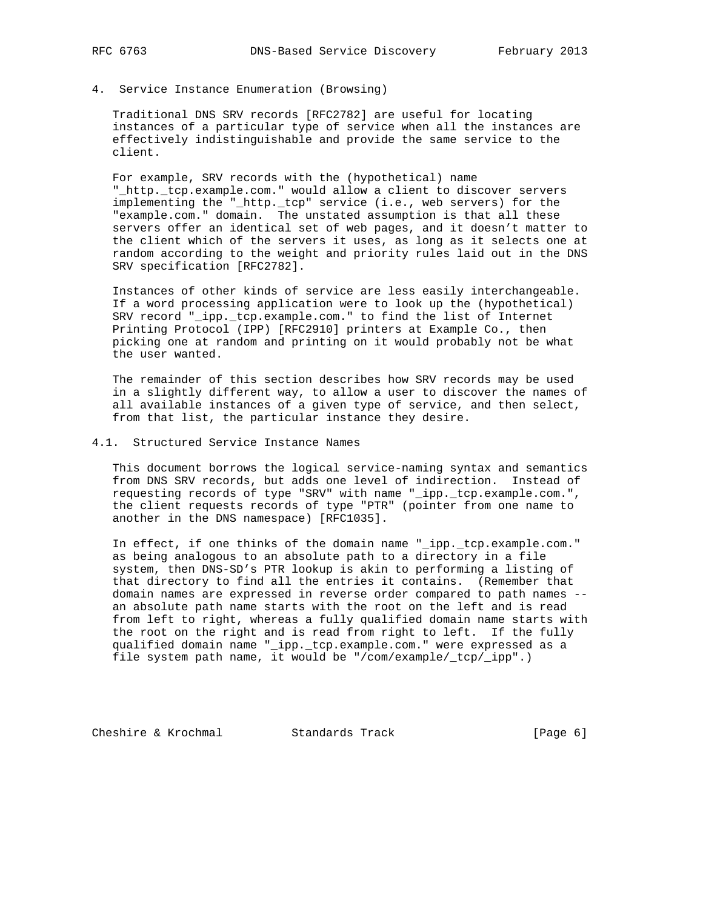## 4. Service Instance Enumeration (Browsing)

Traditional DNS SRV records [RFC2782] are useful for locating instances of a particular type of service when all the instances are effectively indistinguishable and provide the same service to the client.

For example, SRV records with the (hypothetical) name "_http._tcp.example.com." would allow a client to discover servers implementing the "_http._tcp" service (i.e., web servers) for the "example.com." domain. The unstated assumption is that all these servers offer an identical set of web pages, and it doesn't matter to the client which of the servers it uses, as long as it selects one at random according to the weight and priority rules laid out in the DNS SRV specification [RFC2782].

Instances of other kinds of service are less easily interchangeable. If a word processing application were to look up the (hypothetical) SRV record "_ipp._tcp.example.com." to find the list of Internet Printing Protocol (IPP) [RFC2910] printers at Example Co., then picking one at random and printing on it would probably not be what the user wanted.

The remainder of this section describes how SRV records may be used in a slightly different way, to allow a user to discover the names of all available instances of a given type of service, and then select, from that list, the particular instance they desire.

### 4.1. Structured Service Instance Names

This document borrows the logical service-naming syntax and semantics from DNS SRV records, but adds one level of indirection. Instead of requesting records of type "SRV" with name "_ipp._tcp.example.com.", the client requests records of type "PTR" (pointer from one name to another in the DNS namespace) [RFC1035].

In effect, if one thinks of the domain name "_ipp._tcp.example.com." as being analogous to an absolute path to a directory in a file system, then DNS-SD's PTR lookup is akin to performing a listing of that directory to find all the entries it contains. (Remember that domain names are expressed in reverse order compared to path names -- an absolute path name starts with the root on the left and is read from left to right, whereas a fully qualified domain name starts with the root on the right and is read from right to left. If the fully qualified domain name "_ipp._tcp.example.com." were expressed as a file system path name, it would be "/com/example/_tcp/_ipp".)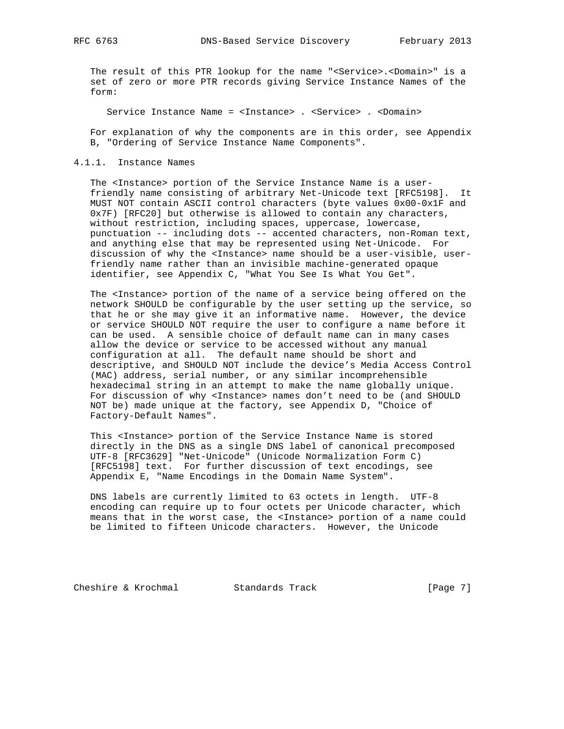The result of this PTR lookup for the name "<Service>.<Domain>" is a set of zero or more PTR records giving Service Instance Names of the form:

```
Service Instance Name = <Instance> . <Service> . <Domain>
```

For explanation of why the components are in this order, see Appendix B, "Ordering of Service Instance Name Components".

#### 4.1.1. Instance Names

The <Instance> portion of the Service Instance Name is a user-friendly name consisting of arbitrary Net-Unicode text [RFC5198]. It MUST NOT contain ASCII control characters (byte values 0x00-0x1F and 0x7F) [RFC20] but otherwise is allowed to contain any characters, without restriction, including spaces, uppercase, lowercase, punctuation -- including dots -- accented characters, non-Roman text, and anything else that may be represented using Net-Unicode. For discussion of why the <Instance> name should be a user-visible, user-friendly name rather than an invisible machine-generated opaque identifier, see Appendix C, "What You See Is What You Get".

The <Instance> portion of the name of a service being offered on the network SHOULD be configurable by the user setting up the service, so that he or she may give it an informative name. However, the device or service SHOULD NOT require the user to configure a name before it can be used. A sensible choice of default name can in many cases allow the device or service to be accessed without any manual configuration at all. The default name should be short and descriptive, and SHOULD NOT include the device's Media Access Control (MAC) address, serial number, or any similar incomprehensible hexadecimal string in an attempt to make the name globally unique. For discussion of why <Instance> names don't need to be (and SHOULD NOT be) made unique at the factory, see Appendix D, "Choice of Factory-Default Names".

This <Instance> portion of the Service Instance Name is stored directly in the DNS as a single DNS label of canonical precomposed UTF-8 [RFC3629] "Net-Unicode" (Unicode Normalization Form C) [RFC5198] text. For further discussion of text encodings, see Appendix E, "Name Encodings in the Domain Name System".

DNS labels are currently limited to 63 octets in length. UTF-8 encoding can require up to four octets per Unicode character, which means that in the worst case, the <Instance> portion of a name could be limited to fifteen Unicode characters. However, the Unicode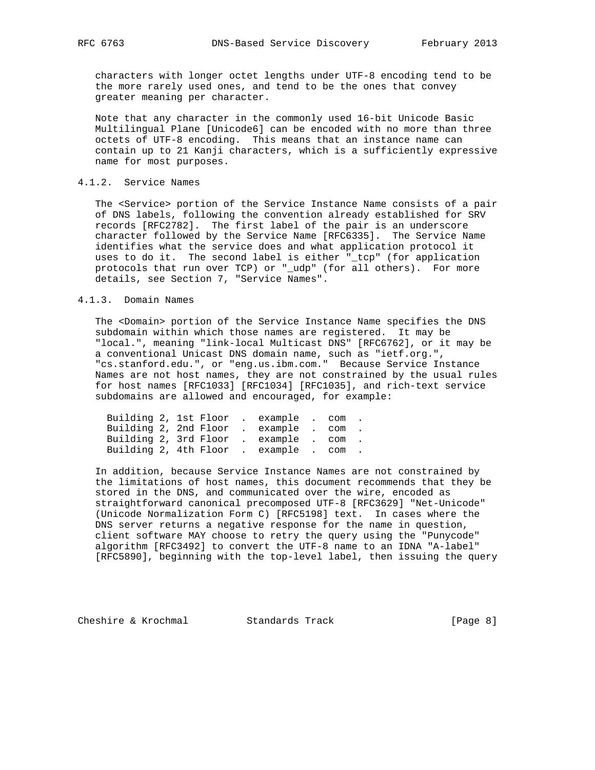characters with longer octet lengths under UTF-8 encoding tend to be the more rarely used ones, and tend to be the ones that convey greater meaning per character.

Note that any character in the commonly used 16-bit Unicode Basic Multilingual Plane [Unicode6] can be encoded with no more than three octets of UTF-8 encoding. This means that an instance name can contain up to 21 Kanji characters, which is a sufficiently expressive name for most purposes.

### 4.1.2. Service Names

The <Service> portion of the Service Instance Name consists of a pair of DNS labels, following the convention already established for SRV records [RFC2782]. The first label of the pair is an underscore character followed by the Service Name [RFC6335]. The Service Name identifies what the service does and what application protocol it uses to do it. The second label is either "_tcp" (for application protocols that run over TCP) or "_udp" (for all others). For more details, see Section 7, "Service Names".

### 4.1.3. Domain Names

The <Domain> portion of the Service Instance Name specifies the DNS subdomain within which those names are registered. It may be "local.", meaning "link-local Multicast DNS" [RFC6762], or it may be a conventional Unicast DNS domain name, such as "ietf.org.", "cs.stanford.edu.", or "eng.us.ibm.com." Because Service Instance Names are not host names, they are not constrained by the usual rules for host names [RFC1033] [RFC1034] [RFC1035], and rich-text service subdomains are allowed and encouraged, for example:

```
Building 2, 1st Floor  .  example  .  com  .
Building 2, 2nd Floor  .  example  .  com  .
Building 2, 3rd Floor  .  example  .  com  .
Building 2, 4th Floor  .  example  .  com  .
```

In addition, because Service Instance Names are not constrained by the limitations of host names, this document recommends that they be stored in the DNS, and communicated over the wire, encoded as straightforward canonical precomposed UTF-8 [RFC3629] "Net-Unicode" (Unicode Normalization Form C) [RFC5198] text. In cases where the DNS server returns a negative response for the name in question, client software MAY choose to retry the query using the "Punycode" algorithm [RFC3492] to convert the UTF-8 name to an IDNA "A-label" [RFC5890], beginning with the top-level label, then issuing the query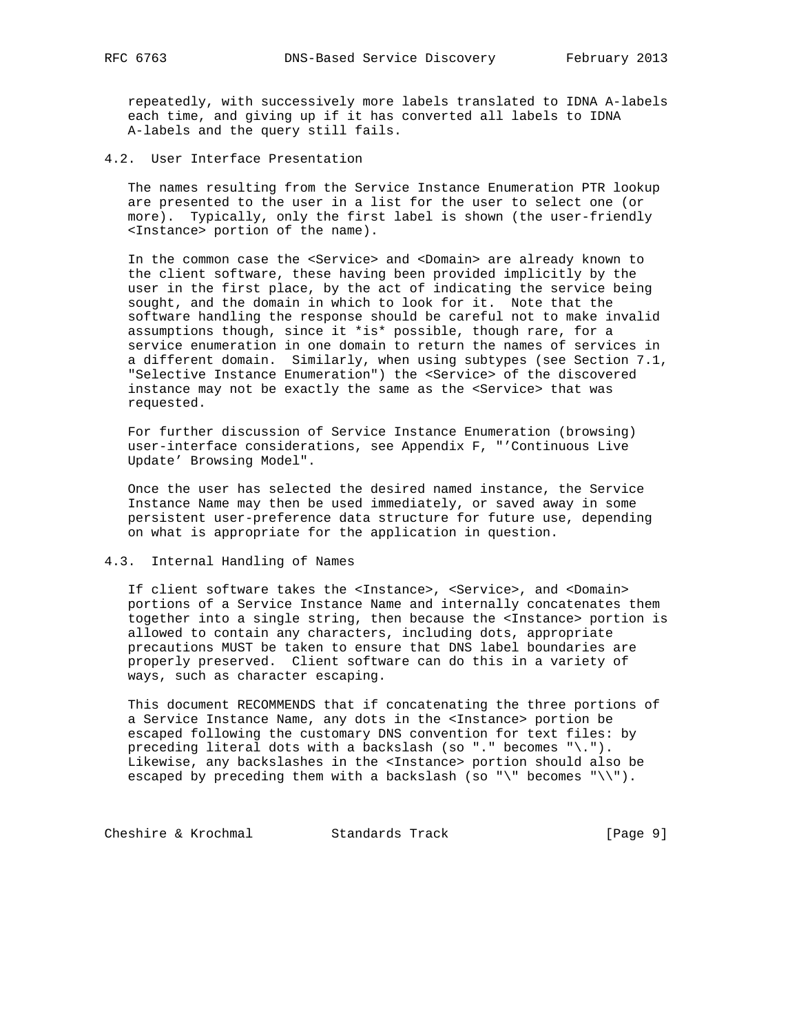repeatedly, with successively more labels translated to IDNA A-labels each time, and giving up if it has converted all labels to IDNA A-labels and the query still fails.

### 4.2. User Interface Presentation

The names resulting from the Service Instance Enumeration PTR lookup are presented to the user in a list for the user to select one (or more). Typically, only the first label is shown (the user-friendly <Instance> portion of the name).

In the common case the <Service> and <Domain> are already known to the client software, these having been provided implicitly by the user in the first place, by the act of indicating the service being sought, and the domain in which to look for it. Note that the software handling the response should be careful not to make invalid assumptions though, since it *is* possible, though rare, for a service enumeration in one domain to return the names of services in a different domain. Similarly, when using subtypes (see Section 7.1, "Selective Instance Enumeration") the <Service> of the discovered instance may not be exactly the same as the <Service> that was requested.

For further discussion of Service Instance Enumeration (browsing) user-interface considerations, see Appendix F, "'Continuous Live Update' Browsing Model".

Once the user has selected the desired named instance, the Service Instance Name may then be used immediately, or saved away in some persistent user-preference data structure for future use, depending on what is appropriate for the application in question.

### 4.3. Internal Handling of Names

If client software takes the <Instance>, <Service>, and <Domain> portions of a Service Instance Name and internally concatenates them together into a single string, then because the <Instance> portion is allowed to contain any characters, including dots, appropriate precautions MUST be taken to ensure that DNS label boundaries are properly preserved. Client software can do this in a variety of ways, such as character escaping.

This document RECOMMENDS that if concatenating the three portions of a Service Instance Name, any dots in the <Instance> portion be escaped following the customary DNS convention for text files: by preceding literal dots with a backslash (so "." becomes "\."). Likewise, any backslashes in the <Instance> portion should also be escaped by preceding them with a backslash (so "\" becomes "\\").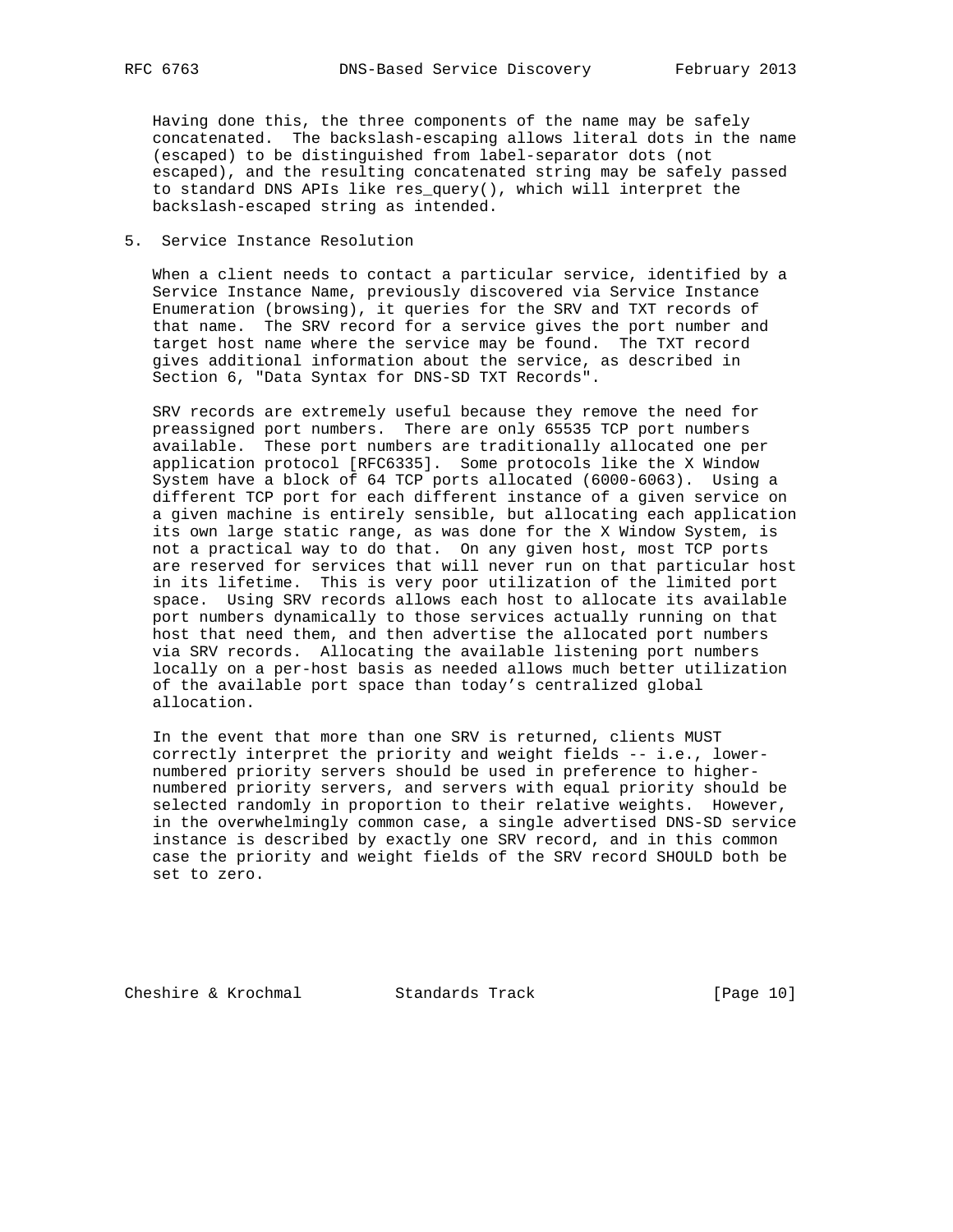Having done this, the three components of the name may be safely concatenated. The backslash-escaping allows literal dots in the name (escaped) to be distinguished from label-separator dots (not escaped), and the resulting concatenated string may be safely passed to standard DNS APIs like res_query(), which will interpret the backslash-escaped string as intended.

## 5. Service Instance Resolution

When a client needs to contact a particular service, identified by a Service Instance Name, previously discovered via Service Instance Enumeration (browsing), it queries for the SRV and TXT records of that name. The SRV record for a service gives the port number and target host name where the service may be found. The TXT record gives additional information about the service, as described in Section 6, "Data Syntax for DNS-SD TXT Records".

SRV records are extremely useful because they remove the need for preassigned port numbers. There are only 65535 TCP port numbers available. These port numbers are traditionally allocated one per application protocol [RFC6335]. Some protocols like the X Window System have a block of 64 TCP ports allocated (6000-6063). Using a different TCP port for each different instance of a given service on a given machine is entirely sensible, but allocating each application its own large static range, as was done for the X Window System, is not a practical way to do that. On any given host, most TCP ports are reserved for services that will never run on that particular host in its lifetime. This is very poor utilization of the limited port space. Using SRV records allows each host to allocate its available port numbers dynamically to those services actually running on that host that need them, and then advertise the allocated port numbers via SRV records. Allocating the available listening port numbers locally on a per-host basis as needed allows much better utilization of the available port space than today's centralized global allocation.

In the event that more than one SRV is returned, clients MUST correctly interpret the priority and weight fields -- i.e., lower-numbered priority servers should be used in preference to higher-numbered priority servers, and servers with equal priority should be selected randomly in proportion to their relative weights. However, in the overwhelmingly common case, a single advertised DNS-SD service instance is described by exactly one SRV record, and in this common case the priority and weight fields of the SRV record SHOULD both be set to zero.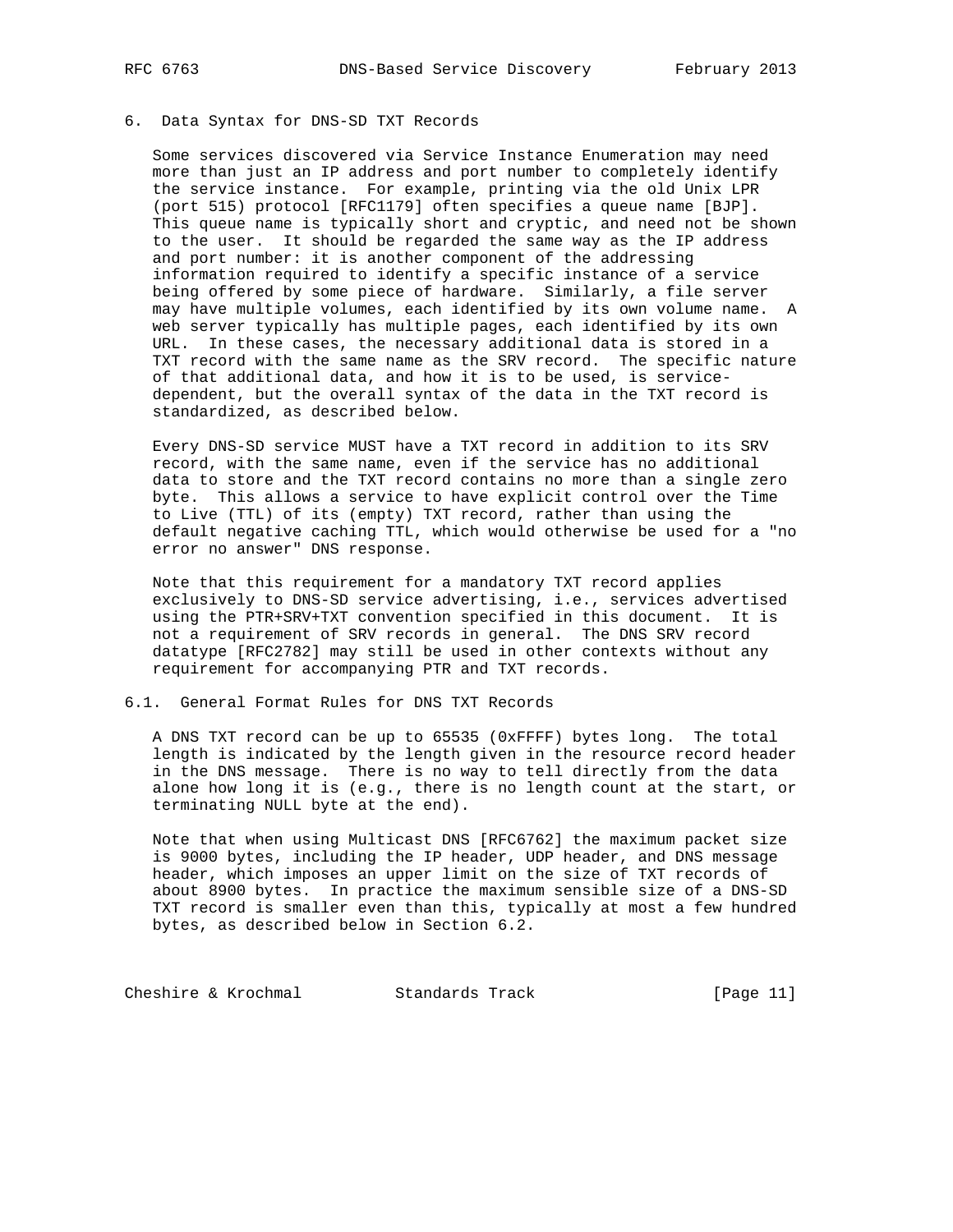## 6. Data Syntax for DNS-SD TXT Records

Some services discovered via Service Instance Enumeration may need more than just an IP address and port number to completely identify the service instance. For example, printing via the old Unix LPR (port 515) protocol [RFC1179] often specifies a queue name [BJP]. This queue name is typically short and cryptic, and need not be shown to the user. It should be regarded the same way as the IP address and port number: it is another component of the addressing information required to identify a specific instance of a service being offered by some piece of hardware. Similarly, a file server may have multiple volumes, each identified by its own volume name. A web server typically has multiple pages, each identified by its own URL. In these cases, the necessary additional data is stored in a TXT record with the same name as the SRV record. The specific nature of that additional data, and how it is to be used, is service-dependent, but the overall syntax of the data in the TXT record is standardized, as described below.

Every DNS-SD service MUST have a TXT record in addition to its SRV record, with the same name, even if the service has no additional data to store and the TXT record contains no more than a single zero byte. This allows a service to have explicit control over the Time to Live (TTL) of its (empty) TXT record, rather than using the default negative caching TTL, which would otherwise be used for a "no error no answer" DNS response.

Note that this requirement for a mandatory TXT record applies exclusively to DNS-SD service advertising, i.e., services advertised using the PTR+SRV+TXT convention specified in this document. It is not a requirement of SRV records in general. The DNS SRV record datatype [RFC2782] may still be used in other contexts without any requirement for accompanying PTR and TXT records.

### 6.1. General Format Rules for DNS TXT Records

A DNS TXT record can be up to 65535 (0xFFFF) bytes long. The total length is indicated by the length given in the resource record header in the DNS message. There is no way to tell directly from the data alone how long it is (e.g., there is no length count at the start, or terminating NULL byte at the end).

Note that when using Multicast DNS [RFC6762] the maximum packet size is 9000 bytes, including the IP header, UDP header, and DNS message header, which imposes an upper limit on the size of TXT records of about 8900 bytes. In practice the maximum sensible size of a DNS-SD TXT record is smaller even than this, typically at most a few hundred bytes, as described below in Section 6.2.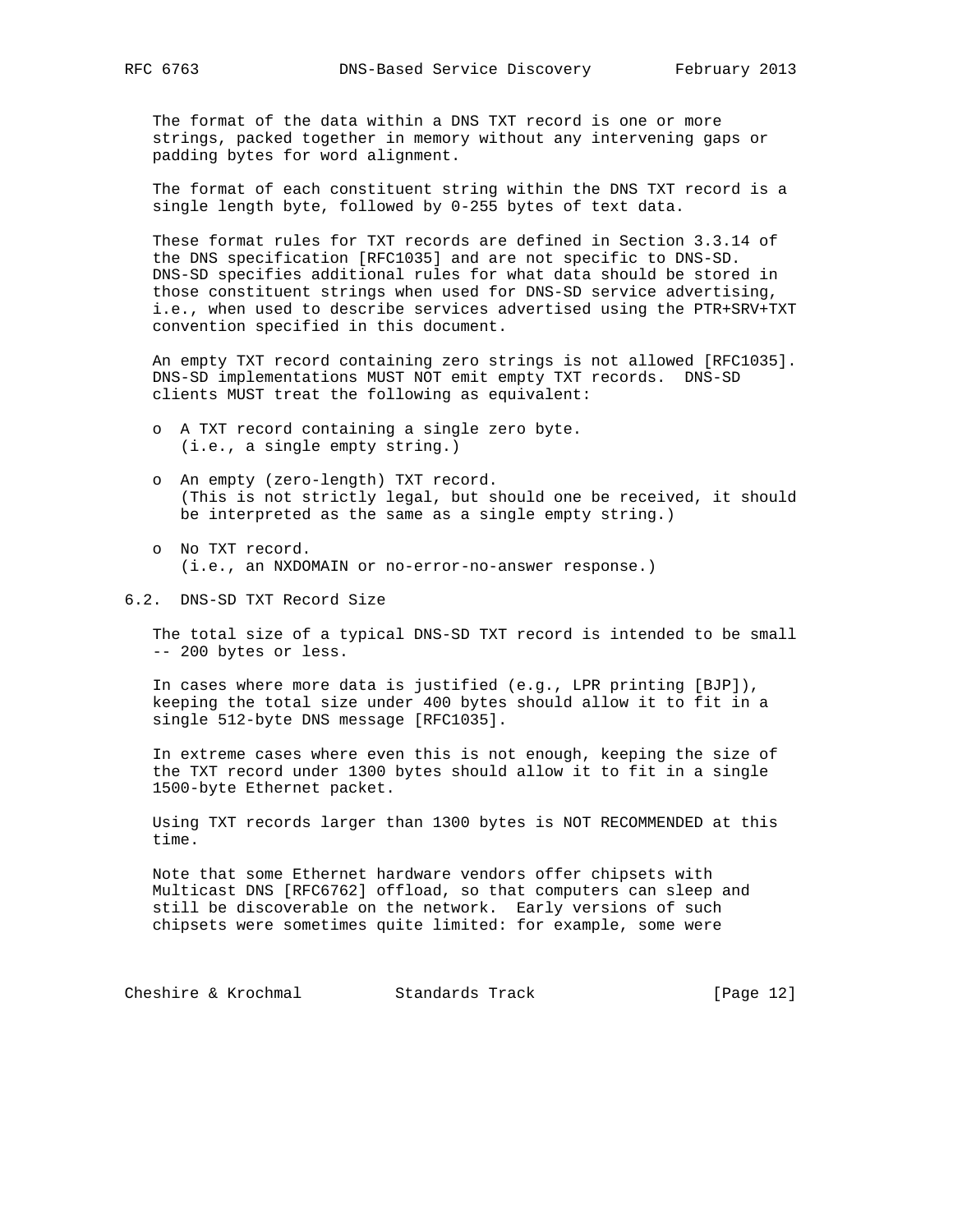The format of the data within a DNS TXT record is one or more strings, packed together in memory without any intervening gaps or padding bytes for word alignment.

The format of each constituent string within the DNS TXT record is a single length byte, followed by 0-255 bytes of text data.

These format rules for TXT records are defined in Section 3.3.14 of the DNS specification [RFC1035] and are not specific to DNS-SD. DNS-SD specifies additional rules for what data should be stored in those constituent strings when used for DNS-SD service advertising, i.e., when used to describe services advertised using the PTR+SRV+TXT convention specified in this document.

An empty TXT record containing zero strings is not allowed [RFC1035]. DNS-SD implementations MUST NOT emit empty TXT records. DNS-SD clients MUST treat the following as equivalent:

- A TXT record containing a single zero byte. (i.e., a single empty string.)
- An empty (zero-length) TXT record. (This is not strictly legal, but should one be received, it should be interpreted as the same as a single empty string.)
- No TXT record. (i.e., an NXDOMAIN or no-error-no-answer response.)

## 6.2. DNS-SD TXT Record Size

The total size of a typical DNS-SD TXT record is intended to be small -- 200 bytes or less.

In cases where more data is justified (e.g., LPR printing [BJP]), keeping the total size under 400 bytes should allow it to fit in a single 512-byte DNS message [RFC1035].

In extreme cases where even this is not enough, keeping the size of the TXT record under 1300 bytes should allow it to fit in a single 1500-byte Ethernet packet.

Using TXT records larger than 1300 bytes is NOT RECOMMENDED at this time.

Note that some Ethernet hardware vendors offer chipsets with Multicast DNS [RFC6762] offload, so that computers can sleep and still be discoverable on the network. Early versions of such chipsets were sometimes quite limited: for example, some were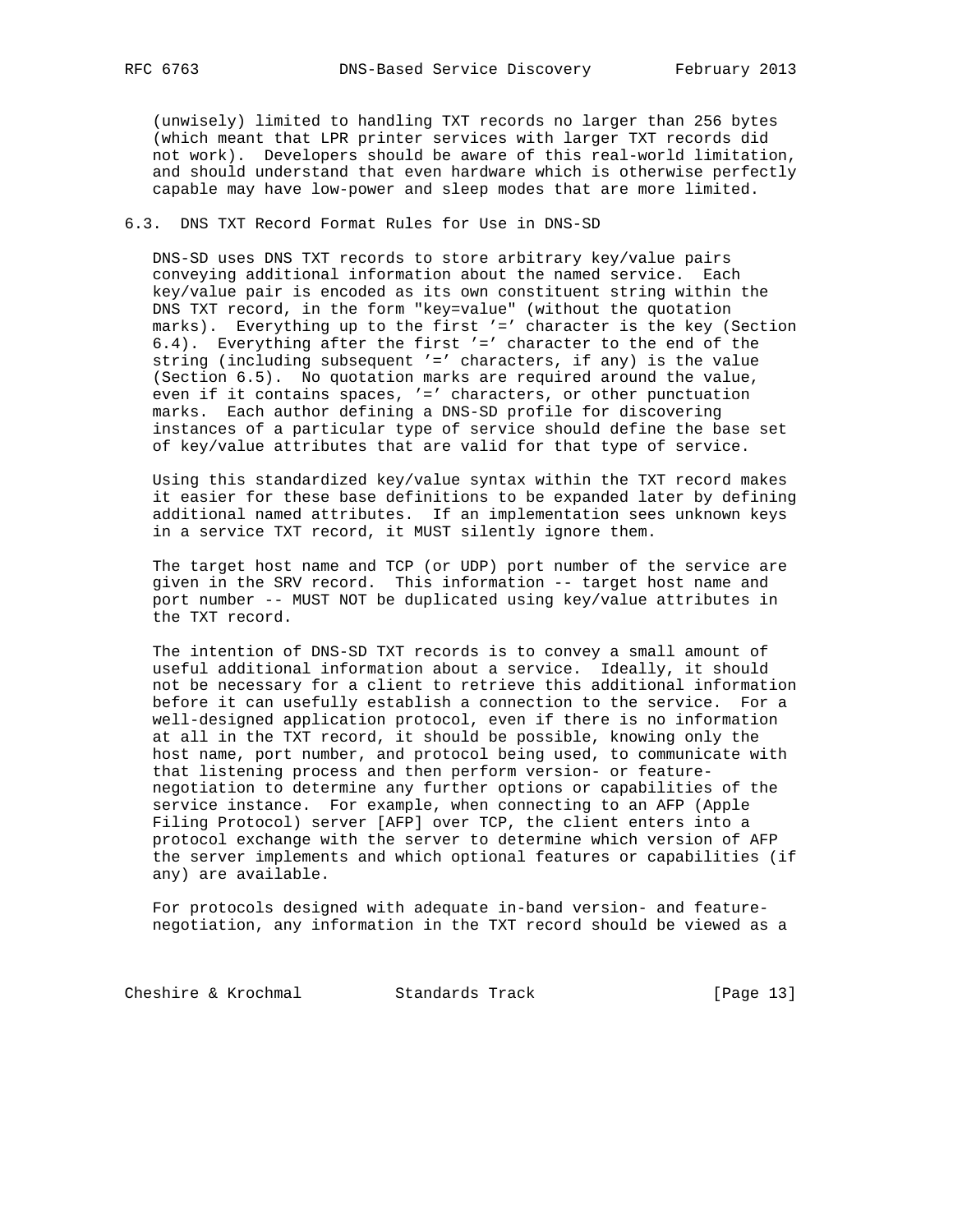(unwisely) limited to handling TXT records no larger than 256 bytes (which meant that LPR printer services with larger TXT records did not work). Developers should be aware of this real-world limitation, and should understand that even hardware which is otherwise perfectly capable may have low-power and sleep modes that are more limited.

## 6.3. DNS TXT Record Format Rules for Use in DNS-SD

DNS-SD uses DNS TXT records to store arbitrary key/value pairs conveying additional information about the named service. Each key/value pair is encoded as its own constituent string within the DNS TXT record, in the form "key=value" (without the quotation marks). Everything up to the first '=' character is the key (Section 6.4). Everything after the first '=' character to the end of the string (including subsequent '=' characters, if any) is the value (Section 6.5). No quotation marks are required around the value, even if it contains spaces, '=' characters, or other punctuation marks. Each author defining a DNS-SD profile for discovering instances of a particular type of service should define the base set of key/value attributes that are valid for that type of service.

Using this standardized key/value syntax within the TXT record makes it easier for these base definitions to be expanded later by defining additional named attributes. If an implementation sees unknown keys in a service TXT record, it MUST silently ignore them.

The target host name and TCP (or UDP) port number of the service are given in the SRV record. This information -- target host name and port number -- MUST NOT be duplicated using key/value attributes in the TXT record.

The intention of DNS-SD TXT records is to convey a small amount of useful additional information about a service. Ideally, it should not be necessary for a client to retrieve this additional information before it can usefully establish a connection to the service. For a well-designed application protocol, even if there is no information at all in the TXT record, it should be possible, knowing only the host name, port number, and protocol being used, to communicate with that listening process and then perform version- or feature-negotiation to determine any further options or capabilities of the service instance. For example, when connecting to an AFP (Apple Filing Protocol) server [AFP] over TCP, the client enters into a protocol exchange with the server to determine which version of AFP the server implements and which optional features or capabilities (if any) are available.

For protocols designed with adequate in-band version- and feature-negotiation, any information in the TXT record should be viewed as a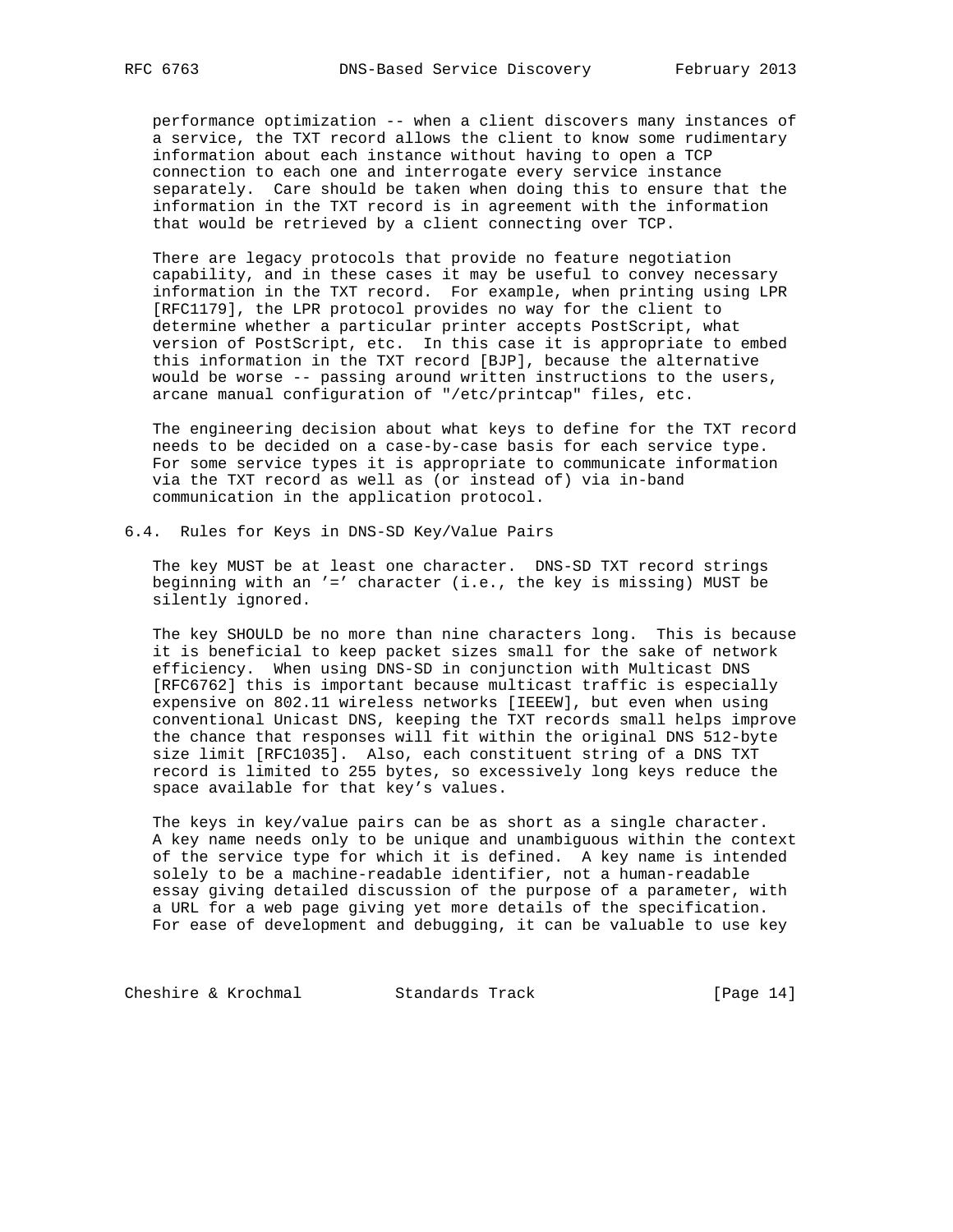performance optimization -- when a client discovers many instances of a service, the TXT record allows the client to know some rudimentary information about each instance without having to open a TCP connection to each one and interrogate every service instance separately. Care should be taken when doing this to ensure that the information in the TXT record is in agreement with the information that would be retrieved by a client connecting over TCP.

There are legacy protocols that provide no feature negotiation capability, and in these cases it may be useful to convey necessary information in the TXT record. For example, when printing using LPR [RFC1179], the LPR protocol provides no way for the client to determine whether a particular printer accepts PostScript, what version of PostScript, etc. In this case it is appropriate to embed this information in the TXT record [BJP], because the alternative would be worse -- passing around written instructions to the users, arcane manual configuration of "/etc/printcap" files, etc.

The engineering decision about what keys to define for the TXT record needs to be decided on a case-by-case basis for each service type. For some service types it is appropriate to communicate information via the TXT record as well as (or instead of) via in-band communication in the application protocol.

## 6.4. Rules for Keys in DNS-SD Key/Value Pairs

The key MUST be at least one character. DNS-SD TXT record strings beginning with an '=' character (i.e., the key is missing) MUST be silently ignored.

The key SHOULD be no more than nine characters long. This is because it is beneficial to keep packet sizes small for the sake of network efficiency. When using DNS-SD in conjunction with Multicast DNS [RFC6762] this is important because multicast traffic is especially expensive on 802.11 wireless networks [IEEEW], but even when using conventional Unicast DNS, keeping the TXT records small helps improve the chance that responses will fit within the original DNS 512-byte size limit [RFC1035]. Also, each constituent string of a DNS TXT record is limited to 255 bytes, so excessively long keys reduce the space available for that key's values.

The keys in key/value pairs can be as short as a single character. A key name needs only to be unique and unambiguous within the context of the service type for which it is defined. A key name is intended solely to be a machine-readable identifier, not a human-readable essay giving detailed discussion of the purpose of a parameter, with a URL for a web page giving yet more details of the specification. For ease of development and debugging, it can be valuable to use key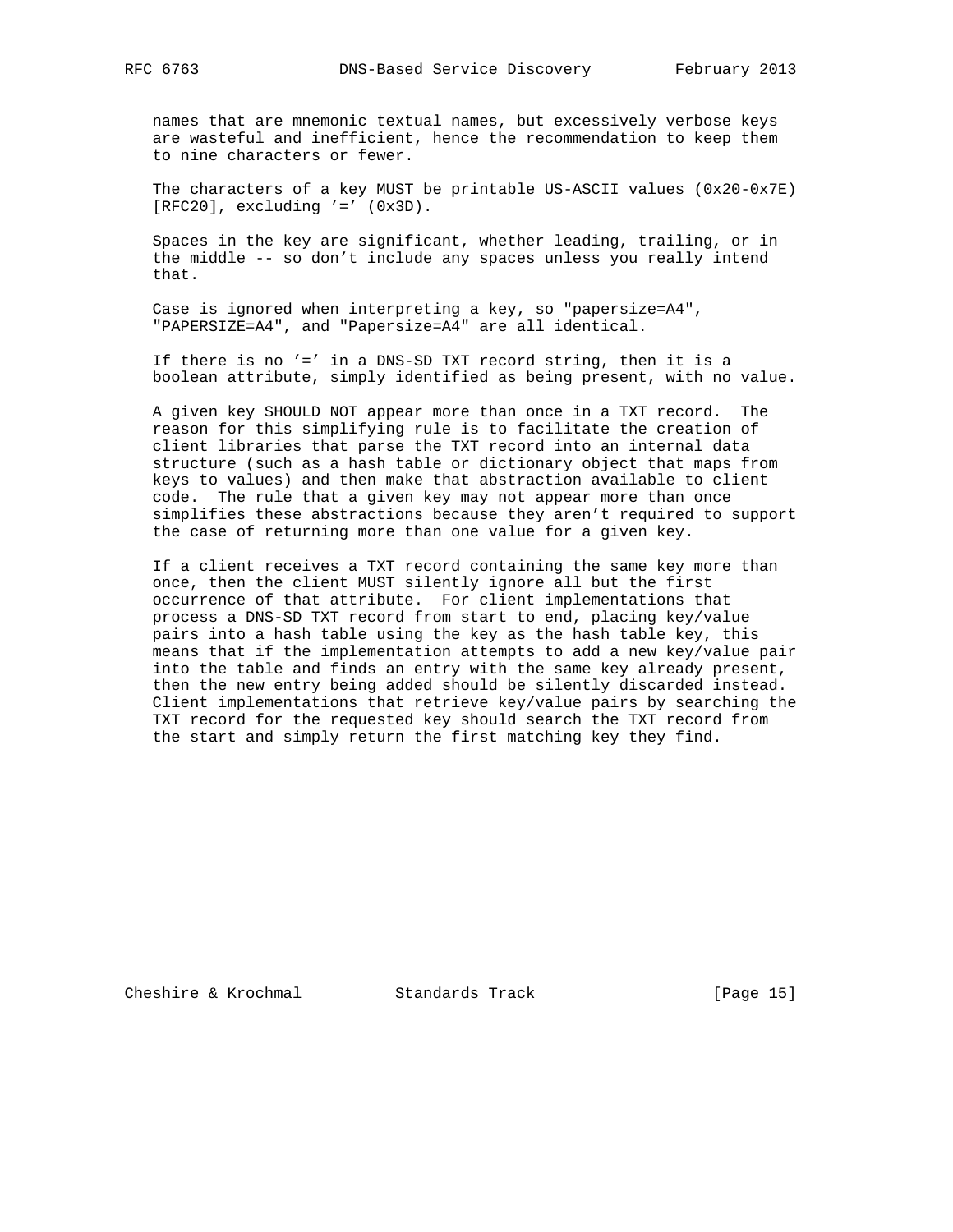names that are mnemonic textual names, but excessively verbose keys are wasteful and inefficient, hence the recommendation to keep them to nine characters or fewer.

The characters of a key MUST be printable US-ASCII values (0x20-0x7E) [RFC20], excluding '=' (0x3D).

Spaces in the key are significant, whether leading, trailing, or in the middle -- so don't include any spaces unless you really intend that.

Case is ignored when interpreting a key, so "papersize=A4", "PAPERSIZE=A4", and "Papersize=A4" are all identical.

If there is no '=' in a DNS-SD TXT record string, then it is a boolean attribute, simply identified as being present, with no value.

A given key SHOULD NOT appear more than once in a TXT record. The reason for this simplifying rule is to facilitate the creation of client libraries that parse the TXT record into an internal data structure (such as a hash table or dictionary object that maps from keys to values) and then make that abstraction available to client code. The rule that a given key may not appear more than once simplifies these abstractions because they aren't required to support the case of returning more than one value for a given key.

If a client receives a TXT record containing the same key more than once, then the client MUST silently ignore all but the first occurrence of that attribute. For client implementations that process a DNS-SD TXT record from start to end, placing key/value pairs into a hash table using the key as the hash table key, this means that if the implementation attempts to add a new key/value pair into the table and finds an entry with the same key already present, then the new entry being added should be silently discarded instead. Client implementations that retrieve key/value pairs by searching the TXT record for the requested key should search the TXT record from the start and simply return the first matching key they find.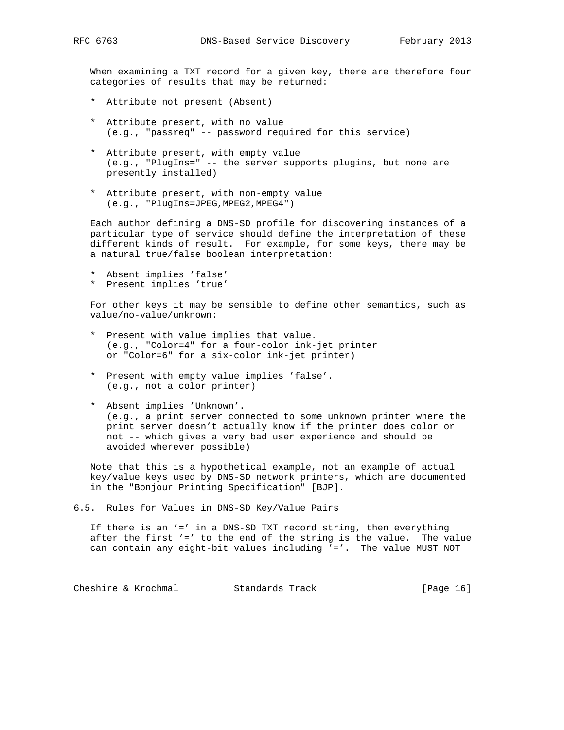When examining a TXT record for a given key, there are therefore four categories of results that may be returned:

* Attribute not present (Absent)

* Attribute present, with no value
  (e.g., "passreq" -- password required for this service)

* Attribute present, with empty value
  (e.g., "PlugIns=" -- the server supports plugins, but none are presently installed)

* Attribute present, with non-empty value
  (e.g., "PlugIns=JPEG,MPEG2,MPEG4")

Each author defining a DNS-SD profile for discovering instances of a particular type of service should define the interpretation of these different kinds of result. For example, for some keys, there may be a natural true/false boolean interpretation:

* Absent implies 'false'
* Present implies 'true'

For other keys it may be sensible to define other semantics, such as value/no-value/unknown:

* Present with value implies that value.
  (e.g., "Color=4" for a four-color ink-jet printer or "Color=6" for a six-color ink-jet printer)

* Present with empty value implies 'false'.
  (e.g., not a color printer)

* Absent implies 'Unknown'.
  (e.g., a print server connected to some unknown printer where the print server doesn't actually know if the printer does color or not -- which gives a very bad user experience and should be avoided wherever possible)

Note that this is a hypothetical example, not an example of actual key/value keys used by DNS-SD network printers, which are documented in the "Bonjour Printing Specification" [BJP].

## 6.5. Rules for Values in DNS-SD Key/Value Pairs

If there is an '=' in a DNS-SD TXT record string, then everything after the first '=' to the end of the string is the value. The value can contain any eight-bit values including '='. The value MUST NOT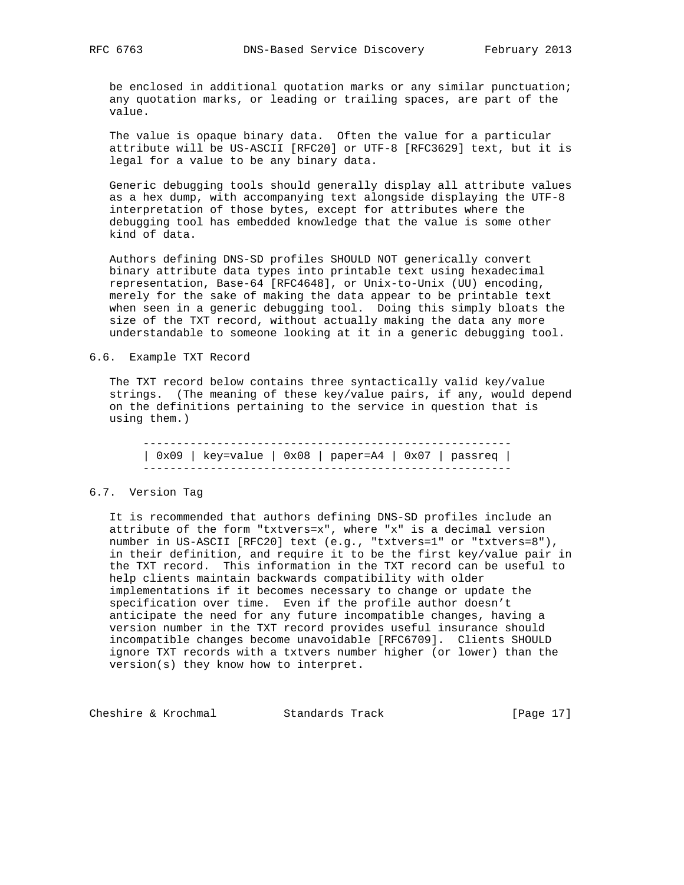be enclosed in additional quotation marks or any similar punctuation; any quotation marks, or leading or trailing spaces, are part of the value.

The value is opaque binary data. Often the value for a particular attribute will be US-ASCII [RFC20] or UTF-8 [RFC3629] text, but it is legal for a value to be any binary data.

Generic debugging tools should generally display all attribute values as a hex dump, with accompanying text alongside displaying the UTF-8 interpretation of those bytes, except for attributes where the debugging tool has embedded knowledge that the value is some other kind of data.

Authors defining DNS-SD profiles SHOULD NOT generically convert binary attribute data types into printable text using hexadecimal representation, Base-64 [RFC4648], or Unix-to-Unix (UU) encoding, merely for the sake of making the data appear to be printable text when seen in a generic debugging tool. Doing this simply bloats the size of the TXT record, without actually making the data any more understandable to someone looking at it in a generic debugging tool.

## 6.6. Example TXT Record

The TXT record below contains three syntactically valid key/value strings. (The meaning of these key/value pairs, if any, would depend on the definitions pertaining to the service in question that is using them.)

```
-------------------------------------------------------
| 0x09 | key=value | 0x08 | paper=A4 | 0x07 | passreq |
-------------------------------------------------------
```

## 6.7. Version Tag

It is recommended that authors defining DNS-SD profiles include an attribute of the form "txtvers=x", where "x" is a decimal version number in US-ASCII [RFC20] text (e.g., "txtvers=1" or "txtvers=8"), in their definition, and require it to be the first key/value pair in the TXT record. This information in the TXT record can be useful to help clients maintain backwards compatibility with older implementations if it becomes necessary to change or update the specification over time. Even if the profile author doesn't anticipate the need for any future incompatible changes, having a version number in the TXT record provides useful insurance should incompatible changes become unavoidable [RFC6709]. Clients SHOULD ignore TXT records with a txtvers number higher (or lower) than the version(s) they know how to interpret.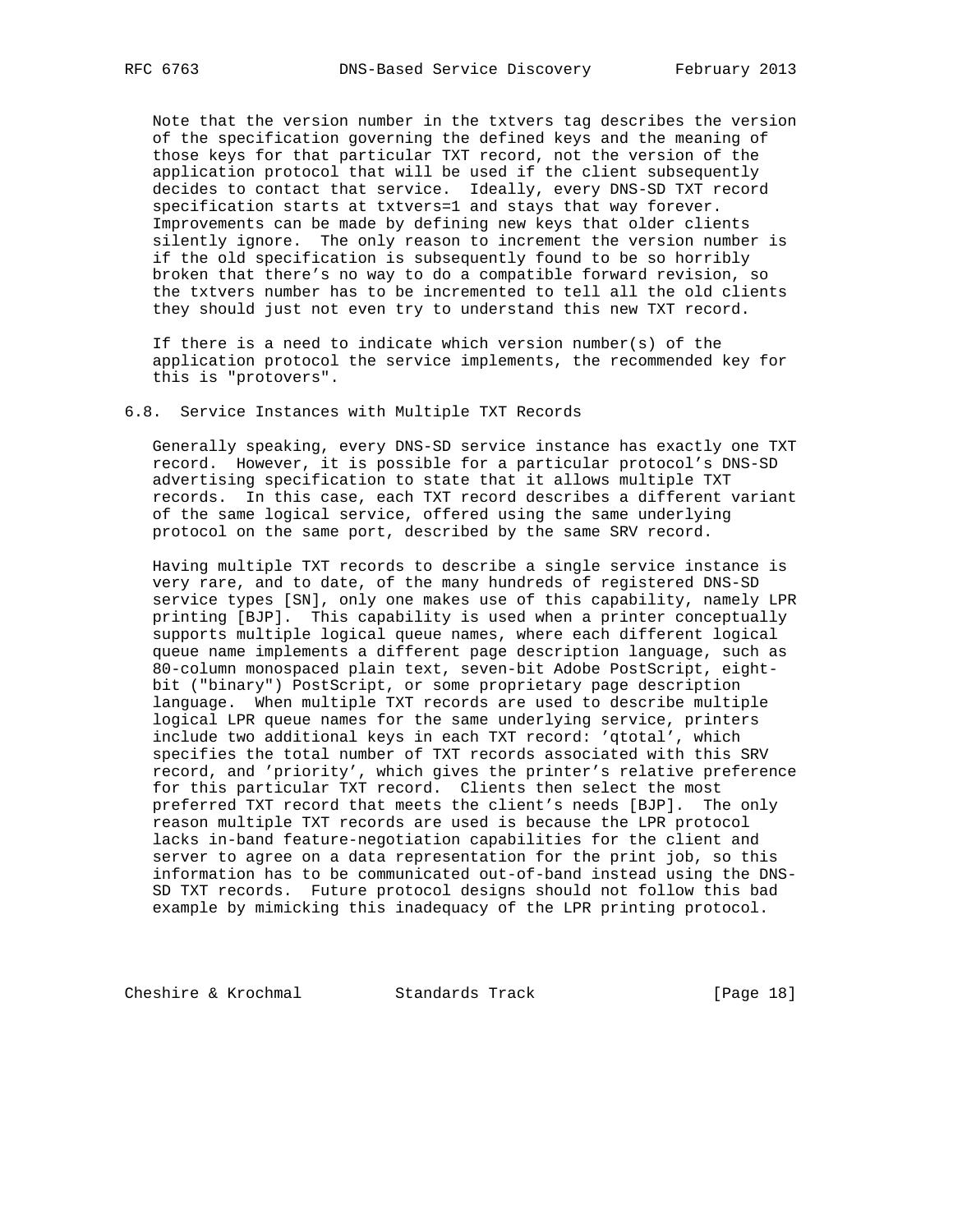Note that the version number in the txtvers tag describes the version of the specification governing the defined keys and the meaning of those keys for that particular TXT record, not the version of the application protocol that will be used if the client subsequently decides to contact that service. Ideally, every DNS-SD TXT record specification starts at txtvers=1 and stays that way forever. Improvements can be made by defining new keys that older clients silently ignore. The only reason to increment the version number is if the old specification is subsequently found to be so horribly broken that there's no way to do a compatible forward revision, so the txtvers number has to be incremented to tell all the old clients they should just not even try to understand this new TXT record.

If there is a need to indicate which version number(s) of the application protocol the service implements, the recommended key for this is "protovers".

## 6.8. Service Instances with Multiple TXT Records

Generally speaking, every DNS-SD service instance has exactly one TXT record. However, it is possible for a particular protocol's DNS-SD advertising specification to state that it allows multiple TXT records. In this case, each TXT record describes a different variant of the same logical service, offered using the same underlying protocol on the same port, described by the same SRV record.

Having multiple TXT records to describe a single service instance is very rare, and to date, of the many hundreds of registered DNS-SD service types [SN], only one makes use of this capability, namely LPR printing [BJP]. This capability is used when a printer conceptually supports multiple logical queue names, where each different logical queue name implements a different page description language, such as 80-column monospaced plain text, seven-bit Adobe PostScript, eight-bit ("binary") PostScript, or some proprietary page description language. When multiple TXT records are used to describe multiple logical LPR queue names for the same underlying service, printers include two additional keys in each TXT record: 'qtotal', which specifies the total number of TXT records associated with this SRV record, and 'priority', which gives the printer's relative preference for this particular TXT record. Clients then select the most preferred TXT record that meets the client's needs [BJP]. The only reason multiple TXT records are used is because the LPR protocol lacks in-band feature-negotiation capabilities for the client and server to agree on a data representation for the print job, so this information has to be communicated out-of-band instead using the DNS-SD TXT records. Future protocol designs should not follow this bad example by mimicking this inadequacy of the LPR printing protocol.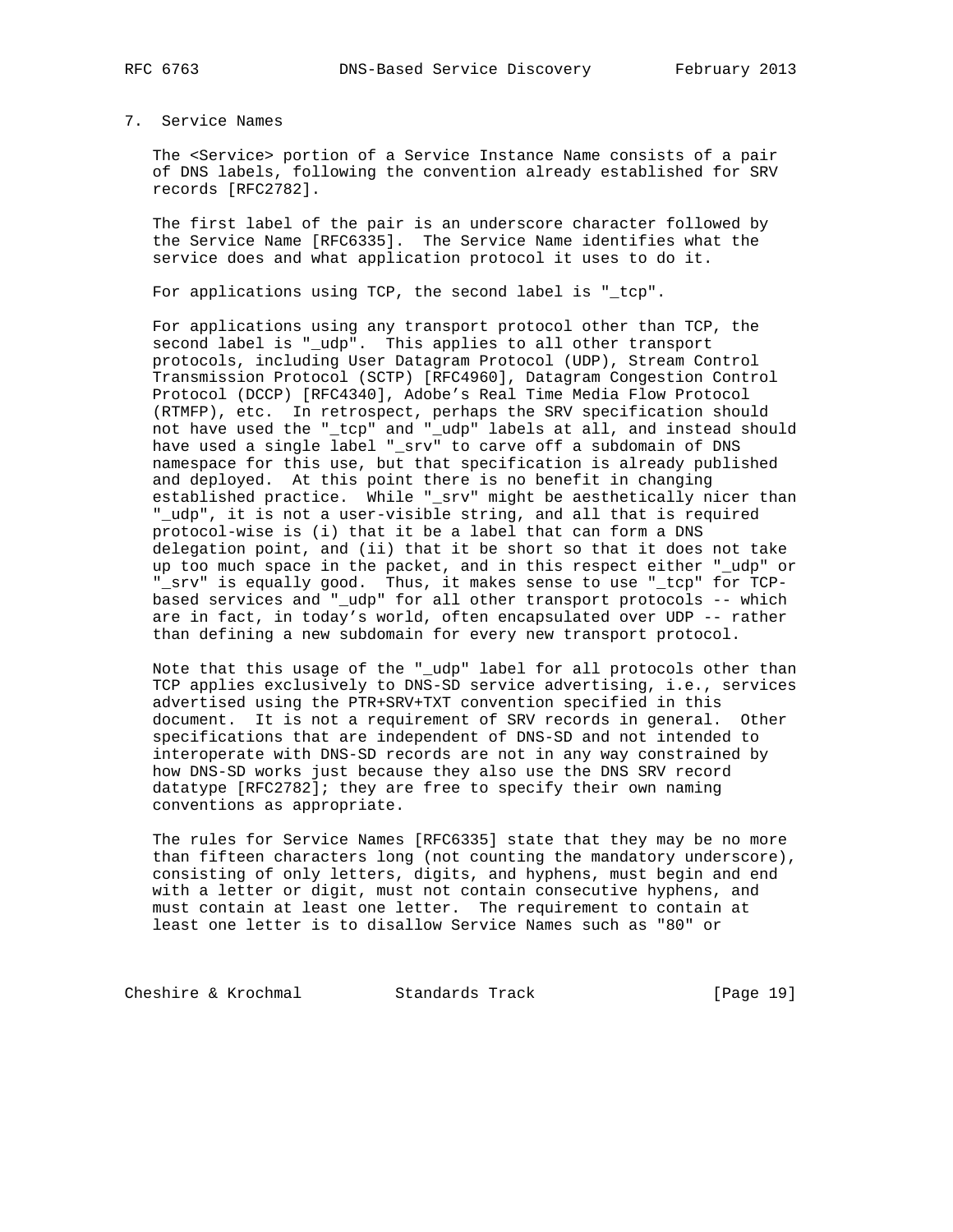## 7. Service Names

The <Service> portion of a Service Instance Name consists of a pair of DNS labels, following the convention already established for SRV records [RFC2782].

The first label of the pair is an underscore character followed by the Service Name [RFC6335]. The Service Name identifies what the service does and what application protocol it uses to do it.

For applications using TCP, the second label is "_tcp".

For applications using any transport protocol other than TCP, the second label is "_udp". This applies to all other transport protocols, including User Datagram Protocol (UDP), Stream Control Transmission Protocol (SCTP) [RFC4960], Datagram Congestion Control Protocol (DCCP) [RFC4340], Adobe's Real Time Media Flow Protocol (RTMFP), etc. In retrospect, perhaps the SRV specification should not have used the "_tcp" and "_udp" labels at all, and instead should have used a single label "_srv" to carve off a subdomain of DNS namespace for this use, but that specification is already published and deployed. At this point there is no benefit in changing established practice. While "_srv" might be aesthetically nicer than "_udp", it is not a user-visible string, and all that is required protocol-wise is (i) that it be a label that can form a DNS delegation point, and (ii) that it be short so that it does not take up too much space in the packet, and in this respect either "_udp" or "_srv" is equally good. Thus, it makes sense to use "_tcp" for TCP-based services and "_udp" for all other transport protocols -- which are in fact, in today's world, often encapsulated over UDP -- rather than defining a new subdomain for every new transport protocol.

Note that this usage of the "_udp" label for all protocols other than TCP applies exclusively to DNS-SD service advertising, i.e., services advertised using the PTR+SRV+TXT convention specified in this document. It is not a requirement of SRV records in general. Other specifications that are independent of DNS-SD and not intended to interoperate with DNS-SD records are not in any way constrained by how DNS-SD works just because they also use the DNS SRV record datatype [RFC2782]; they are free to specify their own naming conventions as appropriate.

The rules for Service Names [RFC6335] state that they may be no more than fifteen characters long (not counting the mandatory underscore), consisting of only letters, digits, and hyphens, must begin and end with a letter or digit, must not contain consecutive hyphens, and must contain at least one letter. The requirement to contain at least one letter is to disallow Service Names such as "80" or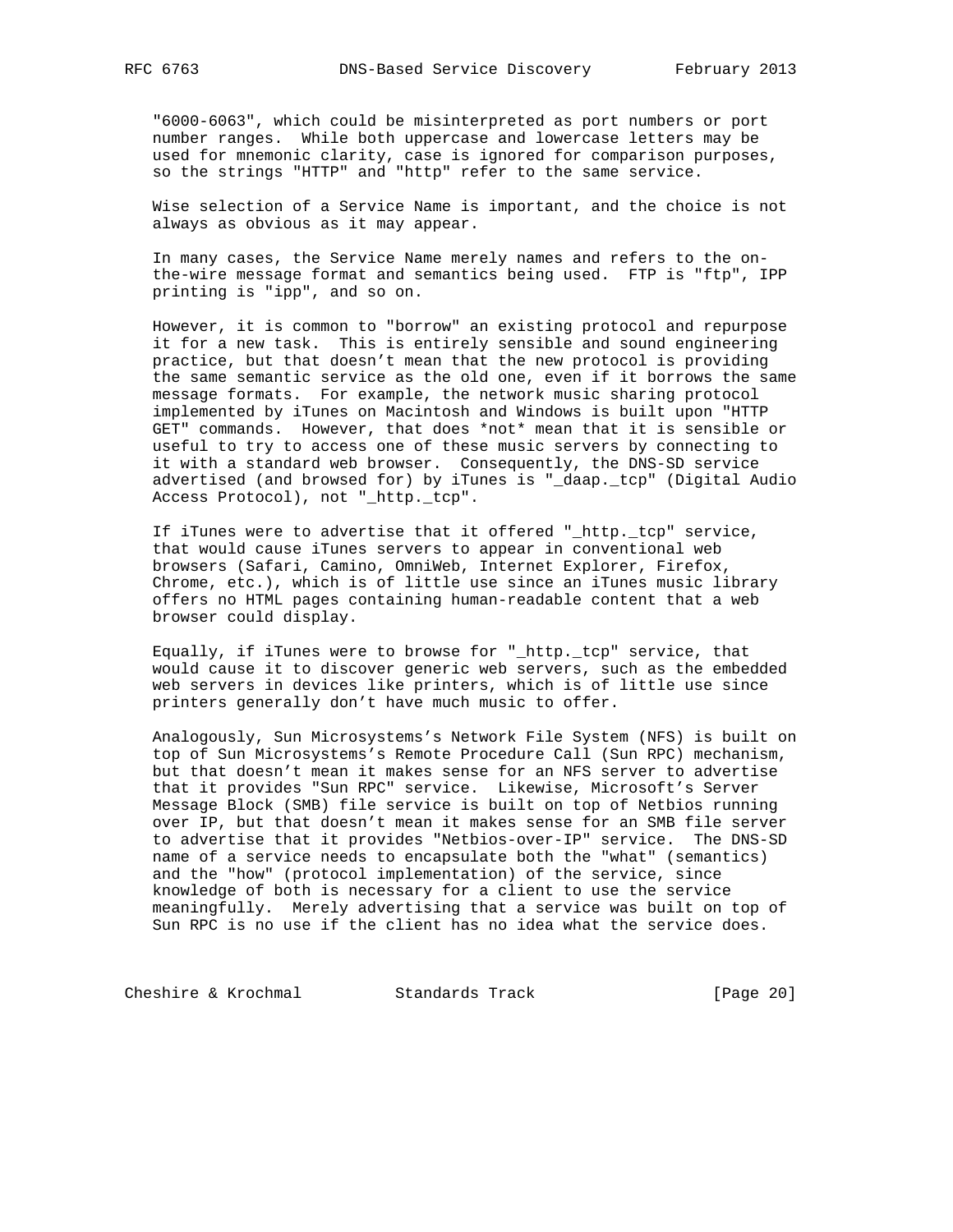"6000-6063", which could be misinterpreted as port numbers or port number ranges. While both uppercase and lowercase letters may be used for mnemonic clarity, case is ignored for comparison purposes, so the strings "HTTP" and "http" refer to the same service.

Wise selection of a Service Name is important, and the choice is not always as obvious as it may appear.

In many cases, the Service Name merely names and refers to the on-the-wire message format and semantics being used. FTP is "ftp", IPP printing is "ipp", and so on.

However, it is common to "borrow" an existing protocol and repurpose it for a new task. This is entirely sensible and sound engineering practice, but that doesn't mean that the new protocol is providing the same semantic service as the old one, even if it borrows the same message formats. For example, the network music sharing protocol implemented by iTunes on Macintosh and Windows is built upon "HTTP GET" commands. However, that does *not* mean that it is sensible or useful to try to access one of these music servers by connecting to it with a standard web browser. Consequently, the DNS-SD service advertised (and browsed for) by iTunes is "_daap._tcp" (Digital Audio Access Protocol), not "_http._tcp".

If iTunes were to advertise that it offered "_http._tcp" service, that would cause iTunes servers to appear in conventional web browsers (Safari, Camino, OmniWeb, Internet Explorer, Firefox, Chrome, etc.), which is of little use since an iTunes music library offers no HTML pages containing human-readable content that a web browser could display.

Equally, if iTunes were to browse for "_http._tcp" service, that would cause it to discover generic web servers, such as the embedded web servers in devices like printers, which is of little use since printers generally don't have much music to offer.

Analogously, Sun Microsystems's Network File System (NFS) is built on top of Sun Microsystems's Remote Procedure Call (Sun RPC) mechanism, but that doesn't mean it makes sense for an NFS server to advertise that it provides "Sun RPC" service. Likewise, Microsoft's Server Message Block (SMB) file service is built on top of Netbios running over IP, but that doesn't mean it makes sense for an SMB file server to advertise that it provides "Netbios-over-IP" service. The DNS-SD name of a service needs to encapsulate both the "what" (semantics) and the "how" (protocol implementation) of the service, since knowledge of both is necessary for a client to use the service meaningfully. Merely advertising that a service was built on top of Sun RPC is no use if the client has no idea what the service does.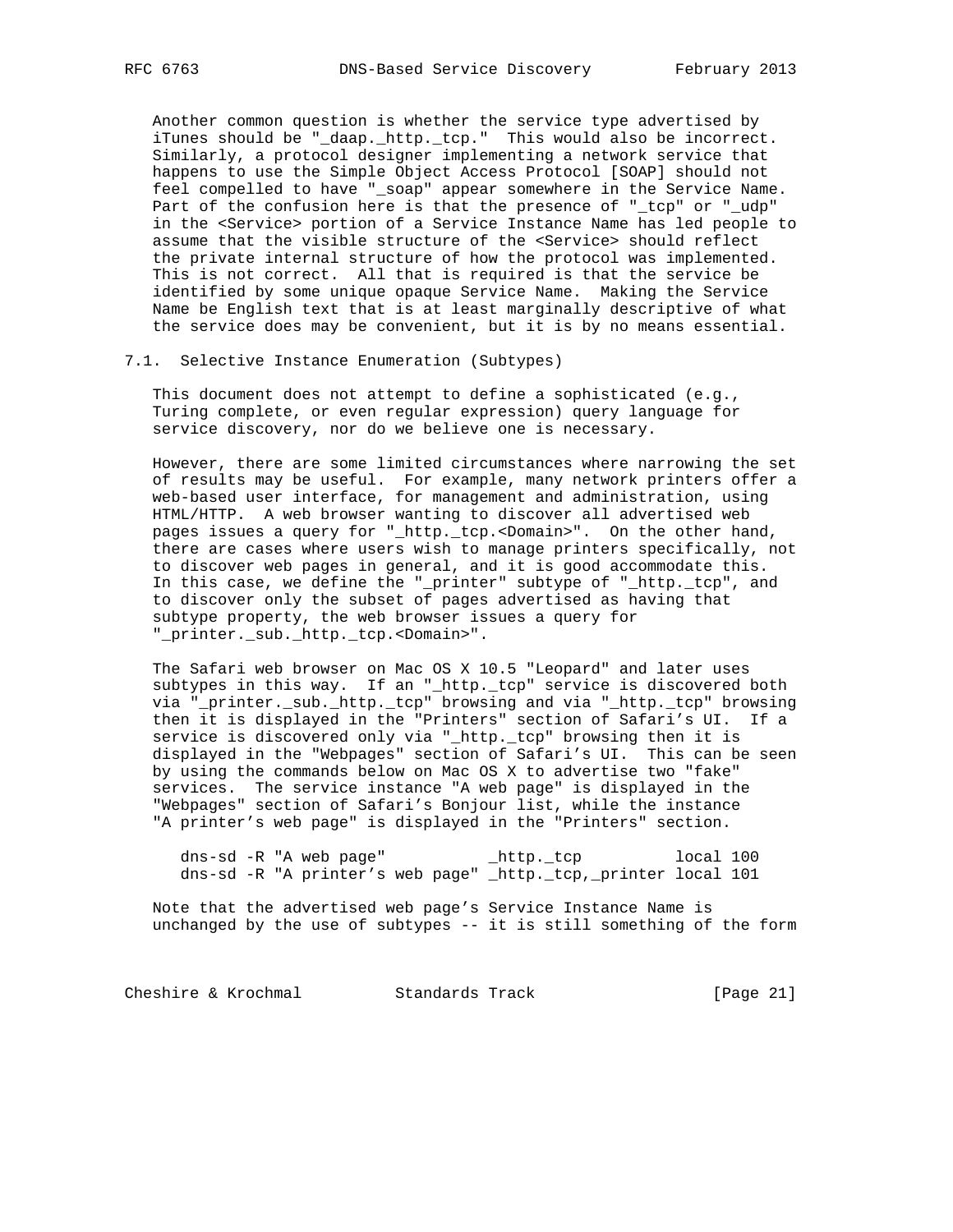Another common question is whether the service type advertised by iTunes should be "_daap._http._tcp." This would also be incorrect. Similarly, a protocol designer implementing a network service that happens to use the Simple Object Access Protocol [SOAP] should not feel compelled to have "_soap" appear somewhere in the Service Name. Part of the confusion here is that the presence of "_tcp" or "_udp" in the <Service> portion of a Service Instance Name has led people to assume that the visible structure of the <Service> should reflect the private internal structure of how the protocol was implemented. This is not correct. All that is required is that the service be identified by some unique opaque Service Name. Making the Service Name be English text that is at least marginally descriptive of what the service does may be convenient, but it is by no means essential.

## 7.1. Selective Instance Enumeration (Subtypes)

This document does not attempt to define a sophisticated (e.g., Turing complete, or even regular expression) query language for service discovery, nor do we believe one is necessary.

However, there are some limited circumstances where narrowing the set of results may be useful. For example, many network printers offer a web-based user interface, for management and administration, using HTML/HTTP. A web browser wanting to discover all advertised web pages issues a query for "_http._tcp.<Domain>". On the other hand, there are cases where users wish to manage printers specifically, not to discover web pages in general, and it is good accommodate this. In this case, we define the "_printer" subtype of "_http._tcp", and to discover only the subset of pages advertised as having that subtype property, the web browser issues a query for "_printer._sub._http._tcp.<Domain>".

The Safari web browser on Mac OS X 10.5 "Leopard" and later uses subtypes in this way. If an "_http._tcp" service is discovered both via "_printer._sub._http._tcp" browsing and via "_http._tcp" browsing then it is displayed in the "Printers" section of Safari's UI. If a service is discovered only via "_http._tcp" browsing then it is displayed in the "Webpages" section of Safari's UI. This can be seen by using the commands below on Mac OS X to advertise two "fake" services. The service instance "A web page" is displayed in the "Webpages" section of Safari's Bonjour list, while the instance "A printer's web page" is displayed in the "Printers" section.

```
dns-sd -R "A web page"           _http._tcp          local 100
dns-sd -R "A printer's web page" _http._tcp,_printer local 101
```

Note that the advertised web page's Service Instance Name is unchanged by the use of subtypes -- it is still something of the form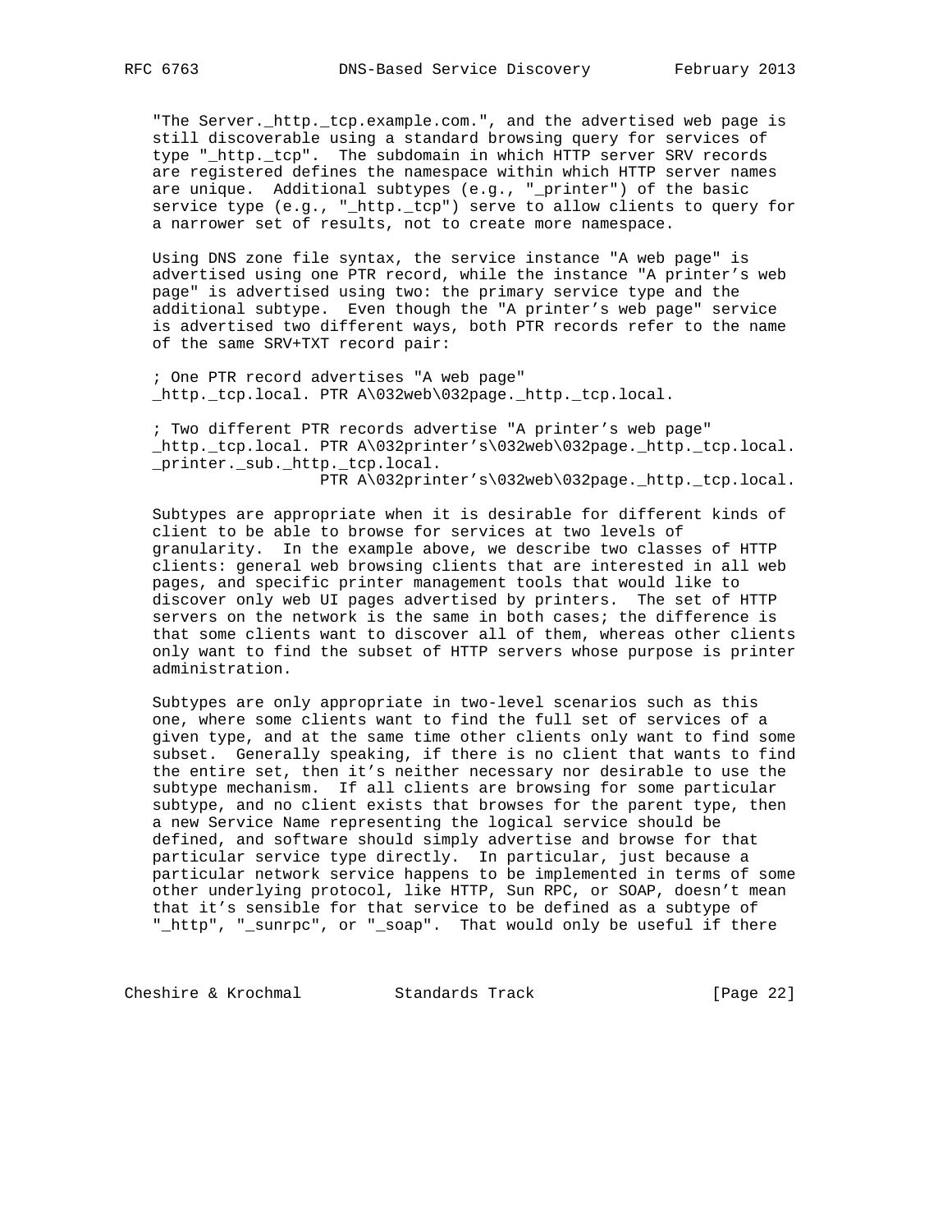"The Server._http._tcp.example.com.", and the advertised web page is still discoverable using a standard browsing query for services of type "_http._tcp". The subdomain in which HTTP server SRV records are registered defines the namespace within which HTTP server names are unique. Additional subtypes (e.g., "_printer") of the basic service type (e.g., "_http._tcp") serve to allow clients to query for a narrower set of results, not to create more namespace.

Using DNS zone file syntax, the service instance "A web page" is advertised using one PTR record, while the instance "A printer's web page" is advertised using two: the primary service type and the additional subtype. Even though the "A printer's web page" service is advertised two different ways, both PTR records refer to the name of the same SRV+TXT record pair:

```
; One PTR record advertises "A web page"
_http._tcp.local. PTR A\032web\032page._http._tcp.local.

; Two different PTR records advertise "A printer's web page"
_http._tcp.local. PTR A\032printer's\032web\032page._http._tcp.local.
_printer._sub._http._tcp.local.
                  PTR A\032printer's\032web\032page._http._tcp.local.
```

Subtypes are appropriate when it is desirable for different kinds of client to be able to browse for services at two levels of granularity. In the example above, we describe two classes of HTTP clients: general web browsing clients that are interested in all web pages, and specific printer management tools that would like to discover only web UI pages advertised by printers. The set of HTTP servers on the network is the same in both cases; the difference is that some clients want to discover all of them, whereas other clients only want to find the subset of HTTP servers whose purpose is printer administration.

Subtypes are only appropriate in two-level scenarios such as this one, where some clients want to find the full set of services of a given type, and at the same time other clients only want to find some subset. Generally speaking, if there is no client that wants to find the entire set, then it's neither necessary nor desirable to use the subtype mechanism. If all clients are browsing for some particular subtype, and no client exists that browses for the parent type, then a new Service Name representing the logical service should be defined, and software should simply advertise and browse for that particular service type directly. In particular, just because a particular network service happens to be implemented in terms of some other underlying protocol, like HTTP, Sun RPC, or SOAP, doesn't mean that it's sensible for that service to be defined as a subtype of "_http", "_sunrpc", or "_soap". That would only be useful if there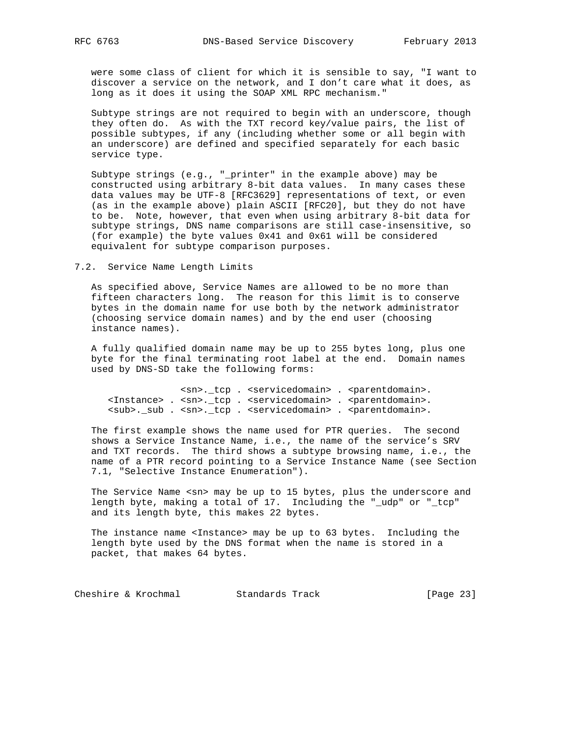were some class of client for which it is sensible to say, "I want to discover a service on the network, and I don't care what it does, as long as it does it using the SOAP XML RPC mechanism."

Subtype strings are not required to begin with an underscore, though they often do. As with the TXT record key/value pairs, the list of possible subtypes, if any (including whether some or all begin with an underscore) are defined and specified separately for each basic service type.

Subtype strings (e.g., "_printer" in the example above) may be constructed using arbitrary 8-bit data values. In many cases these data values may be UTF-8 [RFC3629] representations of text, or even (as in the example above) plain ASCII [RFC20], but they do not have to be. Note, however, that even when using arbitrary 8-bit data for subtype strings, DNS name comparisons are still case-insensitive, so (for example) the byte values 0x41 and 0x61 will be considered equivalent for subtype comparison purposes.

## 7.2. Service Name Length Limits

As specified above, Service Names are allowed to be no more than fifteen characters long. The reason for this limit is to conserve bytes in the domain name for use both by the network administrator (choosing service domain names) and by the end user (choosing instance names).

A fully qualified domain name may be up to 255 bytes long, plus one byte for the final terminating root label at the end. Domain names used by DNS-SD take the following forms:

```
               <sn>._tcp . <servicedomain> . <parentdomain>.
  <Instance> . <sn>._tcp . <servicedomain> . <parentdomain>.
  <sub>._sub . <sn>._tcp . <servicedomain> . <parentdomain>.
```

The first example shows the name used for PTR queries. The second shows a Service Instance Name, i.e., the name of the service's SRV and TXT records. The third shows a subtype browsing name, i.e., the name of a PTR record pointing to a Service Instance Name (see Section 7.1, "Selective Instance Enumeration").

The Service Name <sn> may be up to 15 bytes, plus the underscore and length byte, making a total of 17. Including the "_udp" or "_tcp" and its length byte, this makes 22 bytes.

The instance name <Instance> may be up to 63 bytes. Including the length byte used by the DNS format when the name is stored in a packet, that makes 64 bytes.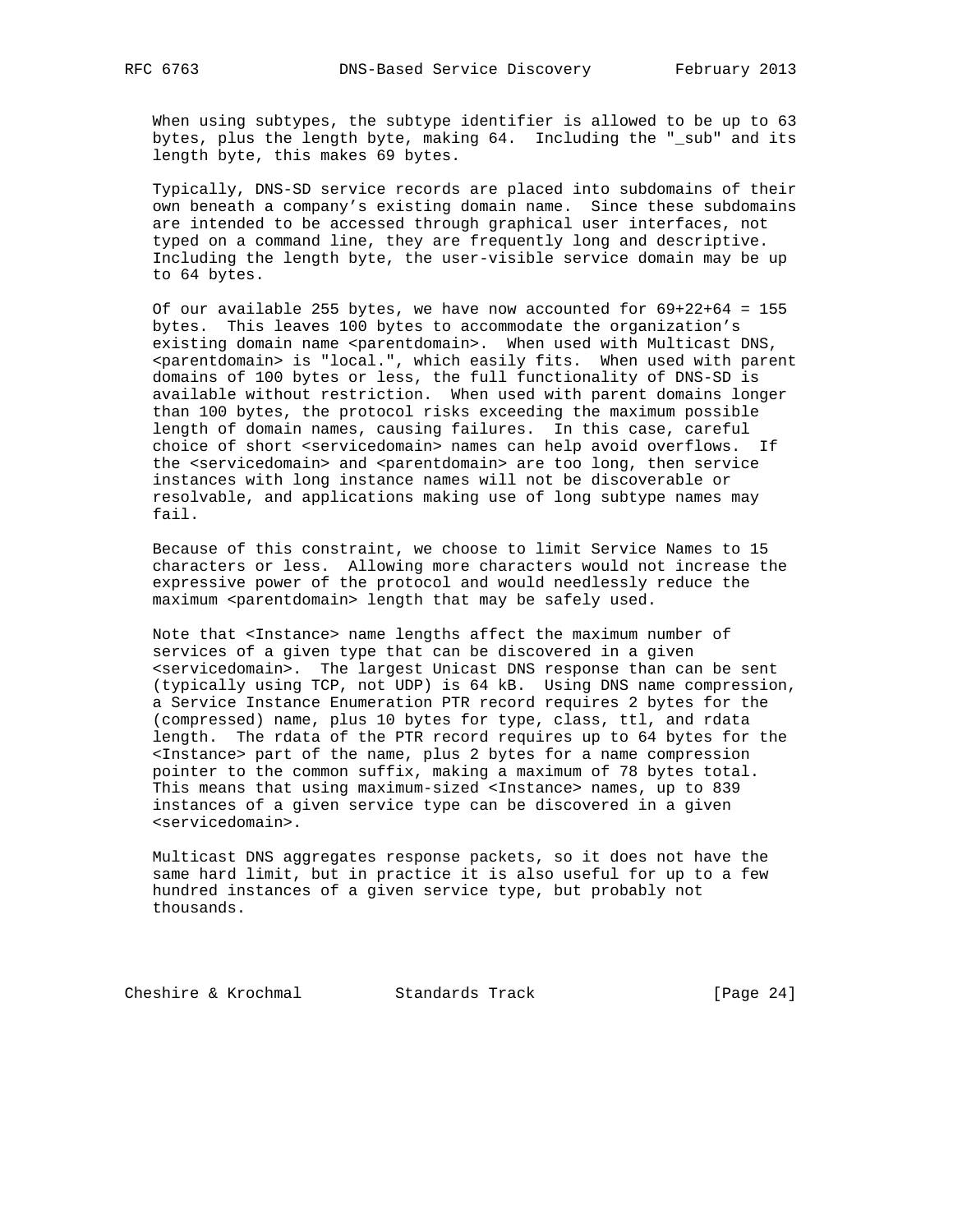When using subtypes, the subtype identifier is allowed to be up to 63 bytes, plus the length byte, making 64. Including the "_sub" and its length byte, this makes 69 bytes.

Typically, DNS-SD service records are placed into subdomains of their own beneath a company's existing domain name. Since these subdomains are intended to be accessed through graphical user interfaces, not typed on a command line, they are frequently long and descriptive. Including the length byte, the user-visible service domain may be up to 64 bytes.

Of our available 255 bytes, we have now accounted for 69+22+64 = 155 bytes. This leaves 100 bytes to accommodate the organization's existing domain name <parentdomain>. When used with Multicast DNS, <parentdomain> is "local.", which easily fits. When used with parent domains of 100 bytes or less, the full functionality of DNS-SD is available without restriction. When used with parent domains longer than 100 bytes, the protocol risks exceeding the maximum possible length of domain names, causing failures. In this case, careful choice of short <servicedomain> names can help avoid overflows. If the <servicedomain> and <parentdomain> are too long, then service instances with long instance names will not be discoverable or resolvable, and applications making use of long subtype names may fail.

Because of this constraint, we choose to limit Service Names to 15 characters or less. Allowing more characters would not increase the expressive power of the protocol and would needlessly reduce the maximum <parentdomain> length that may be safely used.

Note that <Instance> name lengths affect the maximum number of services of a given type that can be discovered in a given <servicedomain>. The largest Unicast DNS response than can be sent (typically using TCP, not UDP) is 64 kB. Using DNS name compression, a Service Instance Enumeration PTR record requires 2 bytes for the (compressed) name, plus 10 bytes for type, class, ttl, and rdata length. The rdata of the PTR record requires up to 64 bytes for the <Instance> part of the name, plus 2 bytes for a name compression pointer to the common suffix, making a maximum of 78 bytes total. This means that using maximum-sized <Instance> names, up to 839 instances of a given service type can be discovered in a given <servicedomain>.

Multicast DNS aggregates response packets, so it does not have the same hard limit, but in practice it is also useful for up to a few hundred instances of a given service type, but probably not thousands.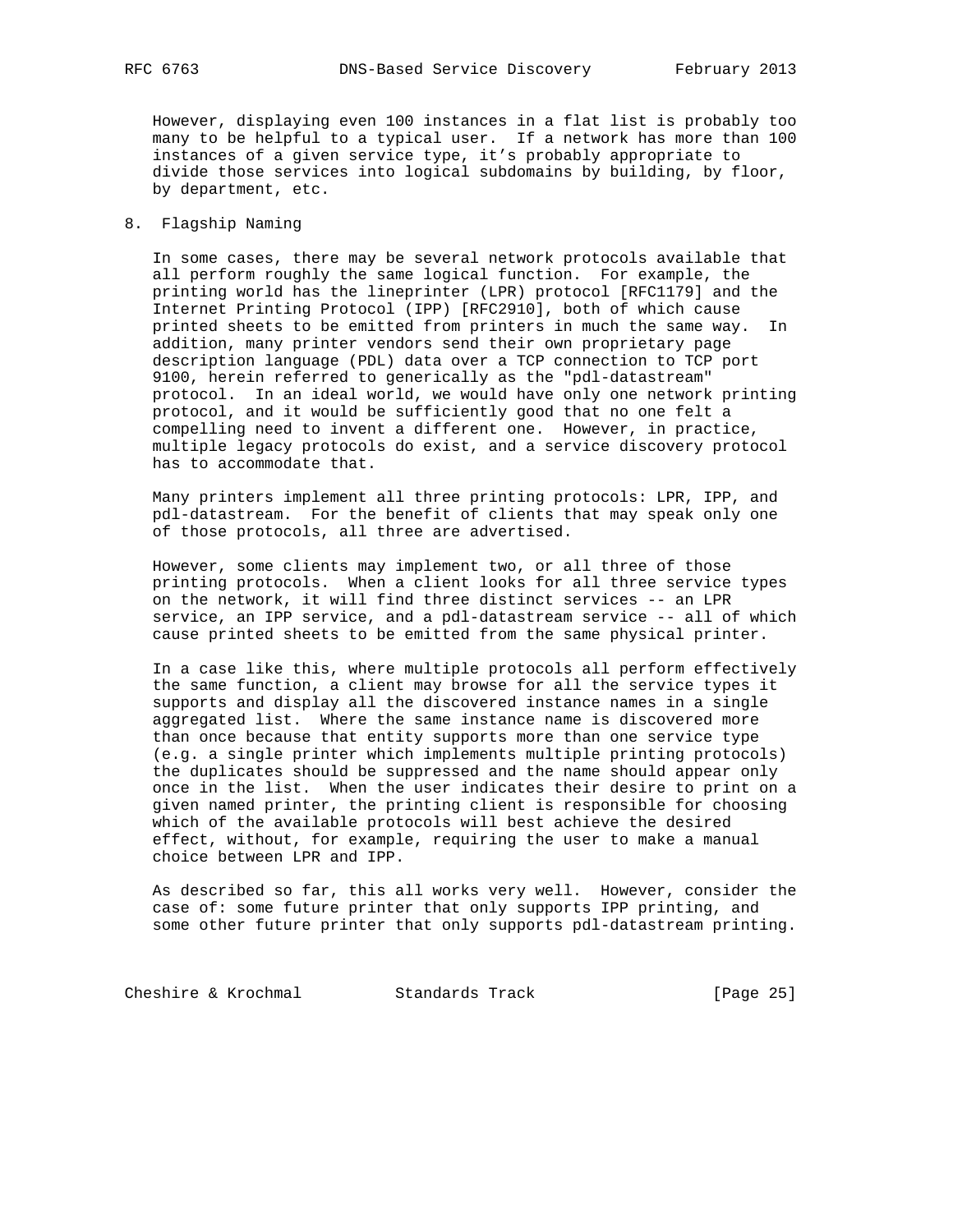However, displaying even 100 instances in a flat list is probably too many to be helpful to a typical user. If a network has more than 100 instances of a given service type, it's probably appropriate to divide those services into logical subdomains by building, by floor, by department, etc.

## 8. Flagship Naming

In some cases, there may be several network protocols available that all perform roughly the same logical function. For example, the printing world has the lineprinter (LPR) protocol [RFC1179] and the Internet Printing Protocol (IPP) [RFC2910], both of which cause printed sheets to be emitted from printers in much the same way. In addition, many printer vendors send their own proprietary page description language (PDL) data over a TCP connection to TCP port 9100, herein referred to generically as the "pdl-datastream" protocol. In an ideal world, we would have only one network printing protocol, and it would be sufficiently good that no one felt a compelling need to invent a different one. However, in practice, multiple legacy protocols do exist, and a service discovery protocol has to accommodate that.

Many printers implement all three printing protocols: LPR, IPP, and pdl-datastream. For the benefit of clients that may speak only one of those protocols, all three are advertised.

However, some clients may implement two, or all three of those printing protocols. When a client looks for all three service types on the network, it will find three distinct services -- an LPR service, an IPP service, and a pdl-datastream service -- all of which cause printed sheets to be emitted from the same physical printer.

In a case like this, where multiple protocols all perform effectively the same function, a client may browse for all the service types it supports and display all the discovered instance names in a single aggregated list. Where the same instance name is discovered more than once because that entity supports more than one service type (e.g. a single printer which implements multiple printing protocols) the duplicates should be suppressed and the name should appear only once in the list. When the user indicates their desire to print on a given named printer, the printing client is responsible for choosing which of the available protocols will best achieve the desired effect, without, for example, requiring the user to make a manual choice between LPR and IPP.

As described so far, this all works very well. However, consider the case of: some future printer that only supports IPP printing, and some other future printer that only supports pdl-datastream printing.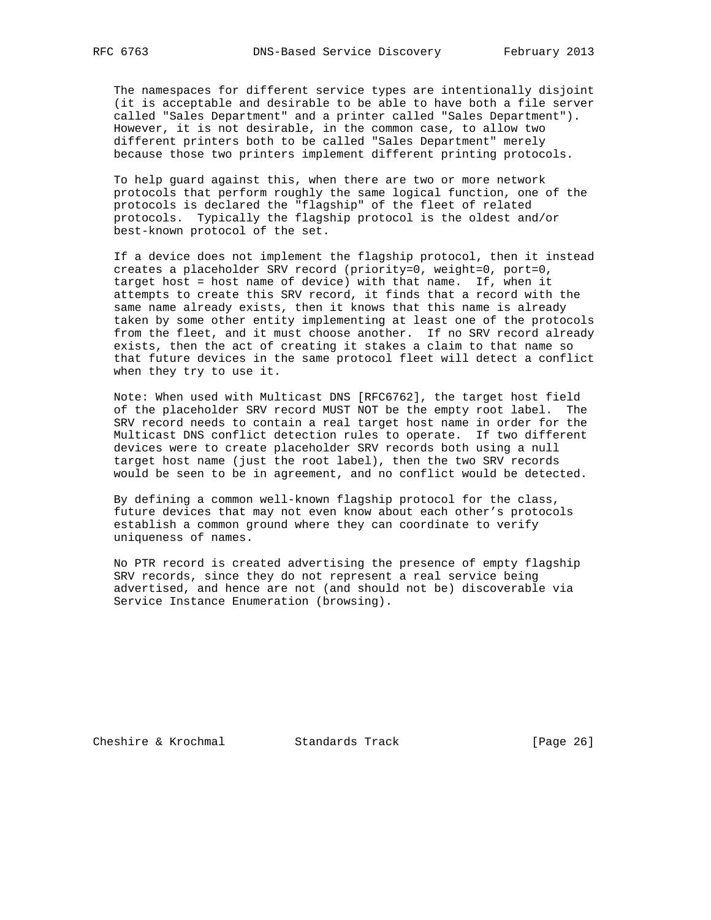The namespaces for different service types are intentionally disjoint (it is acceptable and desirable to be able to have both a file server called "Sales Department" and a printer called "Sales Department"). However, it is not desirable, in the common case, to allow two different printers both to be called "Sales Department" merely because those two printers implement different printing protocols.

To help guard against this, when there are two or more network protocols that perform roughly the same logical function, one of the protocols is declared the "flagship" of the fleet of related protocols. Typically the flagship protocol is the oldest and/or best-known protocol of the set.

If a device does not implement the flagship protocol, then it instead creates a placeholder SRV record (priority=0, weight=0, port=0, target host = host name of device) with that name. If, when it attempts to create this SRV record, it finds that a record with the same name already exists, then it knows that this name is already taken by some other entity implementing at least one of the protocols from the fleet, and it must choose another. If no SRV record already exists, then the act of creating it stakes a claim to that name so that future devices in the same protocol fleet will detect a conflict when they try to use it.

Note: When used with Multicast DNS [RFC6762], the target host field of the placeholder SRV record MUST NOT be the empty root label. The SRV record needs to contain a real target host name in order for the Multicast DNS conflict detection rules to operate. If two different devices were to create placeholder SRV records both using a null target host name (just the root label), then the two SRV records would be seen to be in agreement, and no conflict would be detected.

By defining a common well-known flagship protocol for the class, future devices that may not even know about each other's protocols establish a common ground where they can coordinate to verify uniqueness of names.

No PTR record is created advertising the presence of empty flagship SRV records, since they do not represent a real service being advertised, and hence are not (and should not be) discoverable via Service Instance Enumeration (browsing).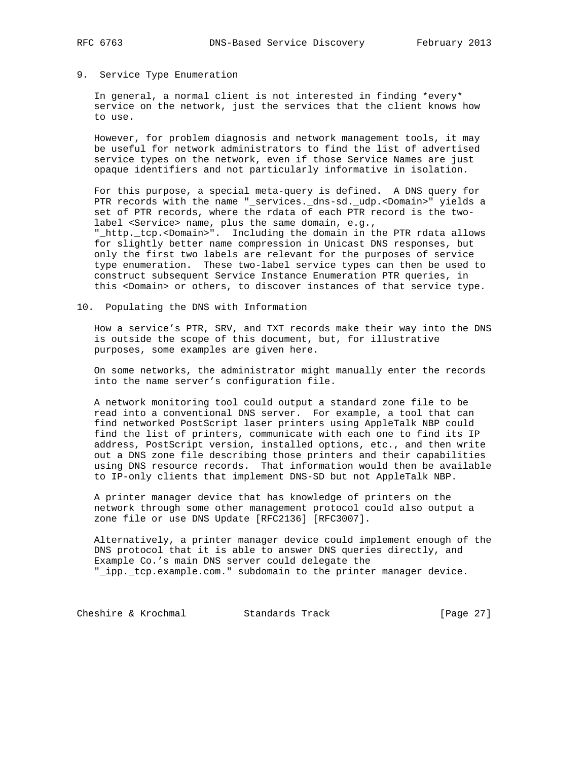## 9. Service Type Enumeration

In general, a normal client is not interested in finding *every* service on the network, just the services that the client knows how to use.

However, for problem diagnosis and network management tools, it may be useful for network administrators to find the list of advertised service types on the network, even if those Service Names are just opaque identifiers and not particularly informative in isolation.

For this purpose, a special meta-query is defined. A DNS query for PTR records with the name "_services._dns-sd._udp.<Domain>" yields a set of PTR records, where the rdata of each PTR record is the two-label <Service> name, plus the same domain, e.g., "_http._tcp.<Domain>". Including the domain in the PTR rdata allows for slightly better name compression in Unicast DNS responses, but only the first two labels are relevant for the purposes of service type enumeration. These two-label service types can then be used to construct subsequent Service Instance Enumeration PTR queries, in this <Domain> or others, to discover instances of that service type.

## 10. Populating the DNS with Information

How a service's PTR, SRV, and TXT records make their way into the DNS is outside the scope of this document, but, for illustrative purposes, some examples are given here.

On some networks, the administrator might manually enter the records into the name server's configuration file.

A network monitoring tool could output a standard zone file to be read into a conventional DNS server. For example, a tool that can find networked PostScript laser printers using AppleTalk NBP could find the list of printers, communicate with each one to find its IP address, PostScript version, installed options, etc., and then write out a DNS zone file describing those printers and their capabilities using DNS resource records. That information would then be available to IP-only clients that implement DNS-SD but not AppleTalk NBP.

A printer manager device that has knowledge of printers on the network through some other management protocol could also output a zone file or use DNS Update [RFC2136] [RFC3007].

Alternatively, a printer manager device could implement enough of the DNS protocol that it is able to answer DNS queries directly, and Example Co.'s main DNS server could delegate the "_ipp._tcp.example.com." subdomain to the printer manager device.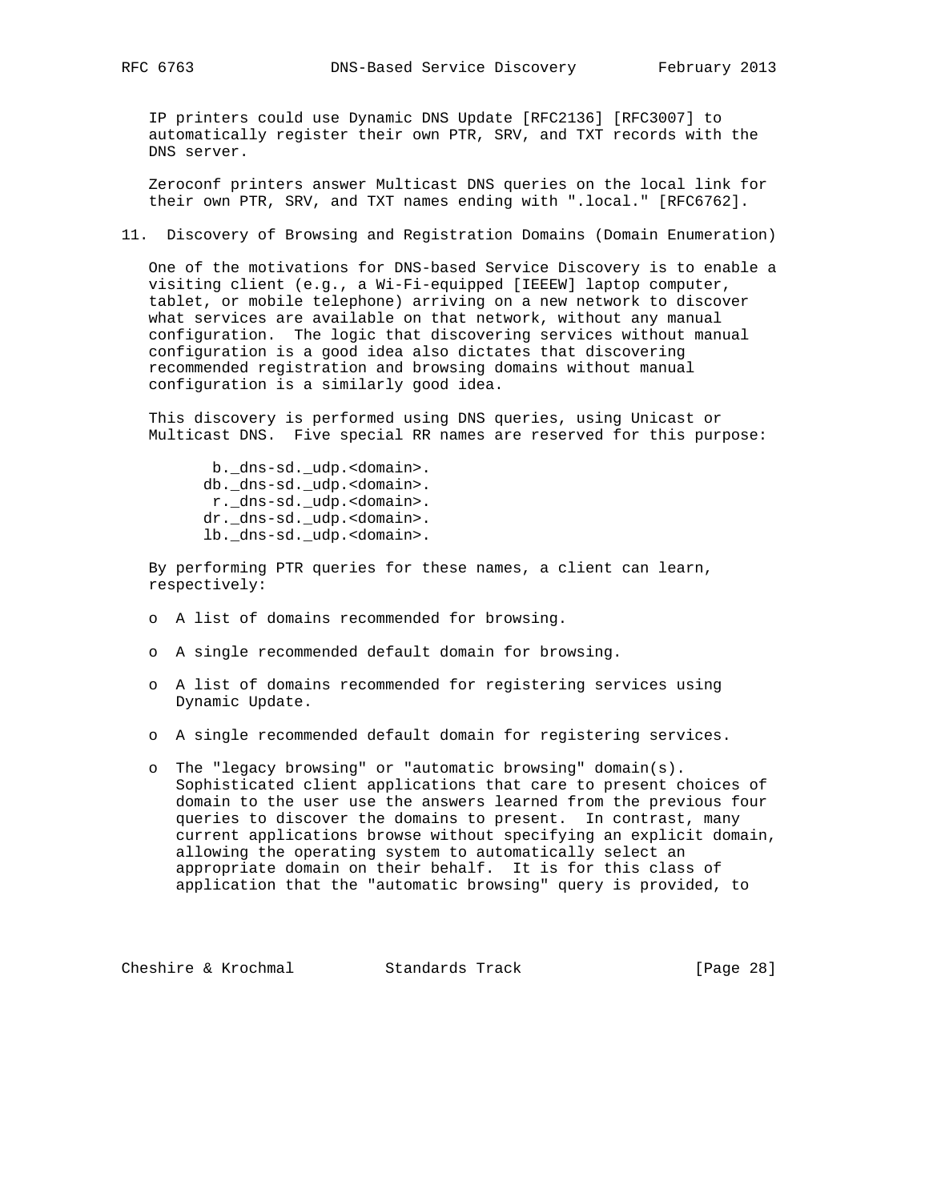IP printers could use Dynamic DNS Update [RFC2136] [RFC3007] to automatically register their own PTR, SRV, and TXT records with the DNS server.

Zeroconf printers answer Multicast DNS queries on the local link for their own PTR, SRV, and TXT names ending with ".local." [RFC6762].

## 11. Discovery of Browsing and Registration Domains (Domain Enumeration)

One of the motivations for DNS-based Service Discovery is to enable a visiting client (e.g., a Wi-Fi-equipped [IEEEW] laptop computer, tablet, or mobile telephone) arriving on a new network to discover what services are available on that network, without any manual configuration. The logic that discovering services without manual configuration is a good idea also dictates that discovering recommended registration and browsing domains without manual configuration is a similarly good idea.

This discovery is performed using DNS queries, using Unicast or Multicast DNS. Five special RR names are reserved for this purpose:

```
 b._dns-sd._udp.<domain>.
db._dns-sd._udp.<domain>.
 r._dns-sd._udp.<domain>.
dr._dns-sd._udp.<domain>.
lb._dns-sd._udp.<domain>.
```

By performing PTR queries for these names, a client can learn, respectively:

- A list of domains recommended for browsing.
- A single recommended default domain for browsing.
- A list of domains recommended for registering services using Dynamic Update.
- A single recommended default domain for registering services.
- The "legacy browsing" or "automatic browsing" domain(s). Sophisticated client applications that care to present choices of domain to the user use the answers learned from the previous four queries to discover the domains to present. In contrast, many current applications browse without specifying an explicit domain, allowing the operating system to automatically select an appropriate domain on their behalf. It is for this class of application that the "automatic browsing" query is provided, to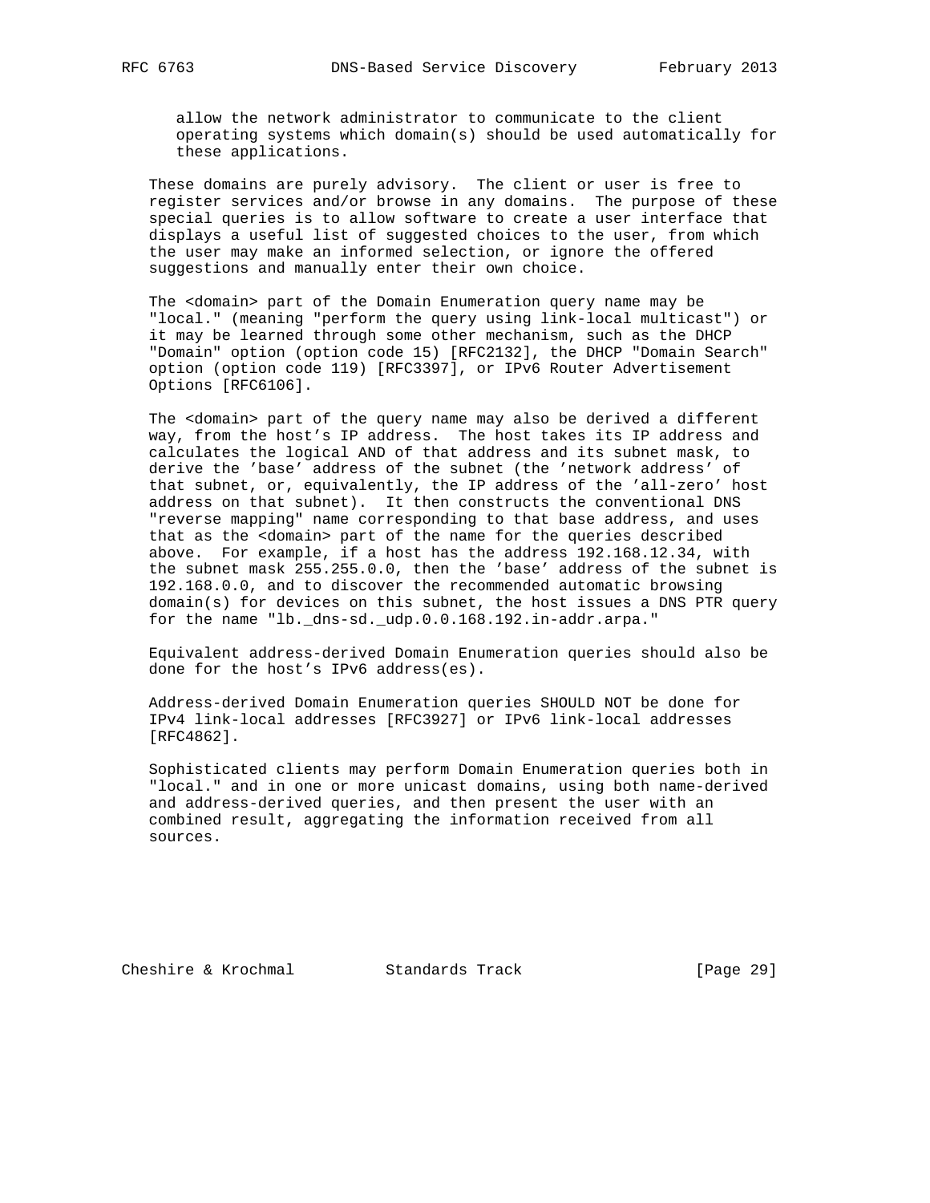allow the network administrator to communicate to the client operating systems which domain(s) should be used automatically for these applications.

These domains are purely advisory. The client or user is free to register services and/or browse in any domains. The purpose of these special queries is to allow software to create a user interface that displays a useful list of suggested choices to the user, from which the user may make an informed selection, or ignore the offered suggestions and manually enter their own choice.

The <domain> part of the Domain Enumeration query name may be "local." (meaning "perform the query using link-local multicast") or it may be learned through some other mechanism, such as the DHCP "Domain" option (option code 15) [RFC2132], the DHCP "Domain Search" option (option code 119) [RFC3397], or IPv6 Router Advertisement Options [RFC6106].

The <domain> part of the query name may also be derived a different way, from the host's IP address. The host takes its IP address and calculates the logical AND of that address and its subnet mask, to derive the 'base' address of the subnet (the 'network address' of that subnet, or, equivalently, the IP address of the 'all-zero' host address on that subnet). It then constructs the conventional DNS "reverse mapping" name corresponding to that base address, and uses that as the <domain> part of the name for the queries described above. For example, if a host has the address 192.168.12.34, with the subnet mask 255.255.0.0, then the 'base' address of the subnet is 192.168.0.0, and to discover the recommended automatic browsing domain(s) for devices on this subnet, the host issues a DNS PTR query for the name "lb._dns-sd._udp.0.0.168.192.in-addr.arpa."

Equivalent address-derived Domain Enumeration queries should also be done for the host's IPv6 address(es).

Address-derived Domain Enumeration queries SHOULD NOT be done for IPv4 link-local addresses [RFC3927] or IPv6 link-local addresses [RFC4862].

Sophisticated clients may perform Domain Enumeration queries both in "local." and in one or more unicast domains, using both name-derived and address-derived queries, and then present the user with an combined result, aggregating the information received from all sources.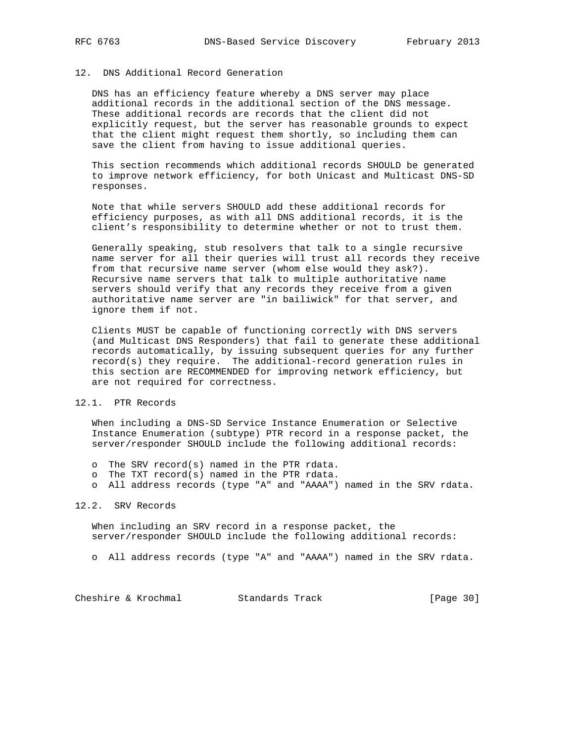## 12. DNS Additional Record Generation

DNS has an efficiency feature whereby a DNS server may place additional records in the additional section of the DNS message. These additional records are records that the client did not explicitly request, but the server has reasonable grounds to expect that the client might request them shortly, so including them can save the client from having to issue additional queries.

This section recommends which additional records SHOULD be generated to improve network efficiency, for both Unicast and Multicast DNS-SD responses.

Note that while servers SHOULD add these additional records for efficiency purposes, as with all DNS additional records, it is the client's responsibility to determine whether or not to trust them.

Generally speaking, stub resolvers that talk to a single recursive name server for all their queries will trust all records they receive from that recursive name server (whom else would they ask?). Recursive name servers that talk to multiple authoritative name servers should verify that any records they receive from a given authoritative name server are "in bailiwick" for that server, and ignore them if not.

Clients MUST be capable of functioning correctly with DNS servers (and Multicast DNS Responders) that fail to generate these additional records automatically, by issuing subsequent queries for any further record(s) they require. The additional-record generation rules in this section are RECOMMENDED for improving network efficiency, but are not required for correctness.

### 12.1. PTR Records

When including a DNS-SD Service Instance Enumeration or Selective Instance Enumeration (subtype) PTR record in a response packet, the server/responder SHOULD include the following additional records:

- The SRV record(s) named in the PTR rdata.
- The TXT record(s) named in the PTR rdata.
- All address records (type "A" and "AAAA") named in the SRV rdata.

### 12.2. SRV Records

When including an SRV record in a response packet, the server/responder SHOULD include the following additional records:

- All address records (type "A" and "AAAA") named in the SRV rdata.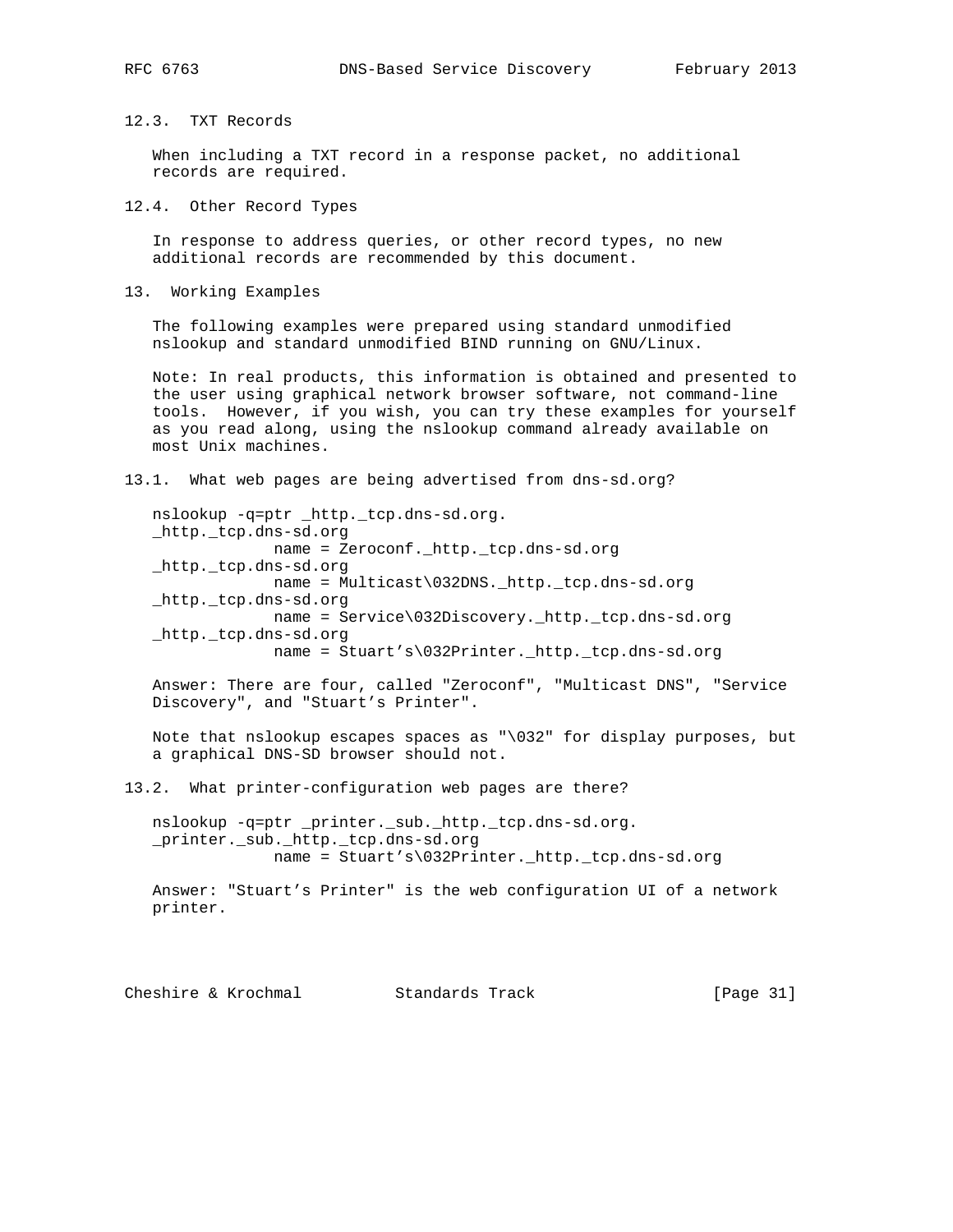### 12.3. TXT Records

When including a TXT record in a response packet, no additional records are required.

### 12.4. Other Record Types

In response to address queries, or other record types, no new additional records are recommended by this document.

## 13. Working Examples

The following examples were prepared using standard unmodified nslookup and standard unmodified BIND running on GNU/Linux.

Note: In real products, this information is obtained and presented to the user using graphical network browser software, not command-line tools. However, if you wish, you can try these examples for yourself as you read along, using the nslookup command already available on most Unix machines.

### 13.1. What web pages are being advertised from dns-sd.org?

```
nslookup -q=ptr _http._tcp.dns-sd.org.
_http._tcp.dns-sd.org
             name = Zeroconf._http._tcp.dns-sd.org
_http._tcp.dns-sd.org
             name = Multicast\032DNS._http._tcp.dns-sd.org
_http._tcp.dns-sd.org
             name = Service\032Discovery._http._tcp.dns-sd.org
_http._tcp.dns-sd.org
             name = Stuart's\032Printer._http._tcp.dns-sd.org
```

Answer: There are four, called "Zeroconf", "Multicast DNS", "Service Discovery", and "Stuart's Printer".

Note that nslookup escapes spaces as "\032" for display purposes, but a graphical DNS-SD browser should not.

### 13.2. What printer-configuration web pages are there?

```
nslookup -q=ptr _printer._sub._http._tcp.dns-sd.org.
_printer._sub._http._tcp.dns-sd.org
             name = Stuart's\032Printer._http._tcp.dns-sd.org
```

Answer: "Stuart's Printer" is the web configuration UI of a network printer.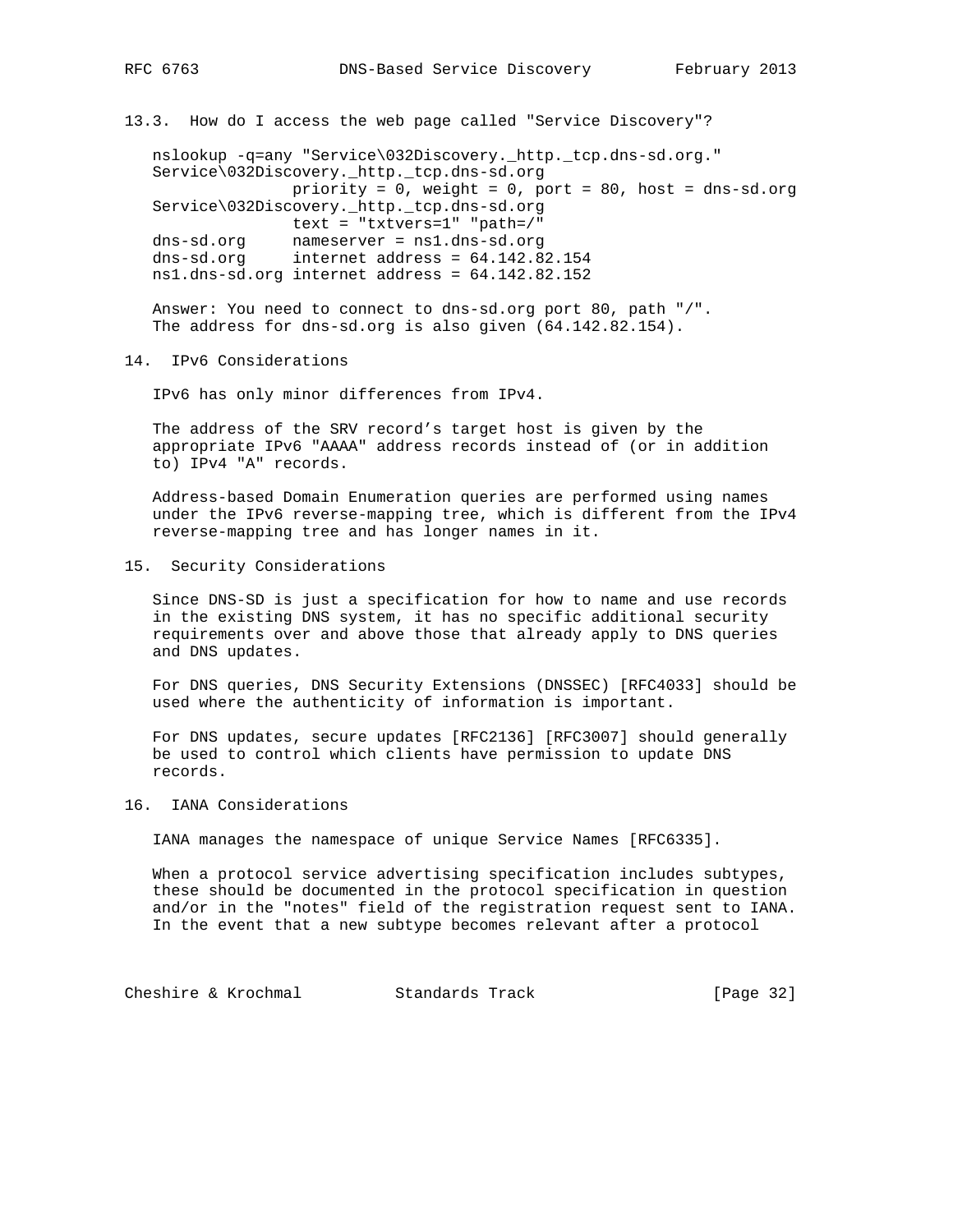### 13.3. How do I access the web page called "Service Discovery"?

```
nslookup -q=any "Service\032Discovery._http._tcp.dns-sd.org."
Service\032Discovery._http._tcp.dns-sd.org
               priority = 0, weight = 0, port = 80, host = dns-sd.org
Service\032Discovery._http._tcp.dns-sd.org
               text = "txtvers=1" "path=/"
dns-sd.org     nameserver = ns1.dns-sd.org
dns-sd.org     internet address = 64.142.82.154
ns1.dns-sd.org internet address = 64.142.82.152
```

Answer: You need to connect to dns-sd.org port 80, path "/". The address for dns-sd.org is also given (64.142.82.154).

## 14. IPv6 Considerations

IPv6 has only minor differences from IPv4.

The address of the SRV record's target host is given by the appropriate IPv6 "AAAA" address records instead of (or in addition to) IPv4 "A" records.

Address-based Domain Enumeration queries are performed using names under the IPv6 reverse-mapping tree, which is different from the IPv4 reverse-mapping tree and has longer names in it.

## 15. Security Considerations

Since DNS-SD is just a specification for how to name and use records in the existing DNS system, it has no specific additional security requirements over and above those that already apply to DNS queries and DNS updates.

For DNS queries, DNS Security Extensions (DNSSEC) [RFC4033] should be used where the authenticity of information is important.

For DNS updates, secure updates [RFC2136] [RFC3007] should generally be used to control which clients have permission to update DNS records.

## 16. IANA Considerations

IANA manages the namespace of unique Service Names [RFC6335].

When a protocol service advertising specification includes subtypes, these should be documented in the protocol specification in question and/or in the "notes" field of the registration request sent to IANA. In the event that a new subtype becomes relevant after a protocol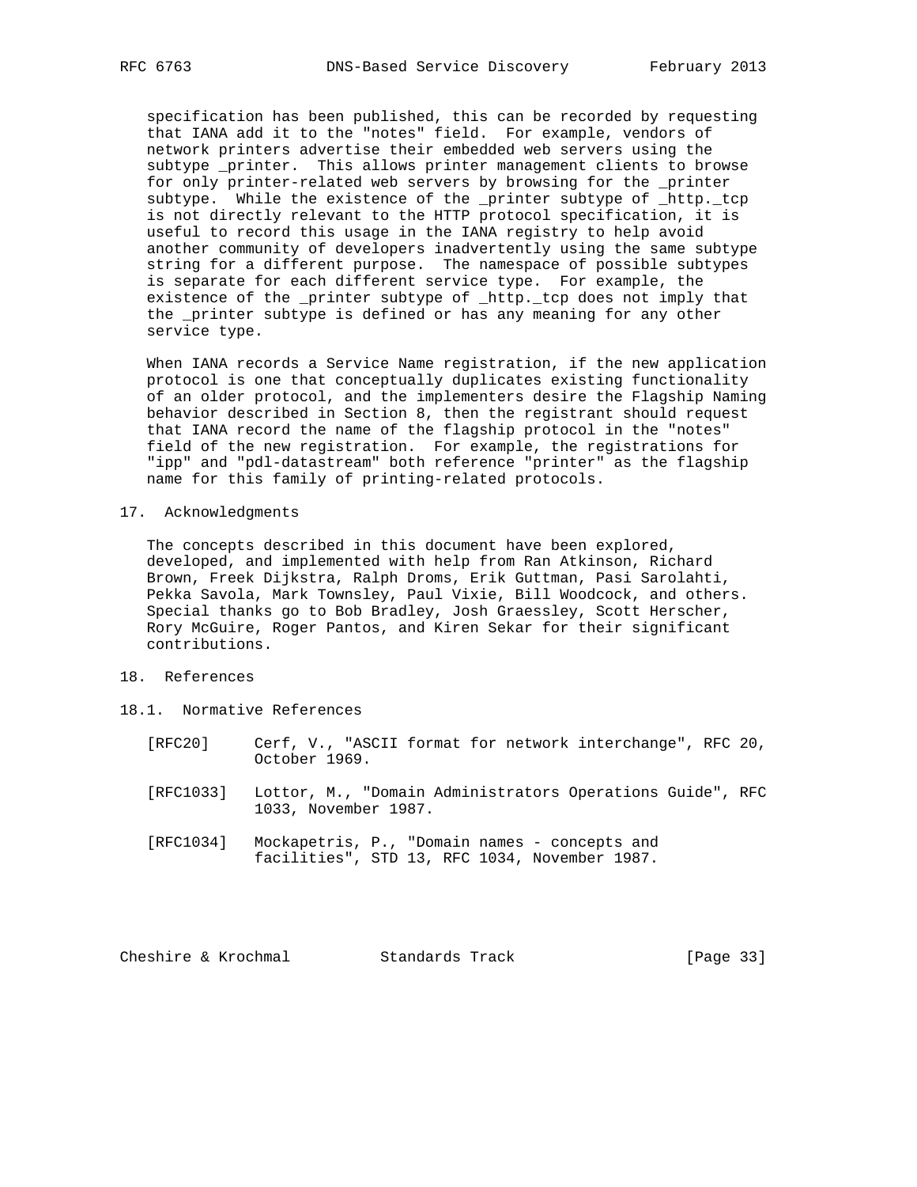specification has been published, this can be recorded by requesting that IANA add it to the "notes" field. For example, vendors of network printers advertise their embedded web servers using the subtype _printer. This allows printer management clients to browse for only printer-related web servers by browsing for the _printer subtype. While the existence of the _printer subtype of _http._tcp is not directly relevant to the HTTP protocol specification, it is useful to record this usage in the IANA registry to help avoid another community of developers inadvertently using the same subtype string for a different purpose. The namespace of possible subtypes is separate for each different service type. For example, the existence of the _printer subtype of _http._tcp does not imply that the _printer subtype is defined or has any meaning for any other service type.

When IANA records a Service Name registration, if the new application protocol is one that conceptually duplicates existing functionality of an older protocol, and the implementers desire the Flagship Naming behavior described in Section 8, then the registrant should request that IANA record the name of the flagship protocol in the "notes" field of the new registration. For example, the registrations for "ipp" and "pdl-datastream" both reference "printer" as the flagship name for this family of printing-related protocols.

## 17. Acknowledgments

The concepts described in this document have been explored, developed, and implemented with help from Ran Atkinson, Richard Brown, Freek Dijkstra, Ralph Droms, Erik Guttman, Pasi Sarolahti, Pekka Savola, Mark Townsley, Paul Vixie, Bill Woodcock, and others. Special thanks go to Bob Bradley, Josh Graessley, Scott Herscher, Rory McGuire, Roger Pantos, and Kiren Sekar for their significant contributions.

## 18. References

### 18.1. Normative References

[RFC20] Cerf, V., "ASCII format for network interchange", RFC 20, October 1969.

[RFC1033] Lottor, M., "Domain Administrators Operations Guide", RFC 1033, November 1987.

[RFC1034] Mockapetris, P., "Domain names - concepts and facilities", STD 13, RFC 1034, November 1987.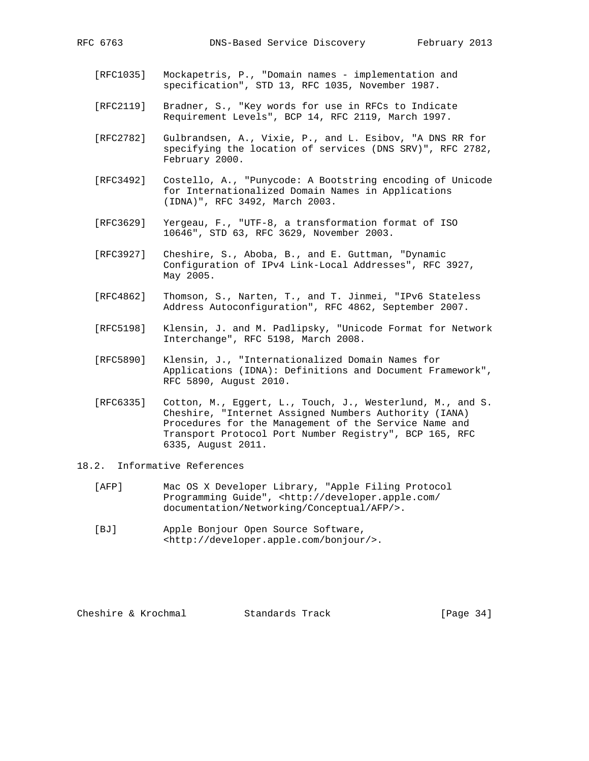[RFC1035] Mockapetris, P., "Domain names - implementation and specification", STD 13, RFC 1035, November 1987.

[RFC2119] Bradner, S., "Key words for use in RFCs to Indicate Requirement Levels", BCP 14, RFC 2119, March 1997.

[RFC2782] Gulbrandsen, A., Vixie, P., and L. Esibov, "A DNS RR for specifying the location of services (DNS SRV)", RFC 2782, February 2000.

[RFC3492] Costello, A., "Punycode: A Bootstring encoding of Unicode for Internationalized Domain Names in Applications (IDNA)", RFC 3492, March 2003.

[RFC3629] Yergeau, F., "UTF-8, a transformation format of ISO 10646", STD 63, RFC 3629, November 2003.

[RFC3927] Cheshire, S., Aboba, B., and E. Guttman, "Dynamic Configuration of IPv4 Link-Local Addresses", RFC 3927, May 2005.

[RFC4862] Thomson, S., Narten, T., and T. Jinmei, "IPv6 Stateless Address Autoconfiguration", RFC 4862, September 2007.

[RFC5198] Klensin, J. and M. Padlipsky, "Unicode Format for Network Interchange", RFC 5198, March 2008.

[RFC5890] Klensin, J., "Internationalized Domain Names for Applications (IDNA): Definitions and Document Framework", RFC 5890, August 2010.

[RFC6335] Cotton, M., Eggert, L., Touch, J., Westerlund, M., and S. Cheshire, "Internet Assigned Numbers Authority (IANA) Procedures for the Management of the Service Name and Transport Protocol Port Number Registry", BCP 165, RFC 6335, August 2011.

## 18.2. Informative References

[AFP] Mac OS X Developer Library, "Apple Filing Protocol Programming Guide", <http://developer.apple.com/documentation/Networking/Conceptual/AFP/>.

[BJ] Apple Bonjour Open Source Software, <http://developer.apple.com/bonjour/>.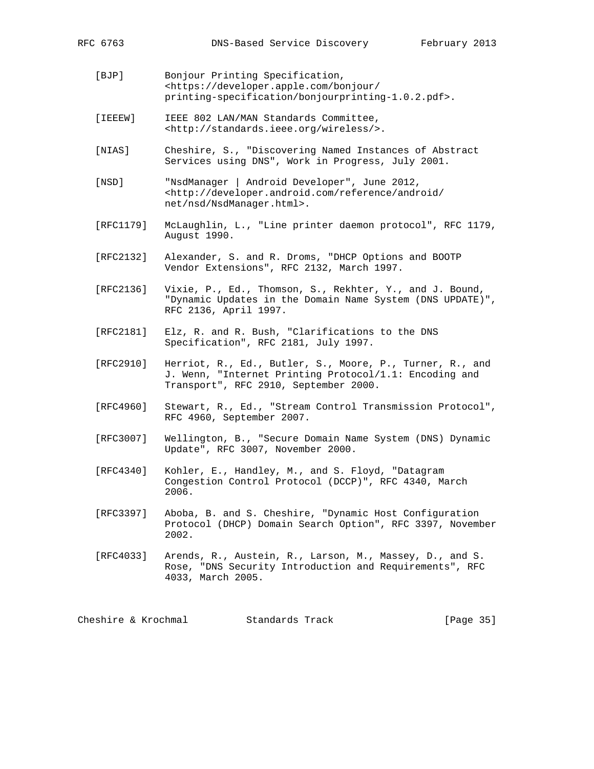[BJP] Bonjour Printing Specification, <https://developer.apple.com/bonjour/printing-specification/bonjourprinting-1.0.2.pdf>.

[IEEEW] IEEE 802 LAN/MAN Standards Committee, <http://standards.ieee.org/wireless/>.

[NIAS] Cheshire, S., "Discovering Named Instances of Abstract Services using DNS", Work in Progress, July 2001.

[NSD] "NsdManager | Android Developer", June 2012, <http://developer.android.com/reference/android/net/nsd/NsdManager.html>.

[RFC1179] McLaughlin, L., "Line printer daemon protocol", RFC 1179, August 1990.

[RFC2132] Alexander, S. and R. Droms, "DHCP Options and BOOTP Vendor Extensions", RFC 2132, March 1997.

[RFC2136] Vixie, P., Ed., Thomson, S., Rekhter, Y., and J. Bound, "Dynamic Updates in the Domain Name System (DNS UPDATE)", RFC 2136, April 1997.

[RFC2181] Elz, R. and R. Bush, "Clarifications to the DNS Specification", RFC 2181, July 1997.

[RFC2910] Herriot, R., Ed., Butler, S., Moore, P., Turner, R., and J. Wenn, "Internet Printing Protocol/1.1: Encoding and Transport", RFC 2910, September 2000.

[RFC4960] Stewart, R., Ed., "Stream Control Transmission Protocol", RFC 4960, September 2007.

[RFC3007] Wellington, B., "Secure Domain Name System (DNS) Dynamic Update", RFC 3007, November 2000.

[RFC4340] Kohler, E., Handley, M., and S. Floyd, "Datagram Congestion Control Protocol (DCCP)", RFC 4340, March 2006.

[RFC3397] Aboba, B. and S. Cheshire, "Dynamic Host Configuration Protocol (DHCP) Domain Search Option", RFC 3397, November 2002.

[RFC4033] Arends, R., Austein, R., Larson, M., Massey, D., and S. Rose, "DNS Security Introduction and Requirements", RFC 4033, March 2005.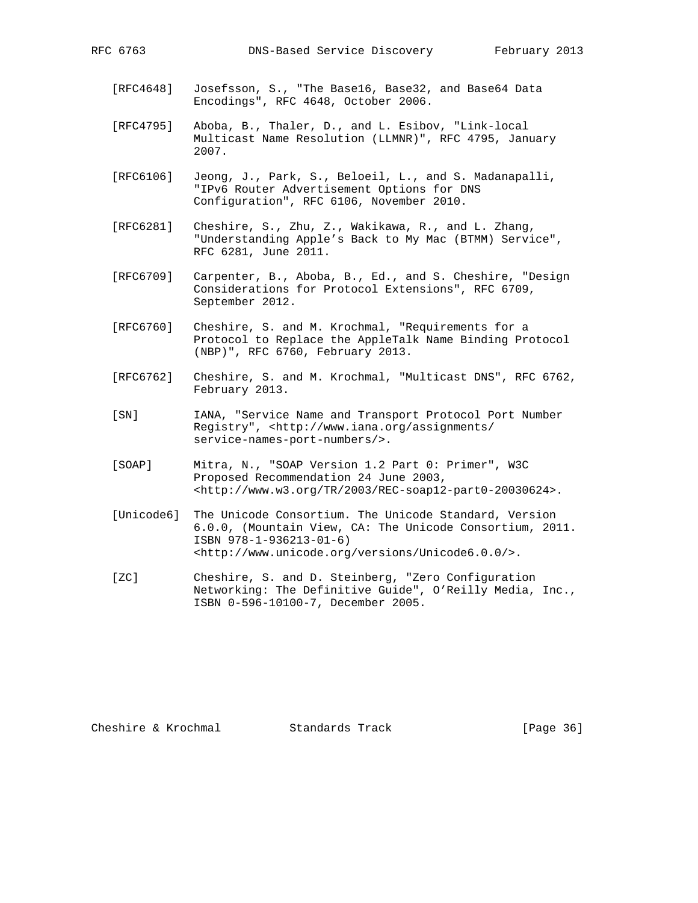[RFC4648] Josefsson, S., "The Base16, Base32, and Base64 Data Encodings", RFC 4648, October 2006.

[RFC4795] Aboba, B., Thaler, D., and L. Esibov, "Link-local Multicast Name Resolution (LLMNR)", RFC 4795, January 2007.

[RFC6106] Jeong, J., Park, S., Beloeil, L., and S. Madanapalli, "IPv6 Router Advertisement Options for DNS Configuration", RFC 6106, November 2010.

[RFC6281] Cheshire, S., Zhu, Z., Wakikawa, R., and L. Zhang, "Understanding Apple's Back to My Mac (BTMM) Service", RFC 6281, June 2011.

[RFC6709] Carpenter, B., Aboba, B., Ed., and S. Cheshire, "Design Considerations for Protocol Extensions", RFC 6709, September 2012.

[RFC6760] Cheshire, S. and M. Krochmal, "Requirements for a Protocol to Replace the AppleTalk Name Binding Protocol (NBP)", RFC 6760, February 2013.

[RFC6762] Cheshire, S. and M. Krochmal, "Multicast DNS", RFC 6762, February 2013.

[SN] IANA, "Service Name and Transport Protocol Port Number Registry", <http://www.iana.org/assignments/service-names-port-numbers/>.

[SOAP] Mitra, N., "SOAP Version 1.2 Part 0: Primer", W3C Proposed Recommendation 24 June 2003, <http://www.w3.org/TR/2003/REC-soap12-part0-20030624>.

[Unicode6] The Unicode Consortium. The Unicode Standard, Version 6.0.0, (Mountain View, CA: The Unicode Consortium, 2011. ISBN 978-1-936213-01-6) <http://www.unicode.org/versions/Unicode6.0.0/>.

[ZC] Cheshire, S. and D. Steinberg, "Zero Configuration Networking: The Definitive Guide", O'Reilly Media, Inc., ISBN 0-596-10100-7, December 2005.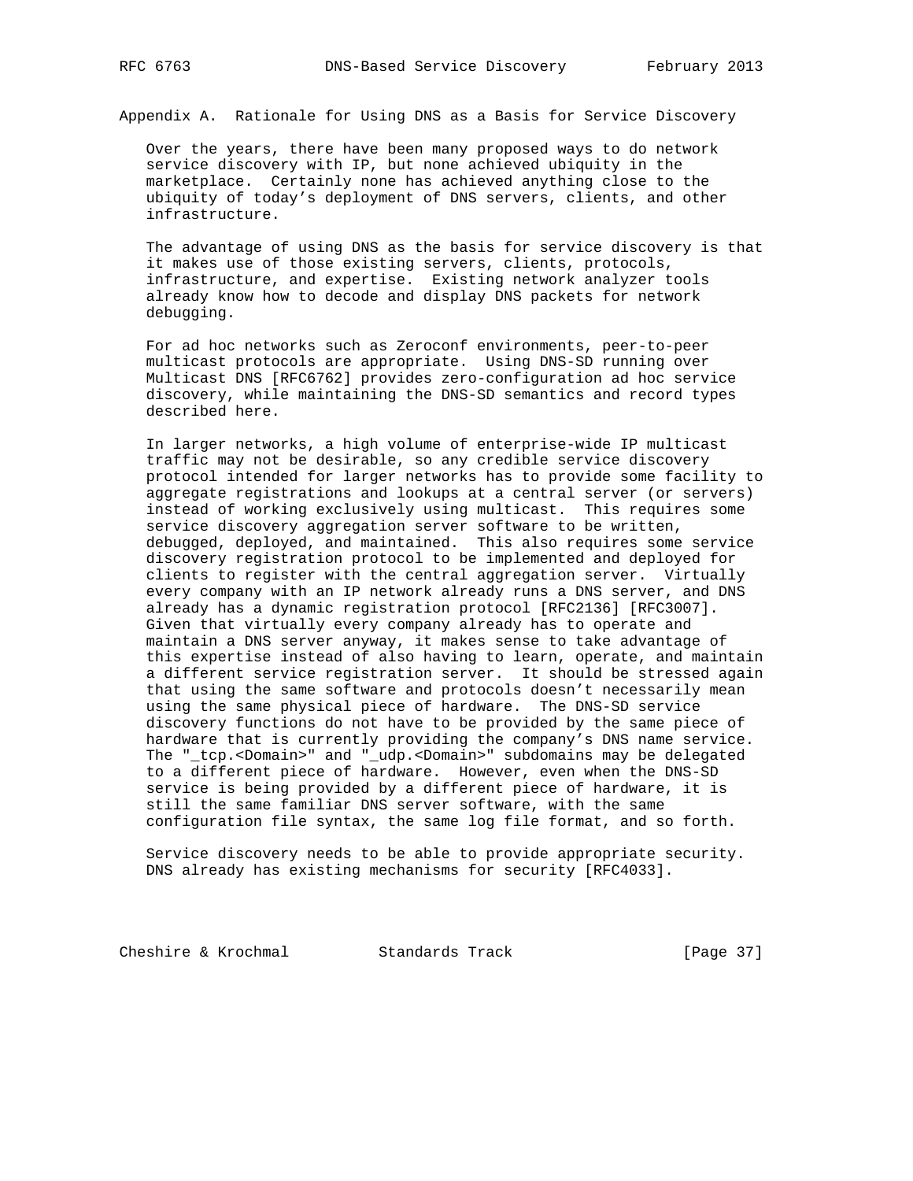## Appendix A. Rationale for Using DNS as a Basis for Service Discovery

Over the years, there have been many proposed ways to do network service discovery with IP, but none achieved ubiquity in the marketplace. Certainly none has achieved anything close to the ubiquity of today's deployment of DNS servers, clients, and other infrastructure.

The advantage of using DNS as the basis for service discovery is that it makes use of those existing servers, clients, protocols, infrastructure, and expertise. Existing network analyzer tools already know how to decode and display DNS packets for network debugging.

For ad hoc networks such as Zeroconf environments, peer-to-peer multicast protocols are appropriate. Using DNS-SD running over Multicast DNS [RFC6762] provides zero-configuration ad hoc service discovery, while maintaining the DNS-SD semantics and record types described here.

In larger networks, a high volume of enterprise-wide IP multicast traffic may not be desirable, so any credible service discovery protocol intended for larger networks has to provide some facility to aggregate registrations and lookups at a central server (or servers) instead of working exclusively using multicast. This requires some service discovery aggregation server software to be written, debugged, deployed, and maintained. This also requires some service discovery registration protocol to be implemented and deployed for clients to register with the central aggregation server. Virtually every company with an IP network already runs a DNS server, and DNS already has a dynamic registration protocol [RFC2136] [RFC3007]. Given that virtually every company already has to operate and maintain a DNS server anyway, it makes sense to take advantage of this expertise instead of also having to learn, operate, and maintain a different service registration server. It should be stressed again that using the same software and protocols doesn't necessarily mean using the same physical piece of hardware. The DNS-SD service discovery functions do not have to be provided by the same piece of hardware that is currently providing the company's DNS name service. The "_tcp.<Domain>" and "_udp.<Domain>" subdomains may be delegated to a different piece of hardware. However, even when the DNS-SD service is being provided by a different piece of hardware, it is still the same familiar DNS server software, with the same configuration file syntax, the same log file format, and so forth.

Service discovery needs to be able to provide appropriate security. DNS already has existing mechanisms for security [RFC4033].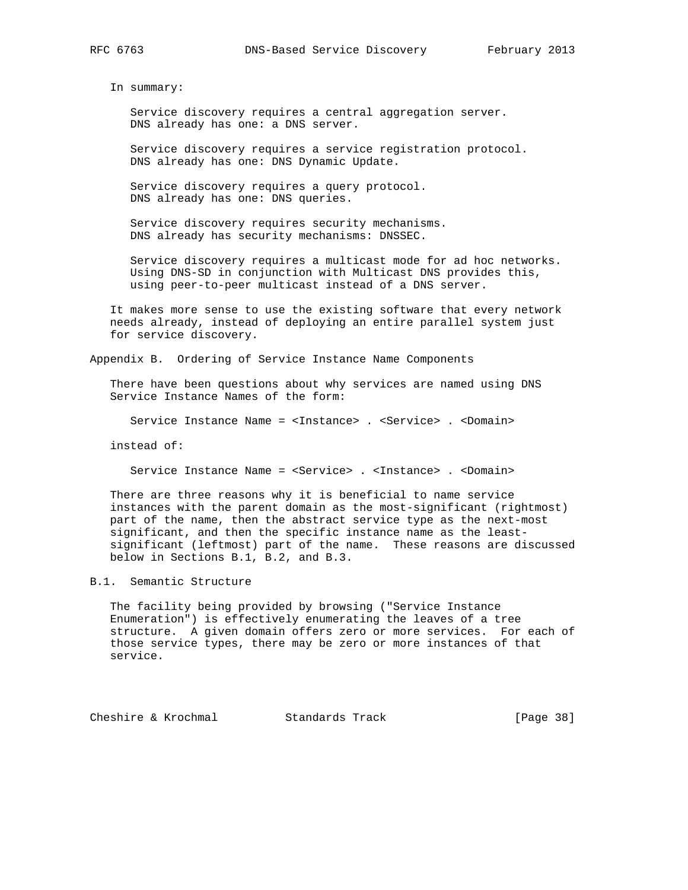In summary:

Service discovery requires a central aggregation server.
DNS already has one: a DNS server.

Service discovery requires a service registration protocol.
DNS already has one: DNS Dynamic Update.

Service discovery requires a query protocol.
DNS already has one: DNS queries.

Service discovery requires security mechanisms.
DNS already has security mechanisms: DNSSEC.

Service discovery requires a multicast mode for ad hoc networks.
Using DNS-SD in conjunction with Multicast DNS provides this,
using peer-to-peer multicast instead of a DNS server.

It makes more sense to use the existing software that every network needs already, instead of deploying an entire parallel system just for service discovery.

## Appendix B. Ordering of Service Instance Name Components

There have been questions about why services are named using DNS Service Instance Names of the form:

```
Service Instance Name = <Instance> . <Service> . <Domain>
```

instead of:

```
Service Instance Name = <Service> . <Instance> . <Domain>
```

There are three reasons why it is beneficial to name service instances with the parent domain as the most-significant (rightmost) part of the name, then the abstract service type as the next-most significant, and then the specific instance name as the least-significant (leftmost) part of the name. These reasons are discussed below in Sections B.1, B.2, and B.3.

### B.1. Semantic Structure

The facility being provided by browsing ("Service Instance Enumeration") is effectively enumerating the leaves of a tree structure. A given domain offers zero or more services. For each of those service types, there may be zero or more instances of that service.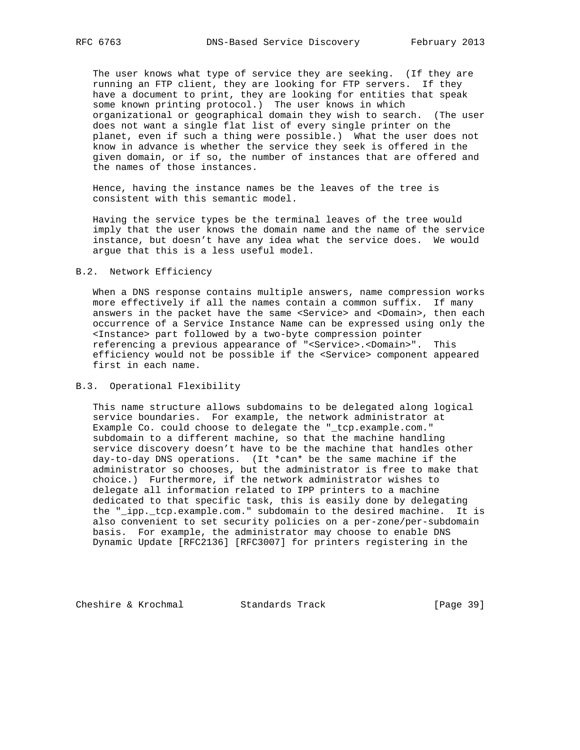The user knows what type of service they are seeking. (If they are running an FTP client, they are looking for FTP servers. If they have a document to print, they are looking for entities that speak some known printing protocol.) The user knows in which organizational or geographical domain they wish to search. (The user does not want a single flat list of every single printer on the planet, even if such a thing were possible.) What the user does not know in advance is whether the service they seek is offered in the given domain, or if so, the number of instances that are offered and the names of those instances.

Hence, having the instance names be the leaves of the tree is consistent with this semantic model.

Having the service types be the terminal leaves of the tree would imply that the user knows the domain name and the name of the service instance, but doesn't have any idea what the service does. We would argue that this is a less useful model.

## B.2. Network Efficiency

When a DNS response contains multiple answers, name compression works more effectively if all the names contain a common suffix. If many answers in the packet have the same <Service> and <Domain>, then each occurrence of a Service Instance Name can be expressed using only the <Instance> part followed by a two-byte compression pointer referencing a previous appearance of "<Service>.<Domain>". This efficiency would not be possible if the <Service> component appeared first in each name.

## B.3. Operational Flexibility

This name structure allows subdomains to be delegated along logical service boundaries. For example, the network administrator at Example Co. could choose to delegate the "_tcp.example.com." subdomain to a different machine, so that the machine handling service discovery doesn't have to be the machine that handles other day-to-day DNS operations. (It *can* be the same machine if the administrator so chooses, but the administrator is free to make that choice.) Furthermore, if the network administrator wishes to delegate all information related to IPP printers to a machine dedicated to that specific task, this is easily done by delegating the "_ipp._tcp.example.com." subdomain to the desired machine. It is also convenient to set security policies on a per-zone/per-subdomain basis. For example, the administrator may choose to enable DNS Dynamic Update [RFC2136] [RFC3007] for printers registering in the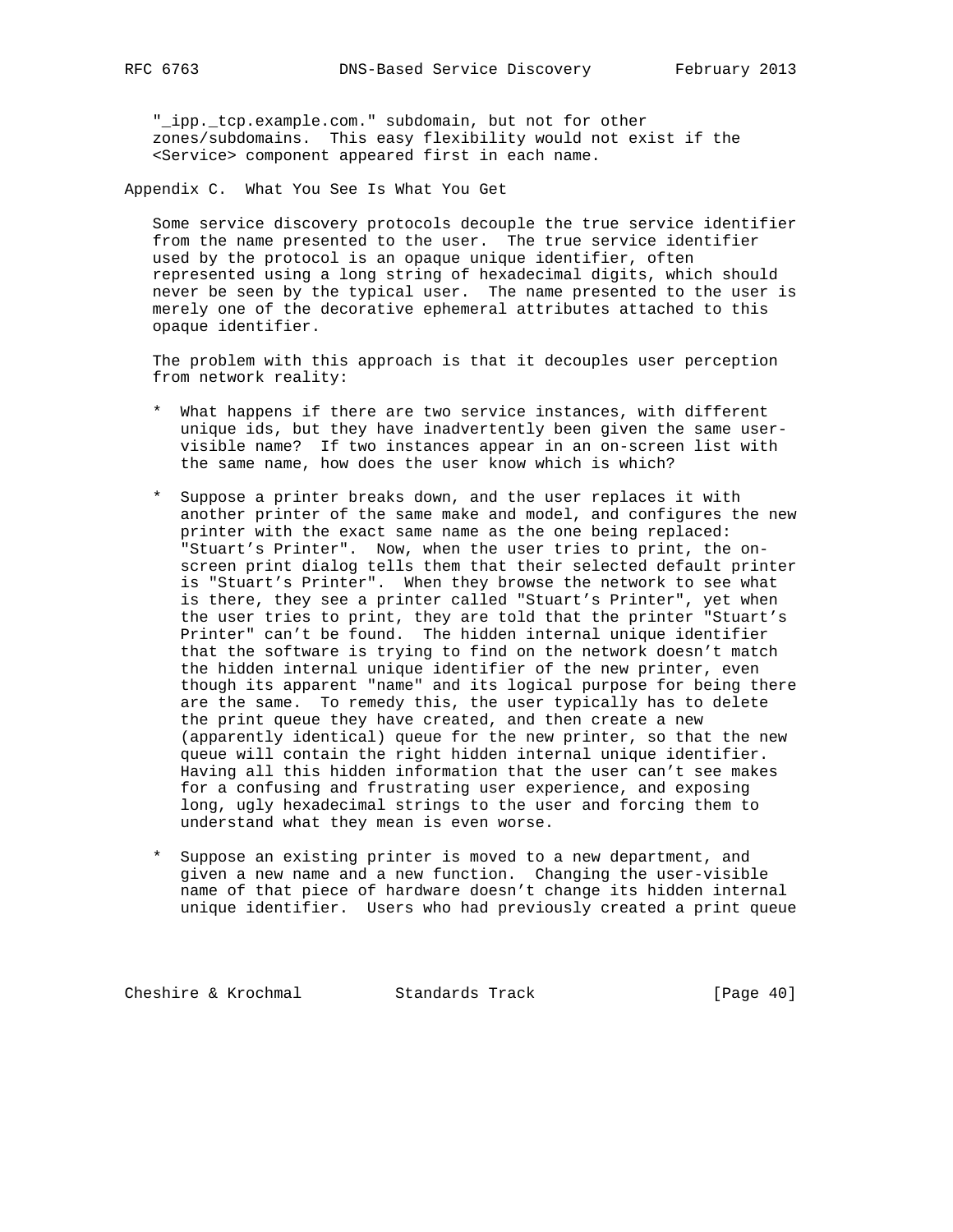"_ipp._tcp.example.com." subdomain, but not for other zones/subdomains. This easy flexibility would not exist if the <Service> component appeared first in each name.

## Appendix C. What You See Is What You Get

Some service discovery protocols decouple the true service identifier from the name presented to the user. The true service identifier used by the protocol is an opaque unique identifier, often represented using a long string of hexadecimal digits, which should never be seen by the typical user. The name presented to the user is merely one of the decorative ephemeral attributes attached to this opaque identifier.

The problem with this approach is that it decouples user perception from network reality:

* What happens if there are two service instances, with different unique ids, but they have inadvertently been given the same user-visible name? If two instances appear in an on-screen list with the same name, how does the user know which is which?

* Suppose a printer breaks down, and the user replaces it with another printer of the same make and model, and configures the new printer with the exact same name as the one being replaced: "Stuart's Printer". Now, when the user tries to print, the on-screen print dialog tells them that their selected default printer is "Stuart's Printer". When they browse the network to see what is there, they see a printer called "Stuart's Printer", yet when the user tries to print, they are told that the printer "Stuart's Printer" can't be found. The hidden internal unique identifier that the software is trying to find on the network doesn't match the hidden internal unique identifier of the new printer, even though its apparent "name" and its logical purpose for being there are the same. To remedy this, the user typically has to delete the print queue they have created, and then create a new (apparently identical) queue for the new printer, so that the new queue will contain the right hidden internal unique identifier. Having all this hidden information that the user can't see makes for a confusing and frustrating user experience, and exposing long, ugly hexadecimal strings to the user and forcing them to understand what they mean is even worse.

* Suppose an existing printer is moved to a new department, and given a new name and a new function. Changing the user-visible name of that piece of hardware doesn't change its hidden internal unique identifier. Users who had previously created a print queue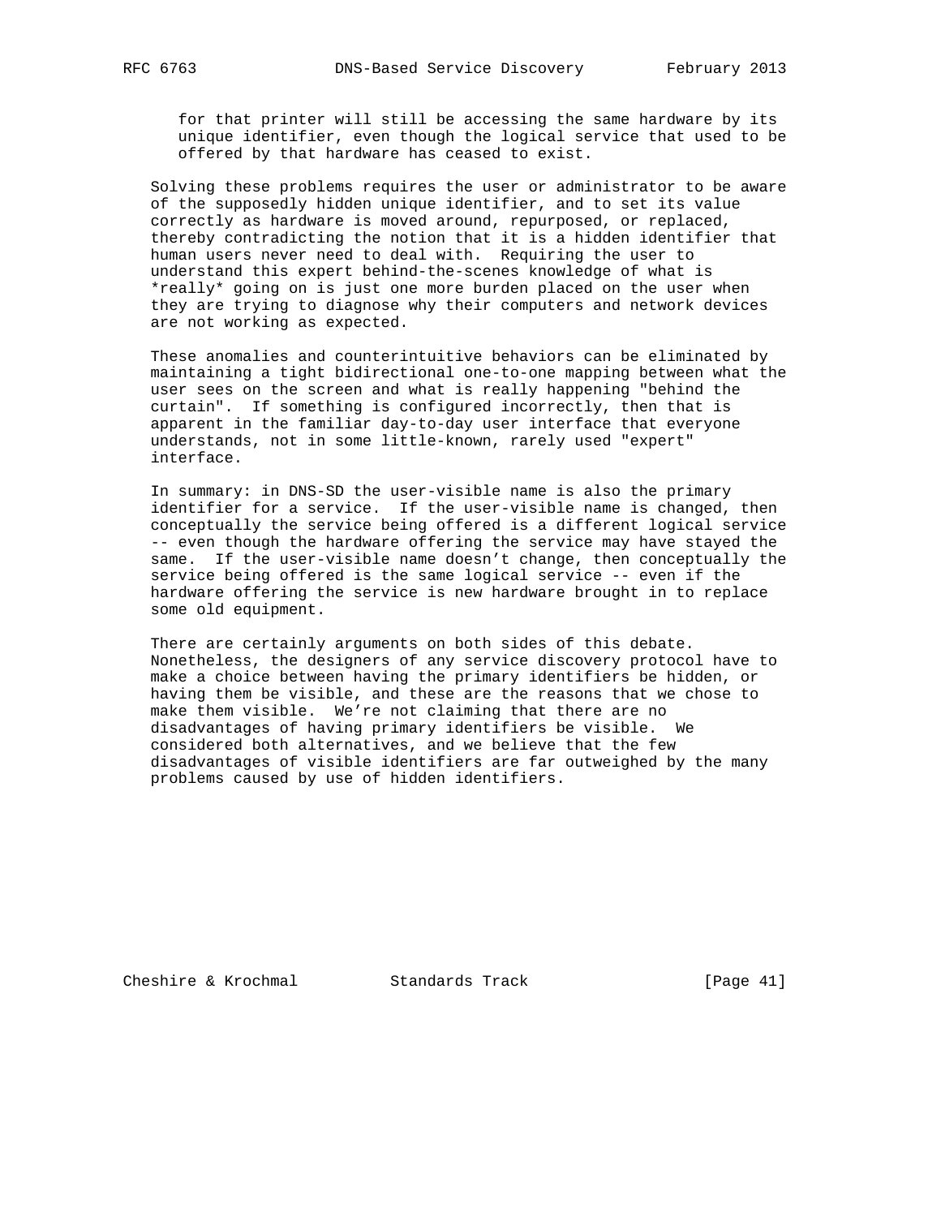for that printer will still be accessing the same hardware by its unique identifier, even though the logical service that used to be offered by that hardware has ceased to exist.

Solving these problems requires the user or administrator to be aware of the supposedly hidden unique identifier, and to set its value correctly as hardware is moved around, repurposed, or replaced, thereby contradicting the notion that it is a hidden identifier that human users never need to deal with. Requiring the user to understand this expert behind-the-scenes knowledge of what is *really* going on is just one more burden placed on the user when they are trying to diagnose why their computers and network devices are not working as expected.

These anomalies and counterintuitive behaviors can be eliminated by maintaining a tight bidirectional one-to-one mapping between what the user sees on the screen and what is really happening "behind the curtain". If something is configured incorrectly, then that is apparent in the familiar day-to-day user interface that everyone understands, not in some little-known, rarely used "expert" interface.

In summary: in DNS-SD the user-visible name is also the primary identifier for a service. If the user-visible name is changed, then conceptually the service being offered is a different logical service -- even though the hardware offering the service may have stayed the same. If the user-visible name doesn't change, then conceptually the service being offered is the same logical service -- even if the hardware offering the service is new hardware brought in to replace some old equipment.

There are certainly arguments on both sides of this debate. Nonetheless, the designers of any service discovery protocol have to make a choice between having the primary identifiers be hidden, or having them be visible, and these are the reasons that we chose to make them visible. We're not claiming that there are no disadvantages of having primary identifiers be visible. We considered both alternatives, and we believe that the few disadvantages of visible identifiers are far outweighed by the many problems caused by use of hidden identifiers.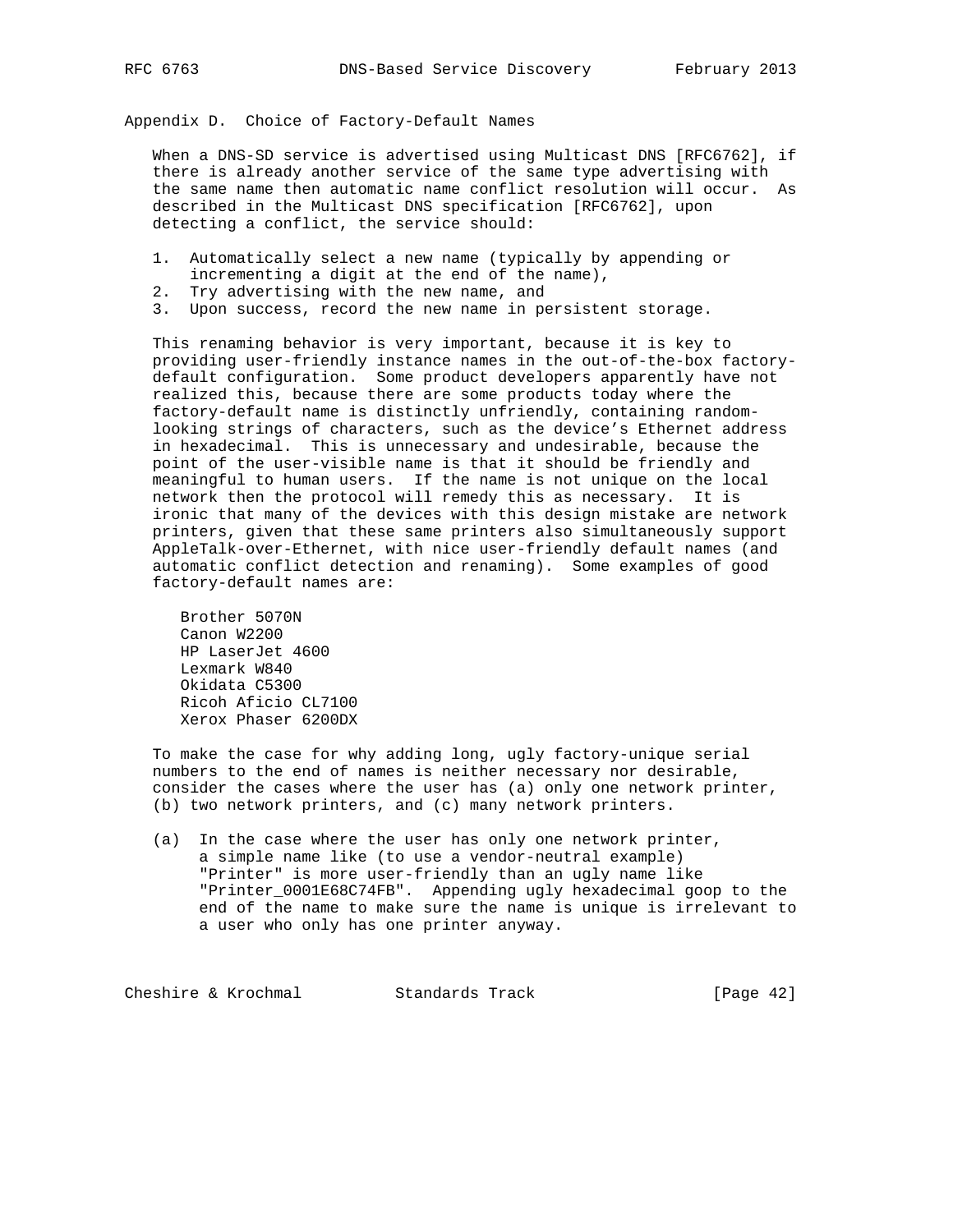## Appendix D. Choice of Factory-Default Names

When a DNS-SD service is advertised using Multicast DNS [RFC6762], if there is already another service of the same type advertising with the same name then automatic name conflict resolution will occur. As described in the Multicast DNS specification [RFC6762], upon detecting a conflict, the service should:

1. Automatically select a new name (typically by appending or incrementing a digit at the end of the name),
2. Try advertising with the new name, and
3. Upon success, record the new name in persistent storage.

This renaming behavior is very important, because it is key to providing user-friendly instance names in the out-of-the-box factory-default configuration. Some product developers apparently have not realized this, because there are some products today where the factory-default name is distinctly unfriendly, containing random-looking strings of characters, such as the device's Ethernet address in hexadecimal. This is unnecessary and undesirable, because the point of the user-visible name is that it should be friendly and meaningful to human users. If the name is not unique on the local network then the protocol will remedy this as necessary. It is ironic that many of the devices with this design mistake are network printers, given that these same printers also simultaneously support AppleTalk-over-Ethernet, with nice user-friendly default names (and automatic conflict detection and renaming). Some examples of good factory-default names are:

```
Brother 5070N
Canon W2200
HP LaserJet 4600
Lexmark W840
Okidata C5300
Ricoh Aficio CL7100
Xerox Phaser 6200DX
```

To make the case for why adding long, ugly factory-unique serial numbers to the end of names is neither necessary nor desirable, consider the cases where the user has (a) only one network printer, (b) two network printers, and (c) many network printers.

(a) In the case where the user has only one network printer, a simple name like (to use a vendor-neutral example) "Printer" is more user-friendly than an ugly name like "Printer_0001E68C74FB". Appending ugly hexadecimal goop to the end of the name to make sure the name is unique is irrelevant to a user who only has one printer anyway.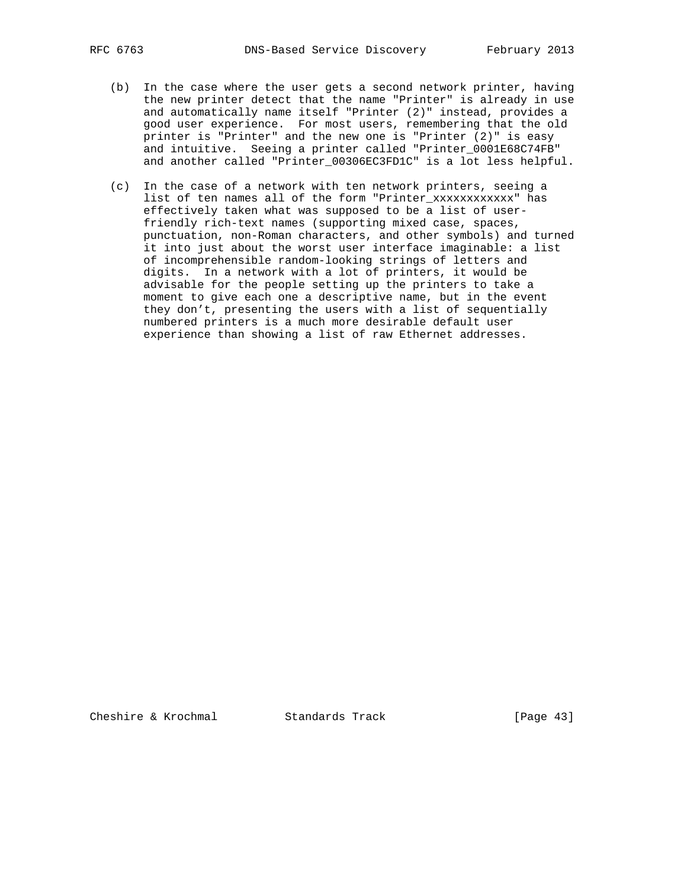(b) In the case where the user gets a second network printer, having the new printer detect that the name "Printer" is already in use and automatically name itself "Printer (2)" instead, provides a good user experience. For most users, remembering that the old printer is "Printer" and the new one is "Printer (2)" is easy and intuitive. Seeing a printer called "Printer_0001E68C74FB" and another called "Printer_00306EC3FD1C" is a lot less helpful.

(c) In the case of a network with ten network printers, seeing a list of ten names all of the form "Printer_xxxxxxxxxxxx" has effectively taken what was supposed to be a list of user-friendly rich-text names (supporting mixed case, spaces, punctuation, non-Roman characters, and other symbols) and turned it into just about the worst user interface imaginable: a list of incomprehensible random-looking strings of letters and digits. In a network with a lot of printers, it would be advisable for the people setting up the printers to take a moment to give each one a descriptive name, but in the event they don't, presenting the users with a list of sequentially numbered printers is a much more desirable default user experience than showing a list of raw Ethernet addresses.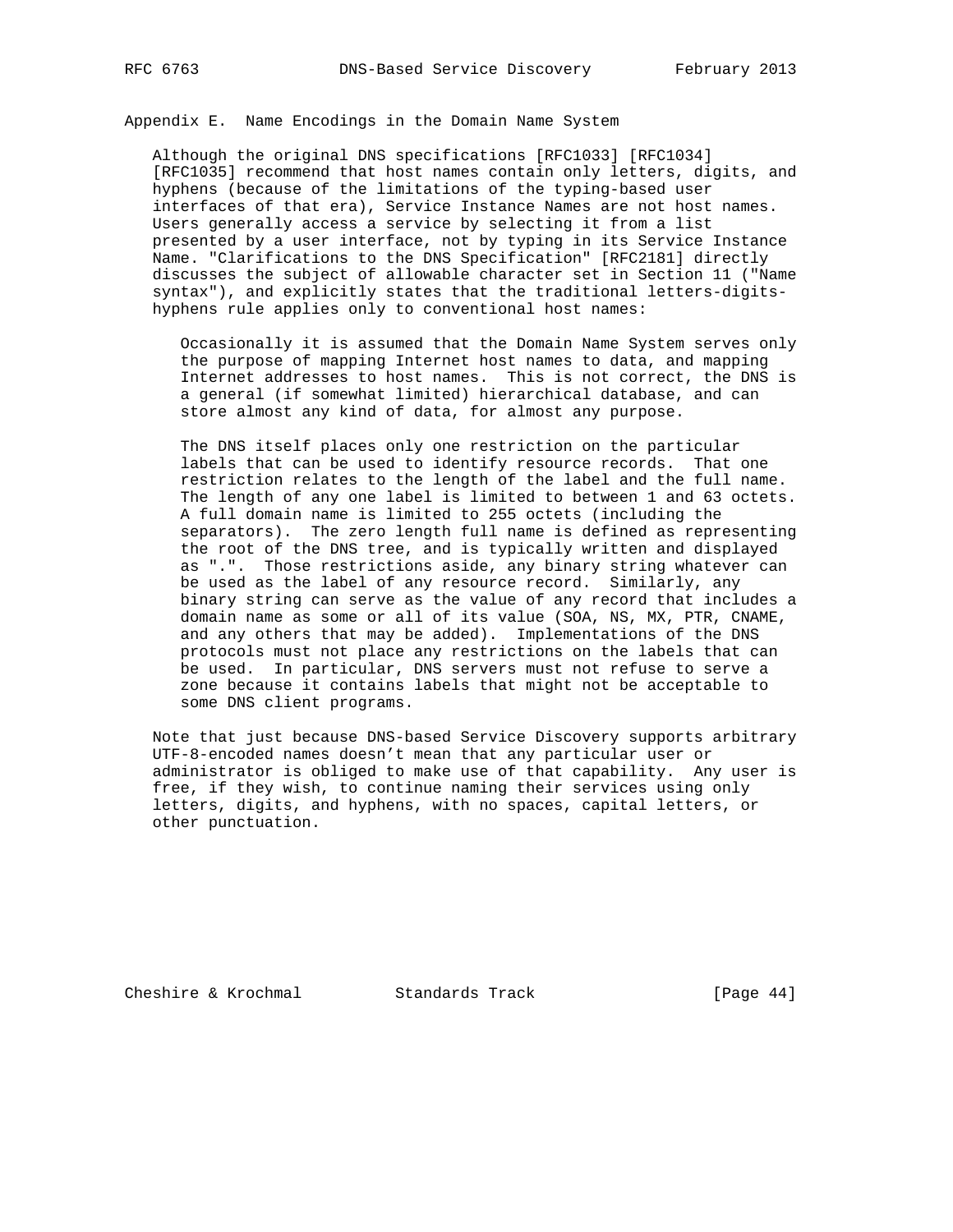## Appendix E. Name Encodings in the Domain Name System

Although the original DNS specifications [RFC1033] [RFC1034] [RFC1035] recommend that host names contain only letters, digits, and hyphens (because of the limitations of the typing-based user interfaces of that era), Service Instance Names are not host names. Users generally access a service by selecting it from a list presented by a user interface, not by typing in its Service Instance Name. "Clarifications to the DNS Specification" [RFC2181] directly discusses the subject of allowable character set in Section 11 ("Name syntax"), and explicitly states that the traditional letters-digits-hyphens rule applies only to conventional host names:

> Occasionally it is assumed that the Domain Name System serves only the purpose of mapping Internet host names to data, and mapping Internet addresses to host names. This is not correct, the DNS is a general (if somewhat limited) hierarchical database, and can store almost any kind of data, for almost any purpose.
>
> The DNS itself places only one restriction on the particular labels that can be used to identify resource records. That one restriction relates to the length of the label and the full name. The length of any one label is limited to between 1 and 63 octets. A full domain name is limited to 255 octets (including the separators). The zero length full name is defined as representing the root of the DNS tree, and is typically written and displayed as ".". Those restrictions aside, any binary string whatever can be used as the label of any resource record. Similarly, any binary string can serve as the value of any record that includes a domain name as some or all of its value (SOA, NS, MX, PTR, CNAME, and any others that may be added). Implementations of the DNS protocols must not place any restrictions on the labels that can be used. In particular, DNS servers must not refuse to serve a zone because it contains labels that might not be acceptable to some DNS client programs.

Note that just because DNS-based Service Discovery supports arbitrary UTF-8-encoded names doesn't mean that any particular user or administrator is obliged to make use of that capability. Any user is free, if they wish, to continue naming their services using only letters, digits, and hyphens, with no spaces, capital letters, or other punctuation.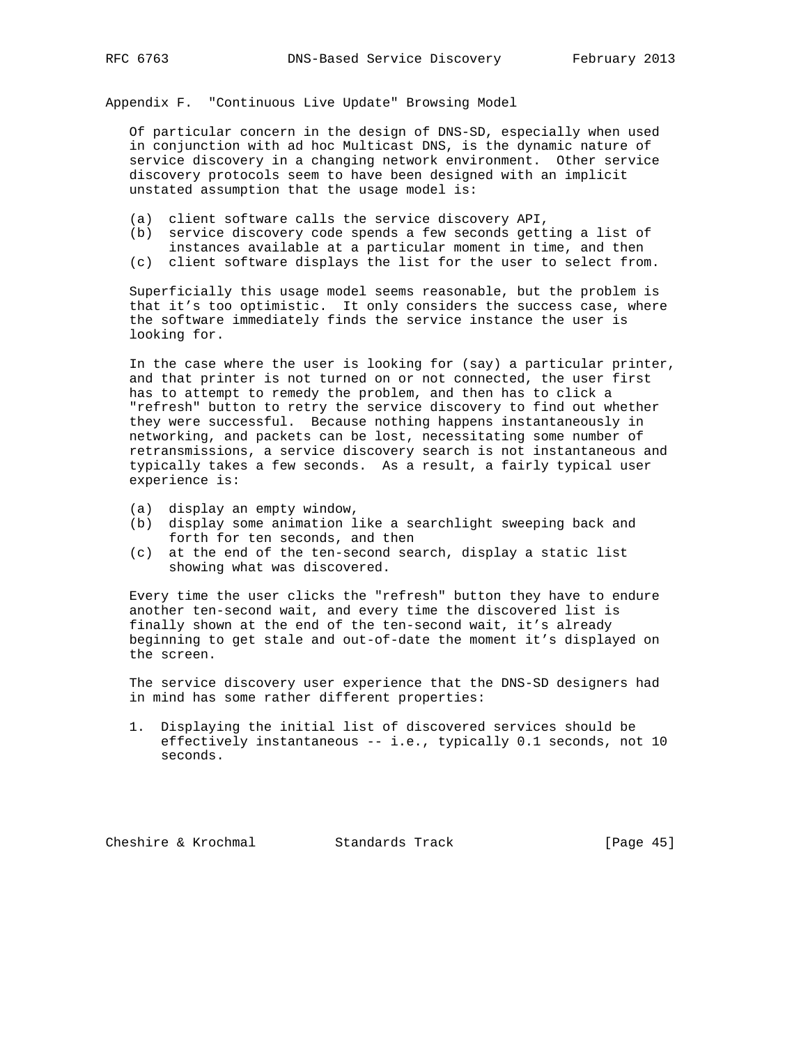## Appendix F. "Continuous Live Update" Browsing Model

Of particular concern in the design of DNS-SD, especially when used in conjunction with ad hoc Multicast DNS, is the dynamic nature of service discovery in a changing network environment. Other service discovery protocols seem to have been designed with an implicit unstated assumption that the usage model is:

(a) client software calls the service discovery API,
(b) service discovery code spends a few seconds getting a list of instances available at a particular moment in time, and then
(c) client software displays the list for the user to select from.

Superficially this usage model seems reasonable, but the problem is that it's too optimistic. It only considers the success case, where the software immediately finds the service instance the user is looking for.

In the case where the user is looking for (say) a particular printer, and that printer is not turned on or not connected, the user first has to attempt to remedy the problem, and then has to click a "refresh" button to retry the service discovery to find out whether they were successful. Because nothing happens instantaneously in networking, and packets can be lost, necessitating some number of retransmissions, a service discovery search is not instantaneous and typically takes a few seconds. As a result, a fairly typical user experience is:

(a) display an empty window,
(b) display some animation like a searchlight sweeping back and forth for ten seconds, and then
(c) at the end of the ten-second search, display a static list showing what was discovered.

Every time the user clicks the "refresh" button they have to endure another ten-second wait, and every time the discovered list is finally shown at the end of the ten-second wait, it's already beginning to get stale and out-of-date the moment it's displayed on the screen.

The service discovery user experience that the DNS-SD designers had in mind has some rather different properties:

1. Displaying the initial list of discovered services should be effectively instantaneous -- i.e., typically 0.1 seconds, not 10 seconds.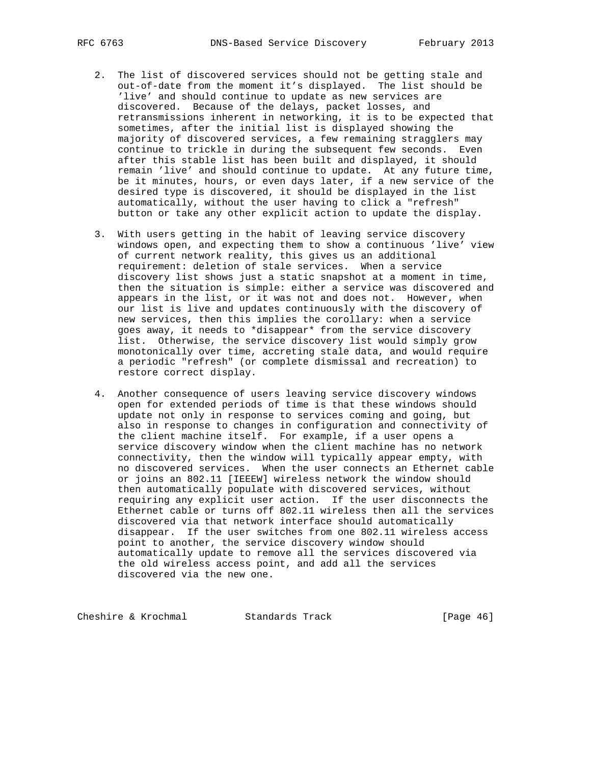2. The list of discovered services should not be getting stale and out-of-date from the moment it's displayed. The list should be 'live' and should continue to update as new services are discovered. Because of the delays, packet losses, and retransmissions inherent in networking, it is to be expected that sometimes, after the initial list is displayed showing the majority of discovered services, a few remaining stragglers may continue to trickle in during the subsequent few seconds. Even after this stable list has been built and displayed, it should remain 'live' and should continue to update. At any future time, be it minutes, hours, or even days later, if a new service of the desired type is discovered, it should be displayed in the list automatically, without the user having to click a "refresh" button or take any other explicit action to update the display.

3. With users getting in the habit of leaving service discovery windows open, and expecting them to show a continuous 'live' view of current network reality, this gives us an additional requirement: deletion of stale services. When a service discovery list shows just a static snapshot at a moment in time, then the situation is simple: either a service was discovered and appears in the list, or it was not and does not. However, when our list is live and updates continuously with the discovery of new services, then this implies the corollary: when a service goes away, it needs to *disappear* from the service discovery list. Otherwise, the service discovery list would simply grow monotonically over time, accreting stale data, and would require a periodic "refresh" (or complete dismissal and recreation) to restore correct display.

4. Another consequence of users leaving service discovery windows open for extended periods of time is that these windows should update not only in response to services coming and going, but also in response to changes in configuration and connectivity of the client machine itself. For example, if a user opens a service discovery window when the client machine has no network connectivity, then the window will typically appear empty, with no discovered services. When the user connects an Ethernet cable or joins an 802.11 [IEEEW] wireless network the window should then automatically populate with discovered services, without requiring any explicit user action. If the user disconnects the Ethernet cable or turns off 802.11 wireless then all the services discovered via that network interface should automatically disappear. If the user switches from one 802.11 wireless access point to another, the service discovery window should automatically update to remove all the services discovered via the old wireless access point, and add all the services discovered via the new one.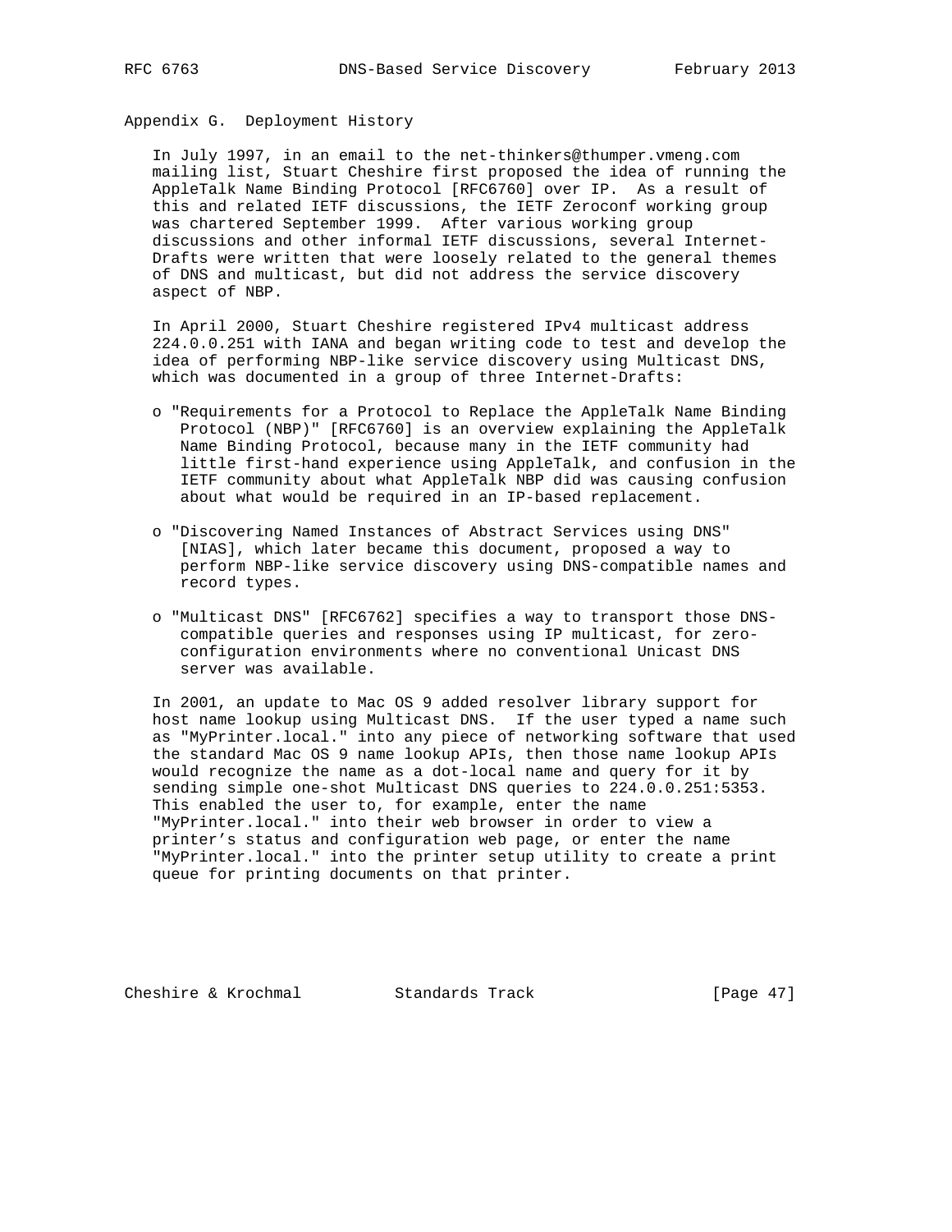## Appendix G. Deployment History

In July 1997, in an email to the net-thinkers@thumper.vmeng.com mailing list, Stuart Cheshire first proposed the idea of running the AppleTalk Name Binding Protocol [RFC6760] over IP. As a result of this and related IETF discussions, the IETF Zeroconf working group was chartered September 1999. After various working group discussions and other informal IETF discussions, several Internet-Drafts were written that were loosely related to the general themes of DNS and multicast, but did not address the service discovery aspect of NBP.

In April 2000, Stuart Cheshire registered IPv4 multicast address 224.0.0.251 with IANA and began writing code to test and develop the idea of performing NBP-like service discovery using Multicast DNS, which was documented in a group of three Internet-Drafts:

- "Requirements for a Protocol to Replace the AppleTalk Name Binding Protocol (NBP)" [RFC6760] is an overview explaining the AppleTalk Name Binding Protocol, because many in the IETF community had little first-hand experience using AppleTalk, and confusion in the IETF community about what AppleTalk NBP did was causing confusion about what would be required in an IP-based replacement.

- "Discovering Named Instances of Abstract Services using DNS" [NIAS], which later became this document, proposed a way to perform NBP-like service discovery using DNS-compatible names and record types.

- "Multicast DNS" [RFC6762] specifies a way to transport those DNS-compatible queries and responses using IP multicast, for zero-configuration environments where no conventional Unicast DNS server was available.

In 2001, an update to Mac OS 9 added resolver library support for host name lookup using Multicast DNS. If the user typed a name such as "MyPrinter.local." into any piece of networking software that used the standard Mac OS 9 name lookup APIs, then those name lookup APIs would recognize the name as a dot-local name and query for it by sending simple one-shot Multicast DNS queries to 224.0.0.251:5353. This enabled the user to, for example, enter the name "MyPrinter.local." into their web browser in order to view a printer's status and configuration web page, or enter the name "MyPrinter.local." into the printer setup utility to create a print queue for printing documents on that printer.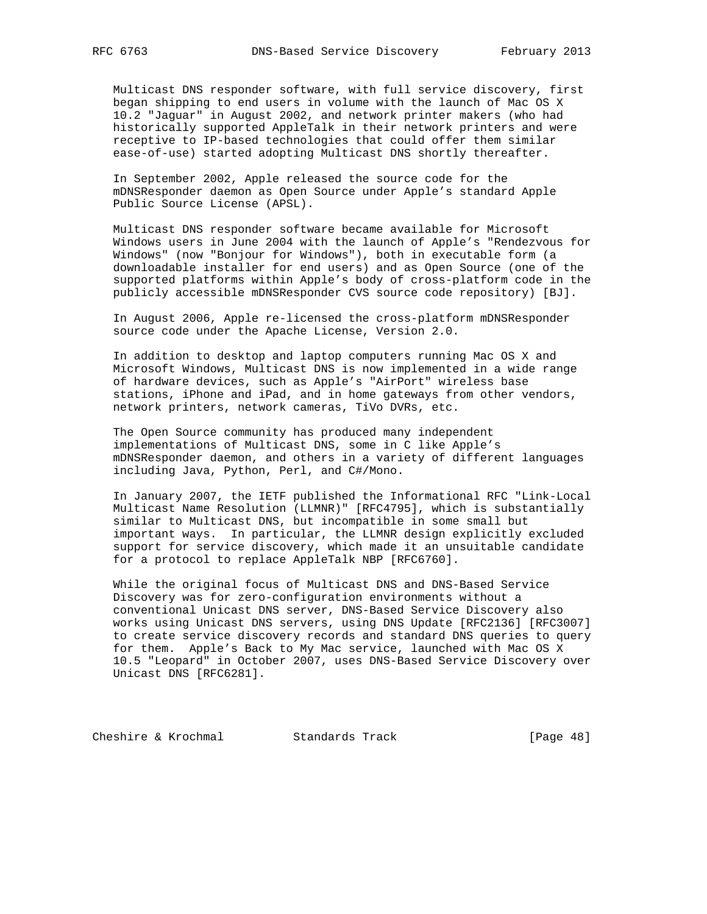Multicast DNS responder software, with full service discovery, first began shipping to end users in volume with the launch of Mac OS X 10.2 "Jaguar" in August 2002, and network printer makers (who had historically supported AppleTalk in their network printers and were receptive to IP-based technologies that could offer them similar ease-of-use) started adopting Multicast DNS shortly thereafter.

In September 2002, Apple released the source code for the mDNSResponder daemon as Open Source under Apple's standard Apple Public Source License (APSL).

Multicast DNS responder software became available for Microsoft Windows users in June 2004 with the launch of Apple's "Rendezvous for Windows" (now "Bonjour for Windows"), both in executable form (a downloadable installer for end users) and as Open Source (one of the supported platforms within Apple's body of cross-platform code in the publicly accessible mDNSResponder CVS source code repository) [BJ].

In August 2006, Apple re-licensed the cross-platform mDNSResponder source code under the Apache License, Version 2.0.

In addition to desktop and laptop computers running Mac OS X and Microsoft Windows, Multicast DNS is now implemented in a wide range of hardware devices, such as Apple's "AirPort" wireless base stations, iPhone and iPad, and in home gateways from other vendors, network printers, network cameras, TiVo DVRs, etc.

The Open Source community has produced many independent implementations of Multicast DNS, some in C like Apple's mDNSResponder daemon, and others in a variety of different languages including Java, Python, Perl, and C#/Mono.

In January 2007, the IETF published the Informational RFC "Link-Local Multicast Name Resolution (LLMNR)" [RFC4795], which is substantially similar to Multicast DNS, but incompatible in some small but important ways. In particular, the LLMNR design explicitly excluded support for service discovery, which made it an unsuitable candidate for a protocol to replace AppleTalk NBP [RFC6760].

While the original focus of Multicast DNS and DNS-Based Service Discovery was for zero-configuration environments without a conventional Unicast DNS server, DNS-Based Service Discovery also works using Unicast DNS servers, using DNS Update [RFC2136] [RFC3007] to create service discovery records and standard DNS queries to query for them. Apple's Back to My Mac service, launched with Mac OS X 10.5 "Leopard" in October 2007, uses DNS-Based Service Discovery over Unicast DNS [RFC6281].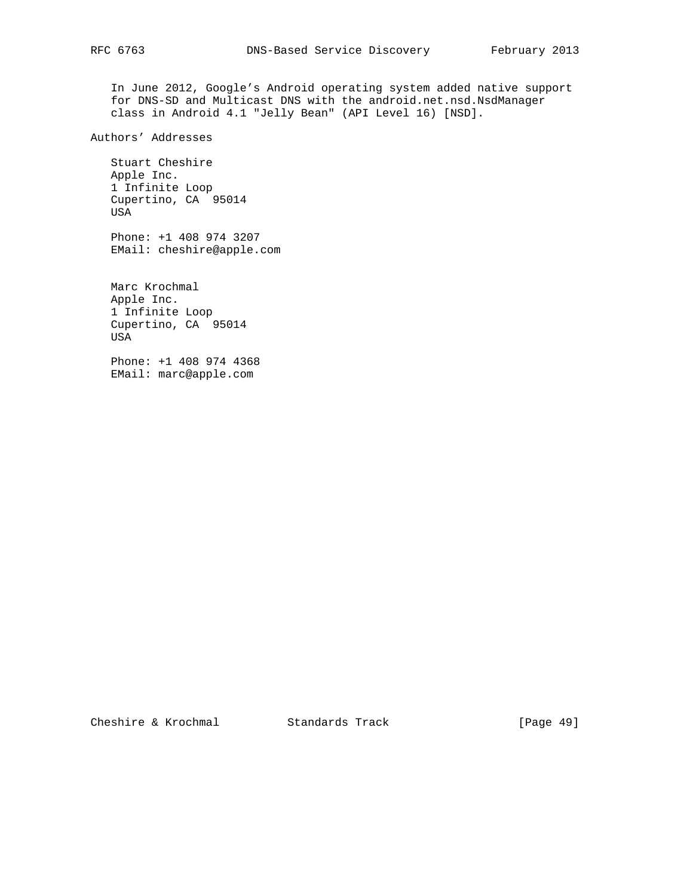In June 2012, Google's Android operating system added native support for DNS-SD and Multicast DNS with the android.net.nsd.NsdManager class in Android 4.1 "Jelly Bean" (API Level 16) [NSD].

## Authors' Addresses

Stuart Cheshire
Apple Inc.
1 Infinite Loop
Cupertino, CA  95014
USA

Phone: +1 408 974 3207
EMail: cheshire@apple.com

Marc Krochmal
Apple Inc.
1 Infinite Loop
Cupertino, CA  95014
USA

Phone: +1 408 974 4368
EMail: marc@apple.com